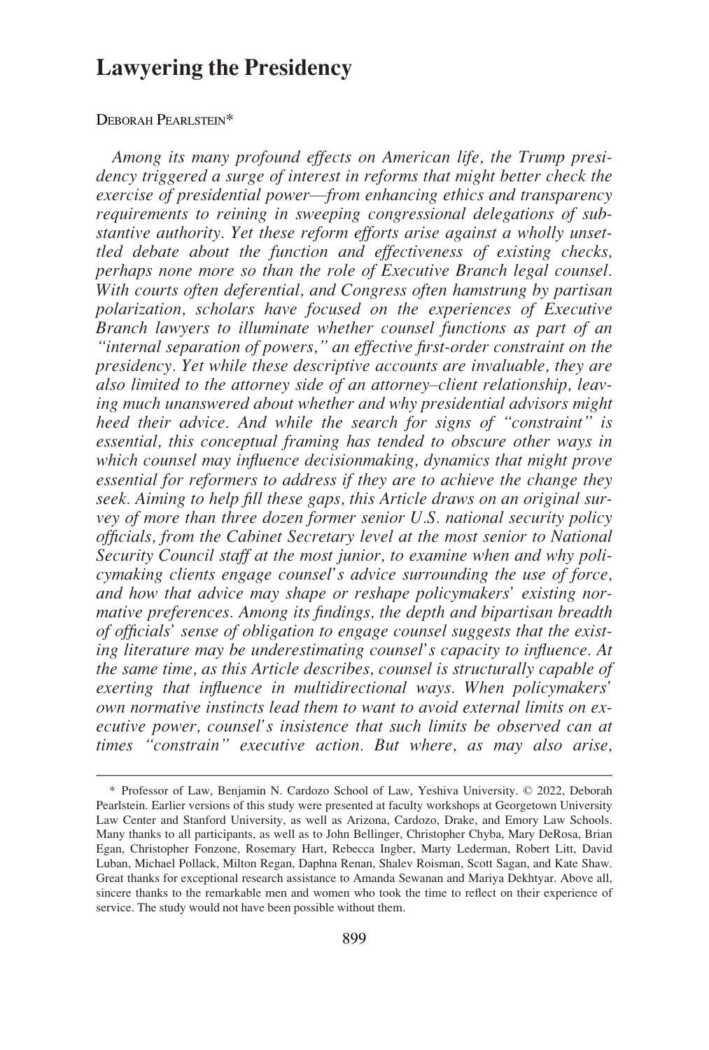# Lawyering the Presidency

Deborah Pearlstein*

*Among its many profound effects on American life, the Trump presidency triggered a surge of interest in reforms that might better check the exercise of presidential power—from enhancing ethics and transparency requirements to reining in sweeping congressional delegations of substantive authority. Yet these reform efforts arise against a wholly unsettled debate about the function and effectiveness of existing checks, perhaps none more so than the role of Executive Branch legal counsel. With courts often deferential, and Congress often hamstrung by partisan polarization, scholars have focused on the experiences of Executive Branch lawyers to illuminate whether counsel functions as part of an "internal separation of powers," an effective first-order constraint on the presidency. Yet while these descriptive accounts are invaluable, they are also limited to the attorney side of an attorney–client relationship, leaving much unanswered about whether and why presidential advisors might heed their advice. And while the search for signs of "constraint" is essential, this conceptual framing has tended to obscure other ways in which counsel may influence decisionmaking, dynamics that might prove essential for reformers to address if they are to achieve the change they seek. Aiming to help fill these gaps, this Article draws on an original survey of more than three dozen former senior U.S. national security policy officials, from the Cabinet Secretary level at the most senior to National Security Council staff at the most junior, to examine when and why policymaking clients engage counsel's advice surrounding the use of force, and how that advice may shape or reshape policymakers' existing normative preferences. Among its findings, the depth and bipartisan breadth of officials' sense of obligation to engage counsel suggests that the existing literature may be underestimating counsel's capacity to influence. At the same time, as this Article describes, counsel is structurally capable of exerting that influence in multidirectional ways. When policymakers' own normative instincts lead them to want to avoid external limits on executive power, counsel's insistence that such limits be observed can at times "constrain" executive action. But where, as may also arise,*

\* Professor of Law, Benjamin N. Cardozo School of Law, Yeshiva University. © 2022, Deborah Pearlstein. Earlier versions of this study were presented at faculty workshops at Georgetown University Law Center and Stanford University, as well as Arizona, Cardozo, Drake, and Emory Law Schools. Many thanks to all participants, as well as to John Bellinger, Christopher Chyba, Mary DeRosa, Brian Egan, Christopher Fonzone, Rosemary Hart, Rebecca Ingber, Marty Lederman, Robert Litt, David Luban, Michael Pollack, Milton Regan, Daphna Renan, Shalev Roisman, Scott Sagan, and Kate Shaw. Great thanks for exceptional research assistance to Amanda Sewanan and Mariya Dekhtyar. Above all, sincere thanks to the remarkable men and women who took the time to reflect on their experience of service. The study would not have been possible without them.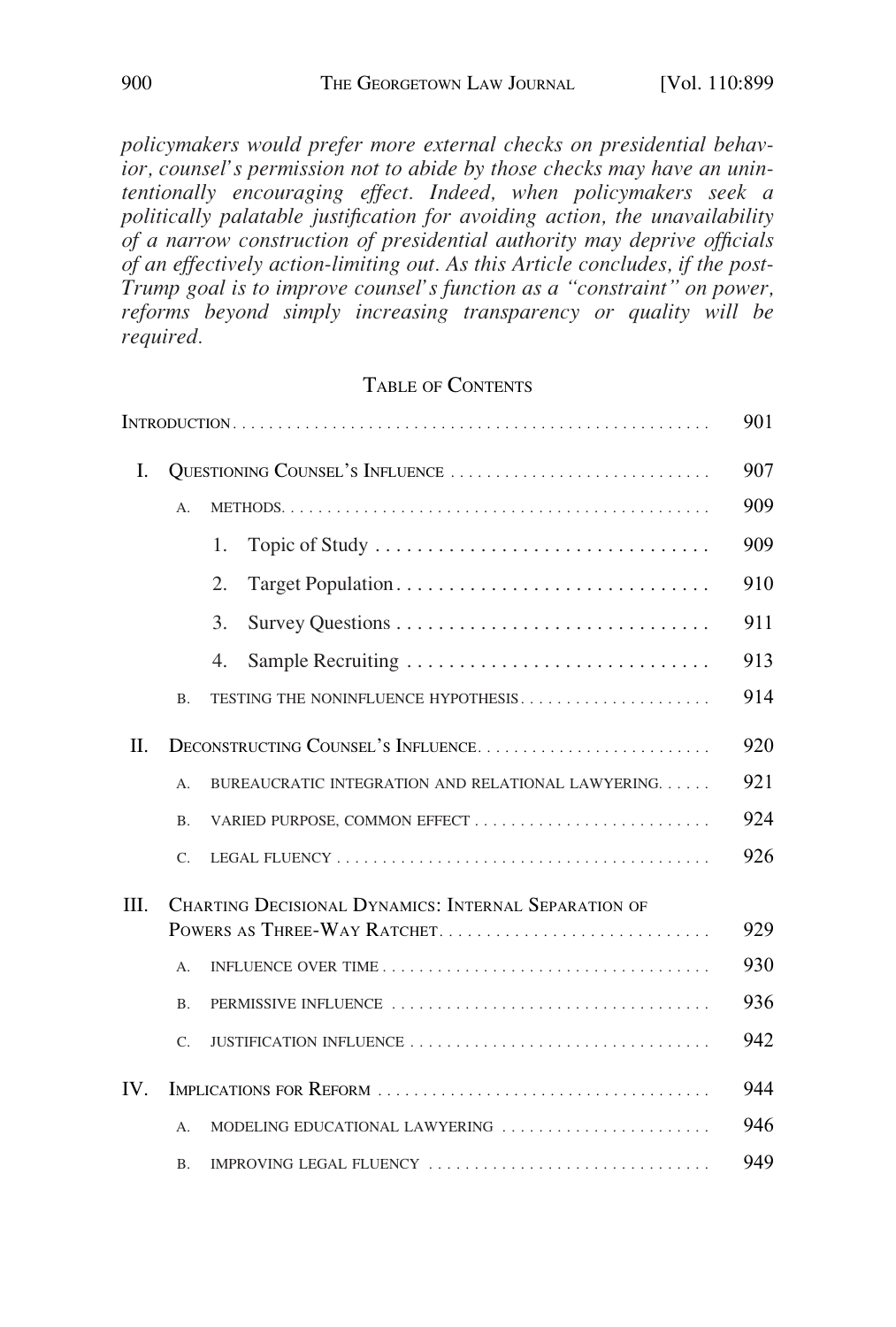*policymakers would prefer more external checks on presidential behavior, counsel's permission not to abide by those checks may have an unintentionally encouraging effect. Indeed, when policymakers seek a politically palatable justification for avoiding action, the unavailability of a narrow construction of presidential authority may deprive officials of an effectively action-limiting out. As this Article concludes, if the post-Trump goal is to improve counsel's function as a "constraint" on power, reforms beyond simply increasing transparency or quality will be required.*

## TABLE OF CONTENTS

| | | | |
|---|---|---|---|
| INTRODUCTION | | | 901 |
| I. | QUESTIONING COUNSEL'S INFLUENCE | | 907 |
| | A. | METHODS | 909 |
| | | 1. Topic of Study | 909 |
| | | 2. Target Population | 910 |
| | | 3. Survey Questions | 911 |
| | | 4. Sample Recruiting | 913 |
| | B. | TESTING THE NONINFLUENCE HYPOTHESIS | 914 |
| II. | DECONSTRUCTING COUNSEL'S INFLUENCE | | 920 |
| | A. | BUREAUCRATIC INTEGRATION AND RELATIONAL LAWYERING | 921 |
| | B. | VARIED PURPOSE, COMMON EFFECT | 924 |
| | C. | LEGAL FLUENCY | 926 |
| III. | CHARTING DECISIONAL DYNAMICS: INTERNAL SEPARATION OF POWERS AS THREE-WAY RATCHET | | 929 |
| | A. | INFLUENCE OVER TIME | 930 |
| | B. | PERMISSIVE INFLUENCE | 936 |
| | C. | JUSTIFICATION INFLUENCE | 942 |
| IV. | IMPLICATIONS FOR REFORM | | 944 |
| | A. | MODELING EDUCATIONAL LAWYERING | 946 |
| | B. | IMPROVING LEGAL FLUENCY | 949 |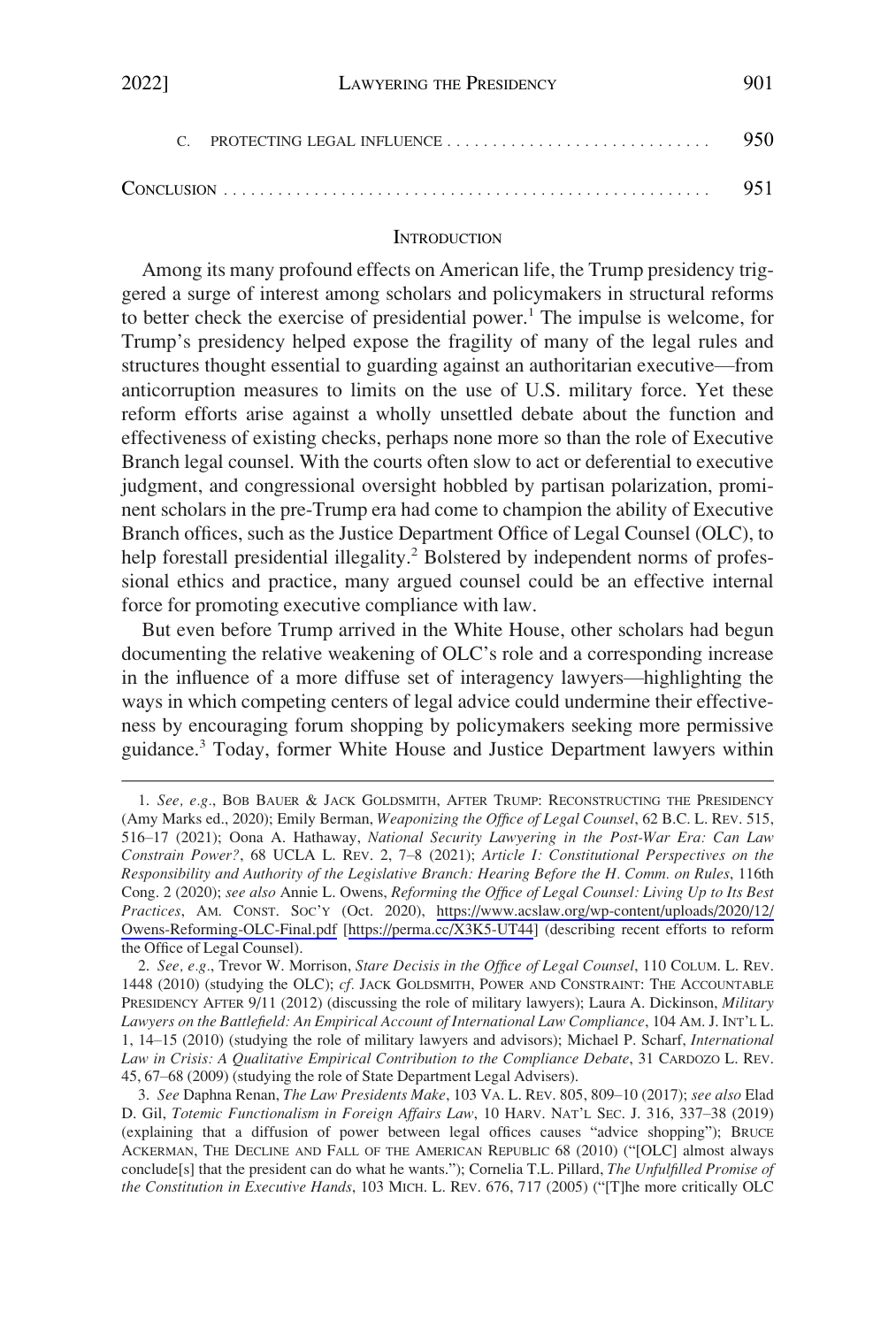C. PROTECTING LEGAL INFLUENCE . . . . . . . . . . . . . . . . . . . . . . . . . . . . . 950

CONCLUSION . . . . . . . . . . . . . . . . . . . . . . . . . . . . . . . . . . . . . . . . . . . . . . . . . . . . . 951

## INTRODUCTION

Among its many profound effects on American life, the Trump presidency triggered a surge of interest among scholars and policymakers in structural reforms to better check the exercise of presidential power.[1] The impulse is welcome, for Trump's presidency helped expose the fragility of many of the legal rules and structures thought essential to guarding against an authoritarian executive—from anticorruption measures to limits on the use of U.S. military force. Yet these reform efforts arise against a wholly unsettled debate about the function and effectiveness of existing checks, perhaps none more so than the role of Executive Branch legal counsel. With the courts often slow to act or deferential to executive judgment, and congressional oversight hobbled by partisan polarization, prominent scholars in the pre-Trump era had come to champion the ability of Executive Branch offices, such as the Justice Department Office of Legal Counsel (OLC), to help forestall presidential illegality.[2] Bolstered by independent norms of professional ethics and practice, many argued counsel could be an effective internal force for promoting executive compliance with law.

But even before Trump arrived in the White House, other scholars had begun documenting the relative weakening of OLC's role and a corresponding increase in the influence of a more diffuse set of interagency lawyers—highlighting the ways in which competing centers of legal advice could undermine their effectiveness by encouraging forum shopping by policymakers seeking more permissive guidance.[3] Today, former White House and Justice Department lawyers within

1. *See, e.g.*, BOB BAUER & JACK GOLDSMITH, AFTER TRUMP: RECONSTRUCTING THE PRESIDENCY (Amy Marks ed., 2020); Emily Berman, *Weaponizing the Office of Legal Counsel*, 62 B.C. L. REV. 515, 516–17 (2021); Oona A. Hathaway, *National Security Lawyering in the Post-War Era: Can Law Constrain Power?*, 68 UCLA L. REV. 2, 7–8 (2021); *Article I: Constitutional Perspectives on the Responsibility and Authority of the Legislative Branch: Hearing Before the H. Comm. on Rules*, 116th Cong. 2 (2020); *see also* Annie L. Owens, *Reforming the Office of Legal Counsel: Living Up to Its Best Practices*, AM. CONST. SOC'Y (Oct. 2020), https://www.acslaw.org/wp-content/uploads/2020/12/Owens-Reforming-OLC-Final.pdf [https://perma.cc/X3K5-UT44] (describing recent efforts to reform the Office of Legal Counsel).

2. *See, e.g.*, Trevor W. Morrison, *Stare Decisis in the Office of Legal Counsel*, 110 COLUM. L. REV. 1448 (2010) (studying the OLC); *cf.* JACK GOLDSMITH, POWER AND CONSTRAINT: THE ACCOUNTABLE PRESIDENCY AFTER 9/11 (2012) (discussing the role of military lawyers); Laura A. Dickinson, *Military Lawyers on the Battlefield: An Empirical Account of International Law Compliance*, 104 AM. J. INT'L L. 1, 14–15 (2010) (studying the role of military lawyers and advisors); Michael P. Scharf, *International Law in Crisis: A Qualitative Empirical Contribution to the Compliance Debate*, 31 CARDOZO L. REV. 45, 67–68 (2009) (studying the role of State Department Legal Advisers).

3. *See* Daphna Renan, *The Law Presidents Make*, 103 VA. L. REV. 805, 809–10 (2017); *see also* Elad D. Gil, *Totemic Functionalism in Foreign Affairs Law*, 10 HARV. NAT'L SEC. J. 316, 337–38 (2019) (explaining that a diffusion of power between legal offices causes "advice shopping"); BRUCE ACKERMAN, THE DECLINE AND FALL OF THE AMERICAN REPUBLIC 68 (2010) ("[OLC] almost always conclude[s] that the president can do what he wants."); Cornelia T.L. Pillard, *The Unfulfilled Promise of the Constitution in Executive Hands*, 103 MICH. L. REV. 676, 717 (2005) ("[T]he more critically OLC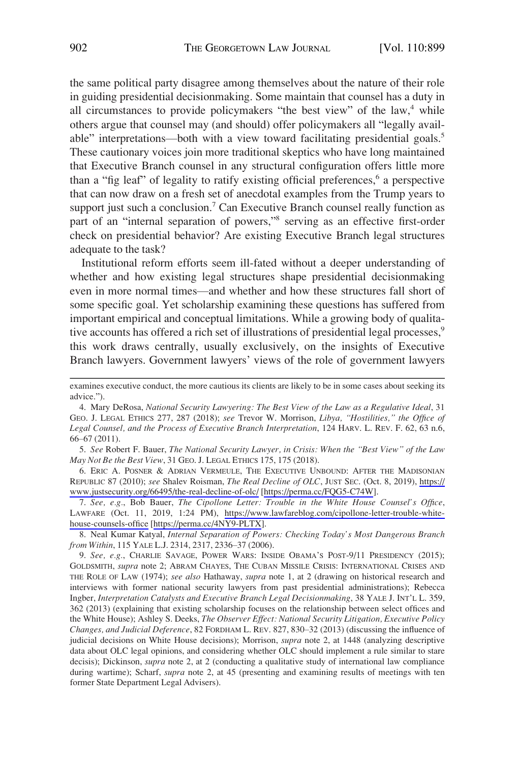the same political party disagree among themselves about the nature of their role in guiding presidential decisionmaking. Some maintain that counsel has a duty in all circumstances to provide policymakers "the best view" of the law,[4] while others argue that counsel may (and should) offer policymakers all "legally available" interpretations—both with a view toward facilitating presidential goals.[5] These cautionary voices join more traditional skeptics who have long maintained that Executive Branch counsel in any structural configuration offers little more than a "fig leaf" of legality to ratify existing official preferences,[6] a perspective that can now draw on a fresh set of anecdotal examples from the Trump years to support just such a conclusion.[7] Can Executive Branch counsel really function as part of an "internal separation of powers,"[8] serving as an effective first-order check on presidential behavior? Are existing Executive Branch legal structures adequate to the task?

Institutional reform efforts seem ill-fated without a deeper understanding of whether and how existing legal structures shape presidential decisionmaking even in more normal times—and whether and how these structures fall short of some specific goal. Yet scholarship examining these questions has suffered from important empirical and conceptual limitations. While a growing body of qualitative accounts has offered a rich set of illustrations of presidential legal processes,[9] this work draws centrally, usually exclusively, on the insights of Executive Branch lawyers. Government lawyers' views of the role of government lawyers

---

examines executive conduct, the more cautious its clients are likely to be in some cases about seeking its advice.").

4. Mary DeRosa, *National Security Lawyering: The Best View of the Law as a Regulative Ideal*, 31 GEO. J. LEGAL ETHICS 277, 287 (2018); *see* Trevor W. Morrison, *Libya, "Hostilities," the Office of Legal Counsel, and the Process of Executive Branch Interpretation*, 124 HARV. L. REV. F. 62, 63 n.6, 66–67 (2011).

5. *See* Robert F. Bauer, *The National Security Lawyer, in Crisis: When the "Best View" of the Law May Not Be the Best View*, 31 GEO. J. LEGAL ETHICS 175, 175 (2018).

6. ERIC A. POSNER & ADRIAN VERMEULE, THE EXECUTIVE UNBOUND: AFTER THE MADISONIAN REPUBLIC 87 (2010); *see* Shalev Roisman, *The Real Decline of OLC*, JUST SEC. (Oct. 8, 2019), https://www.justsecurity.org/66495/the-real-decline-of-olc/ [https://perma.cc/FQG5-C74W].

7. *See, e.g.*, Bob Bauer, *The Cipollone Letter: Trouble in the White House Counsel's Office*, LAWFARE (Oct. 11, 2019, 1:24 PM), https://www.lawfareblog.com/cipollone-letter-trouble-white-house-counsels-office [https://perma.cc/4NY9-PLTX].

8. Neal Kumar Katyal, *Internal Separation of Powers: Checking Today's Most Dangerous Branch from Within*, 115 YALE L.J. 2314, 2317, 2336–37 (2006).

9. *See, e.g.*, CHARLIE SAVAGE, POWER WARS: INSIDE OBAMA'S POST-9/11 PRESIDENCY (2015); GOLDSMITH, *supra* note 2; ABRAM CHAYES, THE CUBAN MISSILE CRISIS: INTERNATIONAL CRISES AND THE ROLE OF LAW (1974); *see also* Hathaway, *supra* note 1, at 2 (drawing on historical research and interviews with former national security lawyers from past presidential administrations); Rebecca Ingber, *Interpretation Catalysts and Executive Branch Legal Decisionmaking*, 38 YALE J. INT'L L. 359, 362 (2013) (explaining that existing scholarship focuses on the relationship between select offices and the White House); Ashley S. Deeks, *The Observer Effect: National Security Litigation, Executive Policy Changes, and Judicial Deference*, 82 FORDHAM L. REV. 827, 830–32 (2013) (discussing the influence of judicial decisions on White House decisions); Morrison, *supra* note 2, at 1448 (analyzing descriptive data about OLC legal opinions, and considering whether OLC should implement a rule similar to stare decisis); Dickinson, *supra* note 2, at 2 (conducting a qualitative study of international law compliance during wartime); Scharf, *supra* note 2, at 45 (presenting and examining results of meetings with ten former State Department Legal Advisers).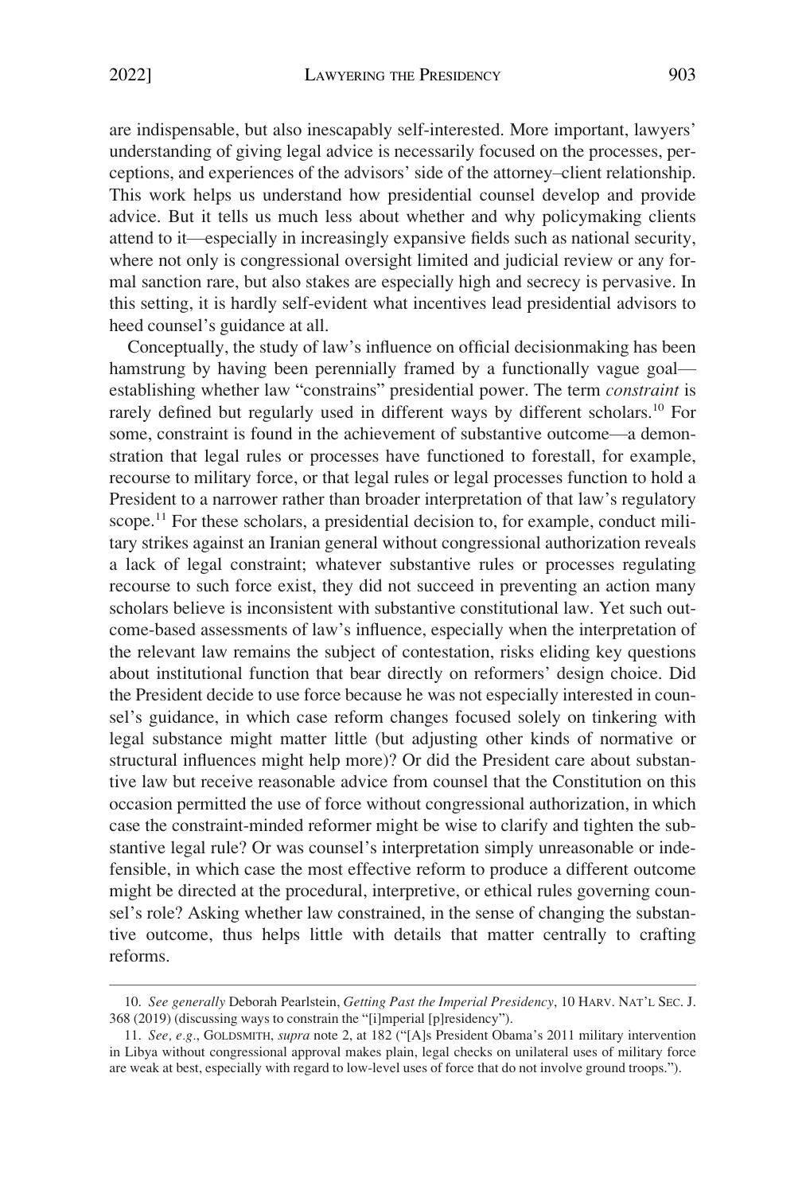are indispensable, but also inescapably self-interested. More important, lawyers' understanding of giving legal advice is necessarily focused on the processes, perceptions, and experiences of the advisors' side of the attorney–client relationship. This work helps us understand how presidential counsel develop and provide advice. But it tells us much less about whether and why policymaking clients attend to it—especially in increasingly expansive fields such as national security, where not only is congressional oversight limited and judicial review or any formal sanction rare, but also stakes are especially high and secrecy is pervasive. In this setting, it is hardly self-evident what incentives lead presidential advisors to heed counsel's guidance at all.

Conceptually, the study of law's influence on official decisionmaking has been hamstrung by having been perennially framed by a functionally vague goal—establishing whether law "constrains" presidential power. The term *constraint* is rarely defined but regularly used in different ways by different scholars.[10] For some, constraint is found in the achievement of substantive outcome—a demonstration that legal rules or processes have functioned to forestall, for example, recourse to military force, or that legal rules or legal processes function to hold a President to a narrower rather than broader interpretation of that law's regulatory scope.[11] For these scholars, a presidential decision to, for example, conduct military strikes against an Iranian general without congressional authorization reveals a lack of legal constraint; whatever substantive rules or processes regulating recourse to such force exist, they did not succeed in preventing an action many scholars believe is inconsistent with substantive constitutional law. Yet such outcome-based assessments of law's influence, especially when the interpretation of the relevant law remains the subject of contestation, risks eliding key questions about institutional function that bear directly on reformers' design choice. Did the President decide to use force because he was not especially interested in counsel's guidance, in which case reform changes focused solely on tinkering with legal substance might matter little (but adjusting other kinds of normative or structural influences might help more)? Or did the President care about substantive law but receive reasonable advice from counsel that the Constitution on this occasion permitted the use of force without congressional authorization, in which case the constraint-minded reformer might be wise to clarify and tighten the substantive legal rule? Or was counsel's interpretation simply unreasonable or indefensible, in which case the most effective reform to produce a different outcome might be directed at the procedural, interpretive, or ethical rules governing counsel's role? Asking whether law constrained, in the sense of changing the substantive outcome, thus helps little with details that matter centrally to crafting reforms.

---

10. *See generally* Deborah Pearlstein, *Getting Past the Imperial Presidency*, 10 HARV. NAT'L SEC. J. 368 (2019) (discussing ways to constrain the "[i]mperial [p]residency").

11. *See, e.g.*, GOLDSMITH, *supra* note 2, at 182 ("[A]s President Obama's 2011 military intervention in Libya without congressional approval makes plain, legal checks on unilateral uses of military force are weak at best, especially with regard to low-level uses of force that do not involve ground troops.").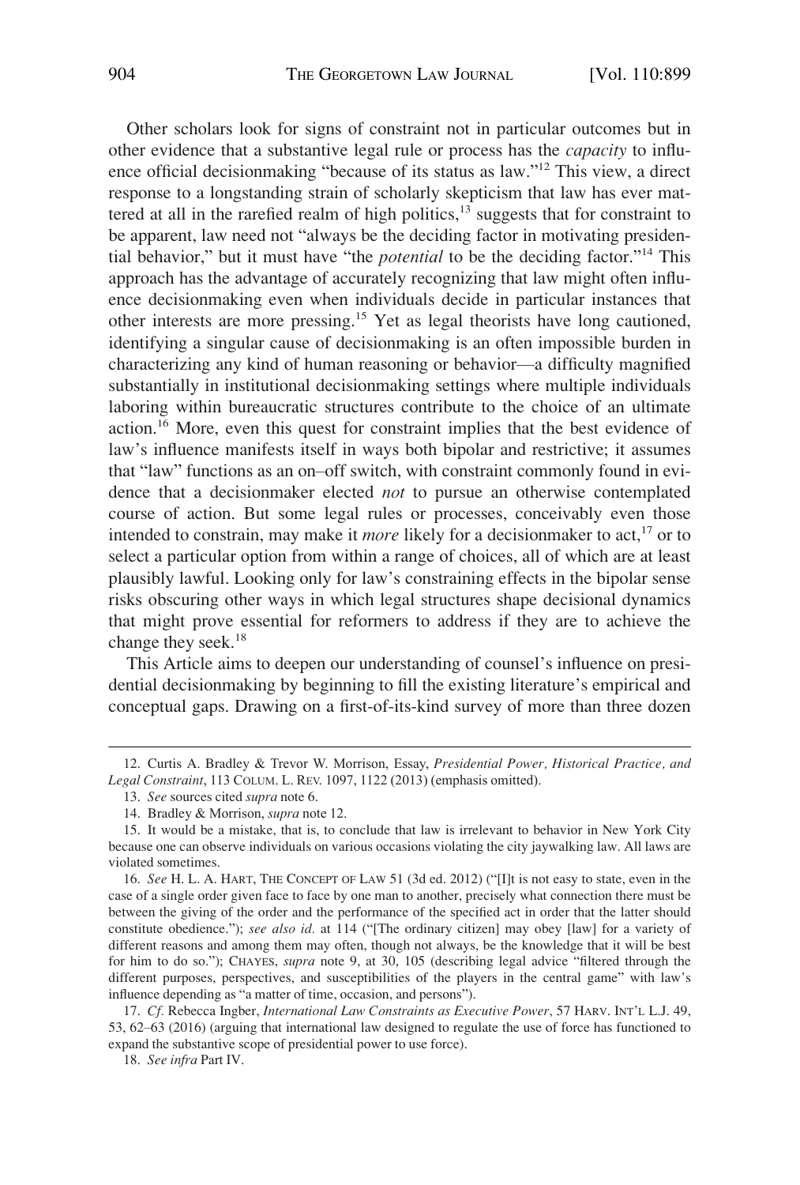Other scholars look for signs of constraint not in particular outcomes but in other evidence that a substantive legal rule or process has the *capacity* to influence official decisionmaking "because of its status as law."[12] This view, a direct response to a longstanding strain of scholarly skepticism that law has ever mattered at all in the rarefied realm of high politics,[13] suggests that for constraint to be apparent, law need not "always be the deciding factor in motivating presidential behavior," but it must have "the *potential* to be the deciding factor."[14] This approach has the advantage of accurately recognizing that law might often influence decisionmaking even when individuals decide in particular instances that other interests are more pressing.[15] Yet as legal theorists have long cautioned, identifying a singular cause of decisionmaking is an often impossible burden in characterizing any kind of human reasoning or behavior—a difficulty magnified substantially in institutional decisionmaking settings where multiple individuals laboring within bureaucratic structures contribute to the choice of an ultimate action.[16] More, even this quest for constraint implies that the best evidence of law's influence manifests itself in ways both bipolar and restrictive; it assumes that "law" functions as an on–off switch, with constraint commonly found in evidence that a decisionmaker elected *not* to pursue an otherwise contemplated course of action. But some legal rules or processes, conceivably even those intended to constrain, may make it *more* likely for a decisionmaker to act,[17] or to select a particular option from within a range of choices, all of which are at least plausibly lawful. Looking only for law's constraining effects in the bipolar sense risks obscuring other ways in which legal structures shape decisional dynamics that might prove essential for reformers to address if they are to achieve the change they seek.[18]

This Article aims to deepen our understanding of counsel's influence on presidential decisionmaking by beginning to fill the existing literature's empirical and conceptual gaps. Drawing on a first-of-its-kind survey of more than three dozen

12. Curtis A. Bradley & Trevor W. Morrison, Essay, *Presidential Power, Historical Practice, and Legal Constraint*, 113 COLUM. L. REV. 1097, 1122 (2013) (emphasis omitted).

13. *See* sources cited *supra* note 6.

14. Bradley & Morrison, *supra* note 12.

15. It would be a mistake, that is, to conclude that law is irrelevant to behavior in New York City because one can observe individuals on various occasions violating the city jaywalking law. All laws are violated sometimes.

16. *See* H. L. A. HART, THE CONCEPT OF LAW 51 (3d ed. 2012) ("[I]t is not easy to state, even in the case of a single order given face to face by one man to another, precisely what connection there must be between the giving of the order and the performance of the specified act in order that the latter should constitute obedience."); *see also id.* at 114 ("[The ordinary citizen] may obey [law] for a variety of different reasons and among them may often, though not always, be the knowledge that it will be best for him to do so."); CHAYES, *supra* note 9, at 30, 105 (describing legal advice "filtered through the different purposes, perspectives, and susceptibilities of the players in the central game" with law's influence depending as "a matter of time, occasion, and persons").

17. *Cf.* Rebecca Ingber, *International Law Constraints as Executive Power*, 57 HARV. INT'L L.J. 49, 53, 62–63 (2016) (arguing that international law designed to regulate the use of force has functioned to expand the substantive scope of presidential power to use force).

18. *See infra* Part IV.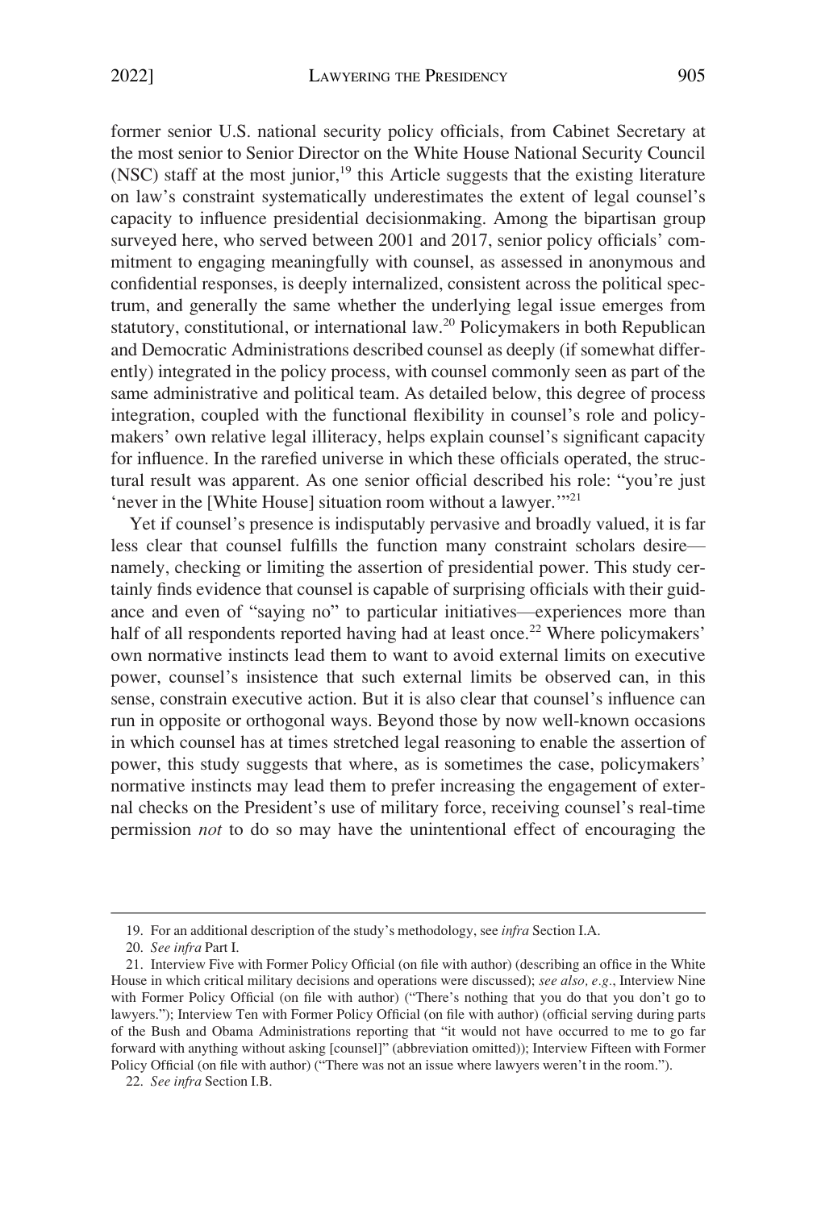former senior U.S. national security policy officials, from Cabinet Secretary at the most senior to Senior Director on the White House National Security Council (NSC) staff at the most junior,[19] this Article suggests that the existing literature on law's constraint systematically underestimates the extent of legal counsel's capacity to influence presidential decisionmaking. Among the bipartisan group surveyed here, who served between 2001 and 2017, senior policy officials' commitment to engaging meaningfully with counsel, as assessed in anonymous and confidential responses, is deeply internalized, consistent across the political spectrum, and generally the same whether the underlying legal issue emerges from statutory, constitutional, or international law.[20] Policymakers in both Republican and Democratic Administrations described counsel as deeply (if somewhat differently) integrated in the policy process, with counsel commonly seen as part of the same administrative and political team. As detailed below, this degree of process integration, coupled with the functional flexibility in counsel's role and policymakers' own relative legal illiteracy, helps explain counsel's significant capacity for influence. In the rarefied universe in which these officials operated, the structural result was apparent. As one senior official described his role: "you're just 'never in the [White House] situation room without a lawyer.'"[21]

Yet if counsel's presence is indisputably pervasive and broadly valued, it is far less clear that counsel fulfills the function many constraint scholars desire—namely, checking or limiting the assertion of presidential power. This study certainly finds evidence that counsel is capable of surprising officials with their guidance and even of "saying no" to particular initiatives—experiences more than half of all respondents reported having had at least once.[22] Where policymakers' own normative instincts lead them to want to avoid external limits on executive power, counsel's insistence that such external limits be observed can, in this sense, constrain executive action. But it is also clear that counsel's influence can run in opposite or orthogonal ways. Beyond those by now well-known occasions in which counsel has at times stretched legal reasoning to enable the assertion of power, this study suggests that where, as is sometimes the case, policymakers' normative instincts may lead them to prefer increasing the engagement of external checks on the President's use of military force, receiving counsel's real-time permission *not* to do so may have the unintentional effect of encouraging the

---

19. For an additional description of the study's methodology, see *infra* Section I.A.

20. *See infra* Part I.

21. Interview Five with Former Policy Official (on file with author) (describing an office in the White House in which critical military decisions and operations were discussed); *see also, e.g.*, Interview Nine with Former Policy Official (on file with author) ("There's nothing that you do that you don't go to lawyers."); Interview Ten with Former Policy Official (on file with author) (official serving during parts of the Bush and Obama Administrations reporting that "it would not have occurred to me to go far forward with anything without asking [counsel]" (abbreviation omitted)); Interview Fifteen with Former Policy Official (on file with author) ("There was not an issue where lawyers weren't in the room.").

22. *See infra* Section I.B.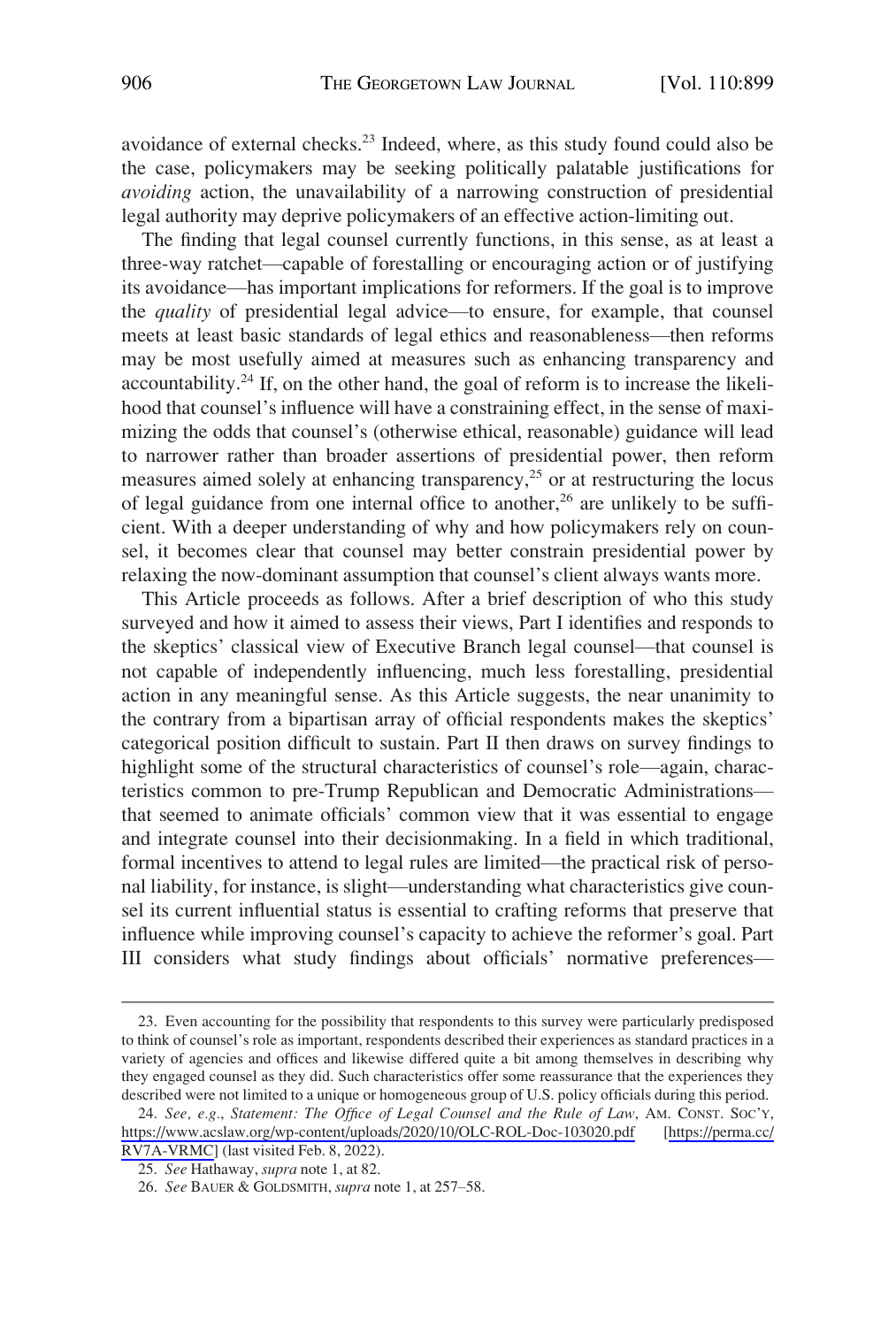avoidance of external checks.[23] Indeed, where, as this study found could also be the case, policymakers may be seeking politically palatable justifications for *avoiding* action, the unavailability of a narrowing construction of presidential legal authority may deprive policymakers of an effective action-limiting out.

The finding that legal counsel currently functions, in this sense, as at least a three-way ratchet—capable of forestalling or encouraging action or of justifying its avoidance—has important implications for reformers. If the goal is to improve the *quality* of presidential legal advice—to ensure, for example, that counsel meets at least basic standards of legal ethics and reasonableness—then reforms may be most usefully aimed at measures such as enhancing transparency and accountability.[24] If, on the other hand, the goal of reform is to increase the likelihood that counsel's influence will have a constraining effect, in the sense of maximizing the odds that counsel's (otherwise ethical, reasonable) guidance will lead to narrower rather than broader assertions of presidential power, then reform measures aimed solely at enhancing transparency,[25] or at restructuring the locus of legal guidance from one internal office to another,[26] are unlikely to be sufficient. With a deeper understanding of why and how policymakers rely on counsel, it becomes clear that counsel may better constrain presidential power by relaxing the now-dominant assumption that counsel's client always wants more.

This Article proceeds as follows. After a brief description of who this study surveyed and how it aimed to assess their views, Part I identifies and responds to the skeptics' classical view of Executive Branch legal counsel—that counsel is not capable of independently influencing, much less forestalling, presidential action in any meaningful sense. As this Article suggests, the near unanimity to the contrary from a bipartisan array of official respondents makes the skeptics' categorical position difficult to sustain. Part II then draws on survey findings to highlight some of the structural characteristics of counsel's role—again, characteristics common to pre-Trump Republican and Democratic Administrations—that seemed to animate officials' common view that it was essential to engage and integrate counsel into their decisionmaking. In a field in which traditional, formal incentives to attend to legal rules are limited—the practical risk of personal liability, for instance, is slight—understanding what characteristics give counsel its current influential status is essential to crafting reforms that preserve that influence while improving counsel's capacity to achieve the reformer's goal. Part III considers what study findings about officials' normative preferences—

---

23. Even accounting for the possibility that respondents to this survey were particularly predisposed to think of counsel's role as important, respondents described their experiences as standard practices in a variety of agencies and offices and likewise differed quite a bit among themselves in describing why they engaged counsel as they did. Such characteristics offer some reassurance that the experiences they described were not limited to a unique or homogeneous group of U.S. policy officials during this period.

24. *See, e.g.*, *Statement: The Office of Legal Counsel and the Rule of Law*, AM. CONST. SOC'Y, https://www.acslaw.org/wp-content/uploads/2020/10/OLC-ROL-Doc-103020.pdf [https://perma.cc/RV7A-VRMC] (last visited Feb. 8, 2022).

25. *See* Hathaway, *supra* note 1, at 82.

26. *See* BAUER & GOLDSMITH, *supra* note 1, at 257–58.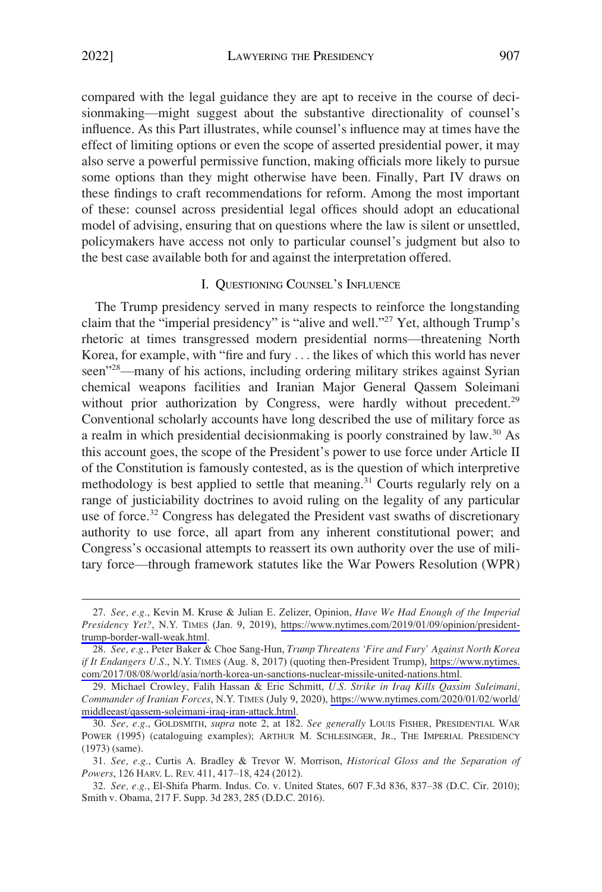compared with the legal guidance they are apt to receive in the course of decisionmaking—might suggest about the substantive directionality of counsel's influence. As this Part illustrates, while counsel's influence may at times have the effect of limiting options or even the scope of asserted presidential power, it may also serve a powerful permissive function, making officials more likely to pursue some options than they might otherwise have been. Finally, Part IV draws on these findings to craft recommendations for reform. Among the most important of these: counsel across presidential legal offices should adopt an educational model of advising, ensuring that on questions where the law is silent or unsettled, policymakers have access not only to particular counsel's judgment but also to the best case available both for and against the interpretation offered.

## I. Questioning Counsel's Influence

The Trump presidency served in many respects to reinforce the longstanding claim that the "imperial presidency" is "alive and well."[27] Yet, although Trump's rhetoric at times transgressed modern presidential norms—threatening North Korea, for example, with "fire and fury . . . the likes of which this world has never seen"[28]—many of his actions, including ordering military strikes against Syrian chemical weapons facilities and Iranian Major General Qassem Soleimani without prior authorization by Congress, were hardly without precedent.[29] Conventional scholarly accounts have long described the use of military force as a realm in which presidential decisionmaking is poorly constrained by law.[30] As this account goes, the scope of the President's power to use force under Article II of the Constitution is famously contested, as is the question of which interpretive methodology is best applied to settle that meaning.[31] Courts regularly rely on a range of justiciability doctrines to avoid ruling on the legality of any particular use of force.[32] Congress has delegated the President vast swaths of discretionary authority to use force, all apart from any inherent constitutional power; and Congress's occasional attempts to reassert its own authority over the use of military force—through framework statutes like the War Powers Resolution (WPR)

---

27. *See, e.g.*, Kevin M. Kruse & Julian E. Zelizer, Opinion, *Have We Had Enough of the Imperial Presidency Yet?*, N.Y. Times (Jan. 9, 2019), https://www.nytimes.com/2019/01/09/opinion/president-trump-border-wall-weak.html.

28. *See, e.g.*, Peter Baker & Choe Sang-Hun, *Trump Threatens 'Fire and Fury' Against North Korea if It Endangers U.S.*, N.Y. Times (Aug. 8, 2017) (quoting then-President Trump), https://www.nytimes.com/2017/08/08/world/asia/north-korea-un-sanctions-nuclear-missile-united-nations.html.

29. Michael Crowley, Falih Hassan & Eric Schmitt, *U.S. Strike in Iraq Kills Qassim Suleimani, Commander of Iranian Forces*, N.Y. Times (July 9, 2020), https://www.nytimes.com/2020/01/02/world/middleeast/qassem-soleimani-iraq-iran-attack.html.

30. *See, e.g.*, Goldsmith, *supra* note 2, at 182. *See generally* Louis Fisher, Presidential War Power (1995) (cataloguing examples); Arthur M. Schlesinger, Jr., The Imperial Presidency (1973) (same).

31. *See, e.g.*, Curtis A. Bradley & Trevor W. Morrison, *Historical Gloss and the Separation of Powers*, 126 Harv. L. Rev. 411, 417–18, 424 (2012).

32. *See, e.g.*, El-Shifa Pharm. Indus. Co. v. United States, 607 F.3d 836, 837–38 (D.C. Cir. 2010); Smith v. Obama, 217 F. Supp. 3d 283, 285 (D.D.C. 2016).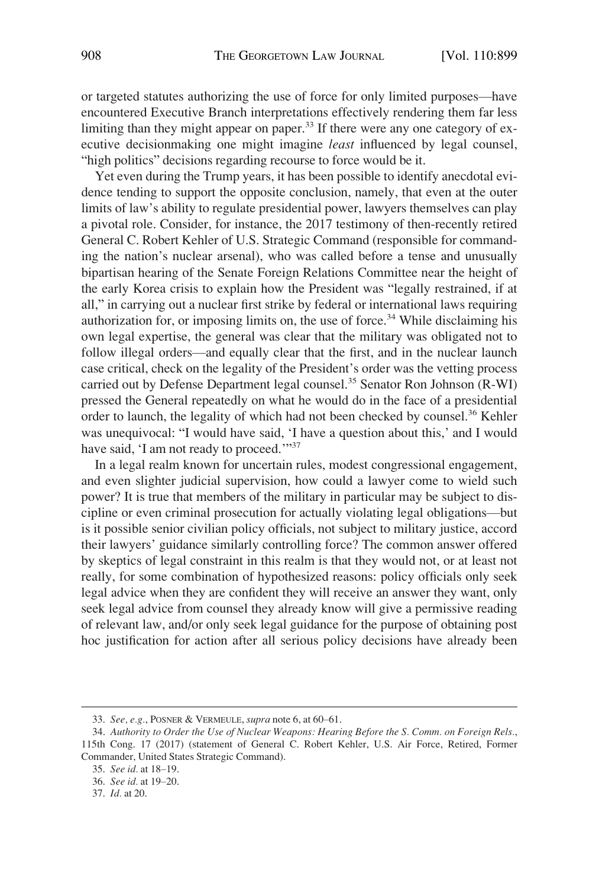or targeted statutes authorizing the use of force for only limited purposes—have encountered Executive Branch interpretations effectively rendering them far less limiting than they might appear on paper.[33] If there were any one category of executive decisionmaking one might imagine *least* influenced by legal counsel, "high politics" decisions regarding recourse to force would be it.

Yet even during the Trump years, it has been possible to identify anecdotal evidence tending to support the opposite conclusion, namely, that even at the outer limits of law's ability to regulate presidential power, lawyers themselves can play a pivotal role. Consider, for instance, the 2017 testimony of then-recently retired General C. Robert Kehler of U.S. Strategic Command (responsible for commanding the nation's nuclear arsenal), who was called before a tense and unusually bipartisan hearing of the Senate Foreign Relations Committee near the height of the early Korea crisis to explain how the President was "legally restrained, if at all," in carrying out a nuclear first strike by federal or international laws requiring authorization for, or imposing limits on, the use of force.[34] While disclaiming his own legal expertise, the general was clear that the military was obligated not to follow illegal orders—and equally clear that the first, and in the nuclear launch case critical, check on the legality of the President's order was the vetting process carried out by Defense Department legal counsel.[35] Senator Ron Johnson (R-WI) pressed the General repeatedly on what he would do in the face of a presidential order to launch, the legality of which had not been checked by counsel.[36] Kehler was unequivocal: "I would have said, 'I have a question about this,' and I would have said, 'I am not ready to proceed.'"[37]

In a legal realm known for uncertain rules, modest congressional engagement, and even slighter judicial supervision, how could a lawyer come to wield such power? It is true that members of the military in particular may be subject to discipline or even criminal prosecution for actually violating legal obligations—but is it possible senior civilian policy officials, not subject to military justice, accord their lawyers' guidance similarly controlling force? The common answer offered by skeptics of legal constraint in this realm is that they would not, or at least not really, for some combination of hypothesized reasons: policy officials only seek legal advice when they are confident they will receive an answer they want, only seek legal advice from counsel they already know will give a permissive reading of relevant law, and/or only seek legal guidance for the purpose of obtaining post hoc justification for action after all serious policy decisions have already been

---

33. *See, e.g.*, POSNER & VERMEULE, *supra* note 6, at 60–61.

34. *Authority to Order the Use of Nuclear Weapons: Hearing Before the S. Comm. on Foreign Rels.*, 115th Cong. 17 (2017) (statement of General C. Robert Kehler, U.S. Air Force, Retired, Former Commander, United States Strategic Command).

35. *See id.* at 18–19.

36. *See id.* at 19–20.

37. *Id.* at 20.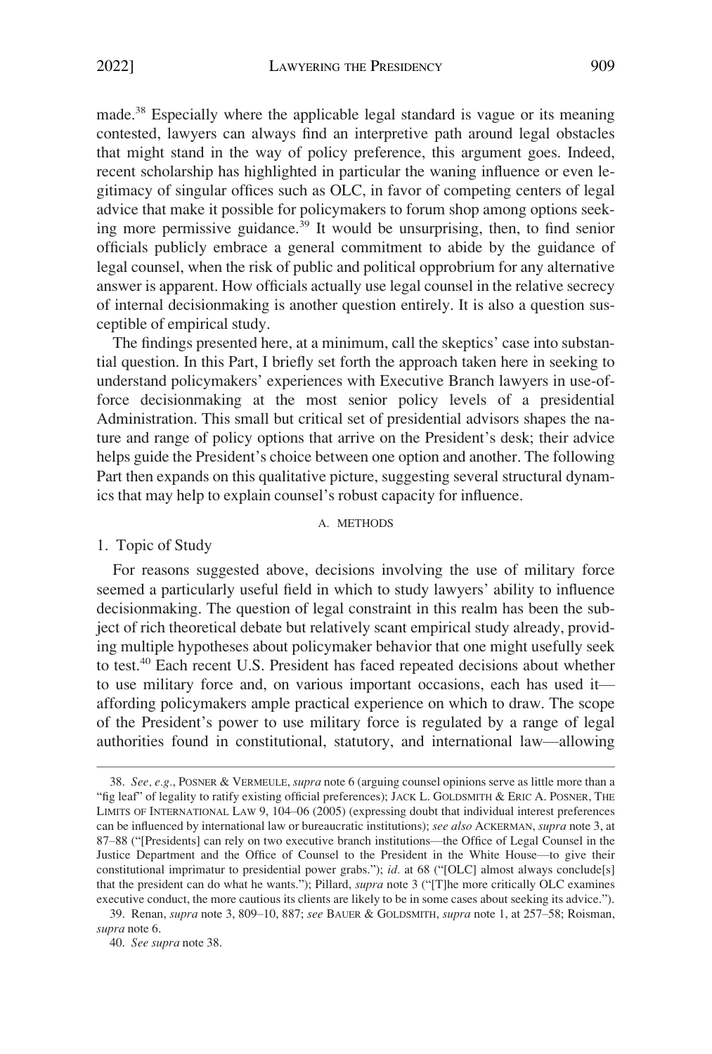made.[38] Especially where the applicable legal standard is vague or its meaning contested, lawyers can always find an interpretive path around legal obstacles that might stand in the way of policy preference, this argument goes. Indeed, recent scholarship has highlighted in particular the waning influence or even legitimacy of singular offices such as OLC, in favor of competing centers of legal advice that make it possible for policymakers to forum shop among options seeking more permissive guidance.[39] It would be unsurprising, then, to find senior officials publicly embrace a general commitment to abide by the guidance of legal counsel, when the risk of public and political opprobrium for any alternative answer is apparent. How officials actually use legal counsel in the relative secrecy of internal decisionmaking is another question entirely. It is also a question susceptible of empirical study.

The findings presented here, at a minimum, call the skeptics' case into substantial question. In this Part, I briefly set forth the approach taken here in seeking to understand policymakers' experiences with Executive Branch lawyers in use-of-force decisionmaking at the most senior policy levels of a presidential Administration. This small but critical set of presidential advisors shapes the nature and range of policy options that arrive on the President's desk; their advice helps guide the President's choice between one option and another. The following Part then expands on this qualitative picture, suggesting several structural dynamics that may help to explain counsel's robust capacity for influence.

### A. Methods

#### 1. Topic of Study

For reasons suggested above, decisions involving the use of military force seemed a particularly useful field in which to study lawyers' ability to influence decisionmaking. The question of legal constraint in this realm has been the subject of rich theoretical debate but relatively scant empirical study already, providing multiple hypotheses about policymaker behavior that one might usefully seek to test.[40] Each recent U.S. President has faced repeated decisions about whether to use military force and, on various important occasions, each has used it—affording policymakers ample practical experience on which to draw. The scope of the President's power to use military force is regulated by a range of legal authorities found in constitutional, statutory, and international law—allowing

---

38. *See, e.g.*, POSNER & VERMEULE, *supra* note 6 (arguing counsel opinions serve as little more than a "fig leaf" of legality to ratify existing official preferences); JACK L. GOLDSMITH & ERIC A. POSNER, THE LIMITS OF INTERNATIONAL LAW 9, 104–06 (2005) (expressing doubt that individual interest preferences can be influenced by international law or bureaucratic institutions); *see also* ACKERMAN, *supra* note 3, at 87–88 ("[Presidents] can rely on two executive branch institutions—the Office of Legal Counsel in the Justice Department and the Office of Counsel to the President in the White House—to give their constitutional imprimatur to presidential power grabs."); *id.* at 68 ("[OLC] almost always conclude[s] that the president can do what he wants."); Pillard, *supra* note 3 ("[T]he more critically OLC examines executive conduct, the more cautious its clients are likely to be in some cases about seeking its advice.").

39. Renan, *supra* note 3, 809–10, 887; *see* BAUER & GOLDSMITH, *supra* note 1, at 257–58; Roisman, *supra* note 6.

40. *See supra* note 38.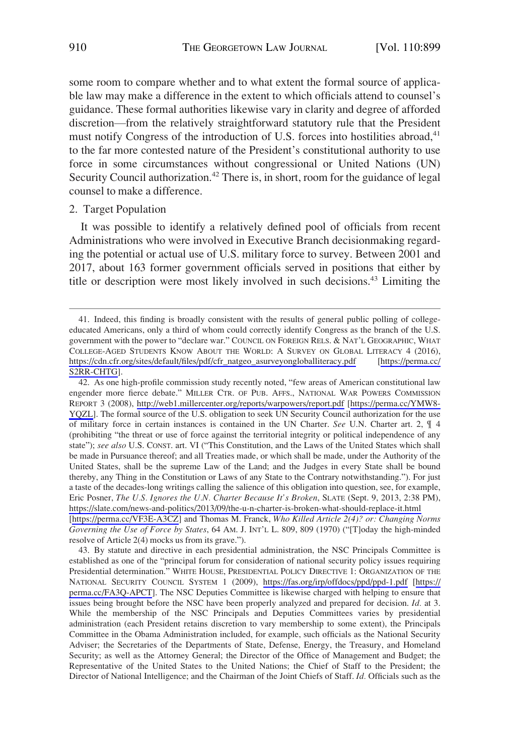some room to compare whether and to what extent the formal source of applicable law may make a difference in the extent to which officials attend to counsel's guidance. These formal authorities likewise vary in clarity and degree of afforded discretion—from the relatively straightforward statutory rule that the President must notify Congress of the introduction of U.S. forces into hostilities abroad,[41] to the far more contested nature of the President's constitutional authority to use force in some circumstances without congressional or United Nations (UN) Security Council authorization.[42] There is, in short, room for the guidance of legal counsel to make a difference.

2. Target Population

It was possible to identify a relatively defined pool of officials from recent Administrations who were involved in Executive Branch decisionmaking regarding the potential or actual use of U.S. military force to survey. Between 2001 and 2017, about 163 former government officials served in positions that either by title or description were most likely involved in such decisions.[43] Limiting the

---

41. Indeed, this finding is broadly consistent with the results of general public polling of college-educated Americans, only a third of whom could correctly identify Congress as the branch of the U.S. government with the power to "declare war." COUNCIL ON FOREIGN RELS. & NAT'L GEOGRAPHIC, WHAT COLLEGE-AGED STUDENTS KNOW ABOUT THE WORLD: A SURVEY ON GLOBAL LITERACY 4 (2016), https://cdn.cfr.org/sites/default/files/pdf/cfr_natgeo_asurveyongloballiteracy.pdf [https://perma.cc/S2RR-CHTG].

42. As one high-profile commission study recently noted, "few areas of American constitutional law engender more fierce debate." MILLER CTR. OF PUB. AFFS., NATIONAL WAR POWERS COMMISSION REPORT 3 (2008), http://web1.millercenter.org/reports/warpowers/report.pdf [https://perma.cc/YMW8-YQZL]. The formal source of the U.S. obligation to seek UN Security Council authorization for the use of military force in certain instances is contained in the UN Charter. *See* U.N. Charter art. 2, ¶ 4 (prohibiting "the threat or use of force against the territorial integrity or political independence of any state"); *see also* U.S. CONST. art. VI ("This Constitution, and the Laws of the United States which shall be made in Pursuance thereof; and all Treaties made, or which shall be made, under the Authority of the United States, shall be the supreme Law of the Land; and the Judges in every State shall be bound thereby, any Thing in the Constitution or Laws of any State to the Contrary notwithstanding."). For just a taste of the decades-long writings calling the salience of this obligation into question, see, for example, Eric Posner, *The U.S. Ignores the U.N. Charter Because It's Broken*, SLATE (Sept. 9, 2013, 2:38 PM), https://slate.com/news-and-politics/2013/09/the-u-n-charter-is-broken-what-should-replace-it.html [https://perma.cc/VF3E-A3CZ] and Thomas M. Franck, *Who Killed Article 2(4)? or: Changing Norms Governing the Use of Force by States*, 64 AM. J. INT'L L. 809, 809 (1970) ("[T]oday the high-minded resolve of Article 2(4) mocks us from its grave.").

43. By statute and directive in each presidential administration, the NSC Principals Committee is established as one of the "principal forum for consideration of national security policy issues requiring Presidential determination." WHITE HOUSE, PRESIDENTIAL POLICY DIRECTIVE 1: ORGANIZATION OF THE NATIONAL SECURITY COUNCIL SYSTEM 1 (2009), https://fas.org/irp/offdocs/ppd/ppd-1.pdf [https://perma.cc/FA3Q-APCT]. The NSC Deputies Committee is likewise charged with helping to ensure that issues being brought before the NSC have been properly analyzed and prepared for decision. *Id.* at 3. While the membership of the NSC Principals and Deputies Committees varies by presidential administration (each President retains discretion to vary membership to some extent), the Principals Committee in the Obama Administration included, for example, such officials as the National Security Adviser; the Secretaries of the Departments of State, Defense, Energy, the Treasury, and Homeland Security; as well as the Attorney General; the Director of the Office of Management and Budget; the Representative of the United States to the United Nations; the Chief of Staff to the President; the Director of National Intelligence; and the Chairman of the Joint Chiefs of Staff. *Id.* Officials such as the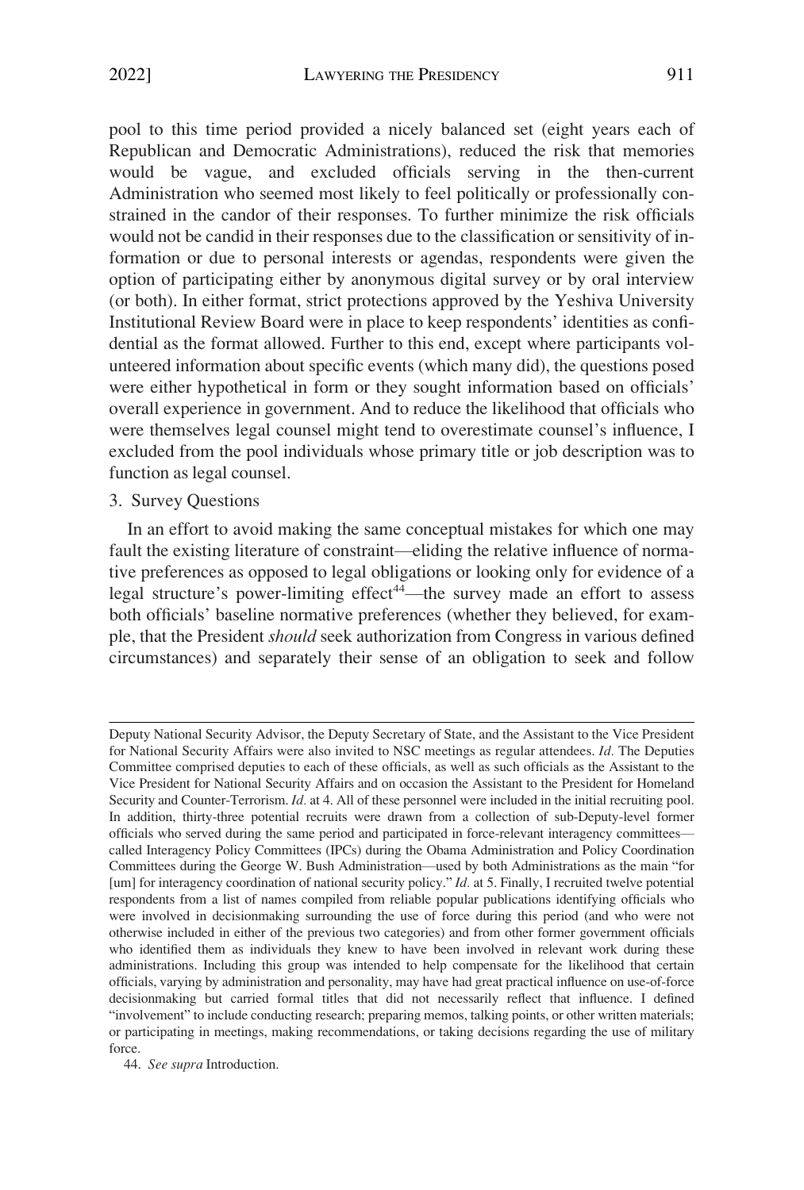pool to this time period provided a nicely balanced set (eight years each of Republican and Democratic Administrations), reduced the risk that memories would be vague, and excluded officials serving in the then-current Administration who seemed most likely to feel politically or professionally constrained in the candor of their responses. To further minimize the risk officials would not be candid in their responses due to the classification or sensitivity of information or due to personal interests or agendas, respondents were given the option of participating either by anonymous digital survey or by oral interview (or both). In either format, strict protections approved by the Yeshiva University Institutional Review Board were in place to keep respondents' identities as confidential as the format allowed. Further to this end, except where participants volunteered information about specific events (which many did), the questions posed were either hypothetical in form or they sought information based on officials' overall experience in government. And to reduce the likelihood that officials who were themselves legal counsel might tend to overestimate counsel's influence, I excluded from the pool individuals whose primary title or job description was to function as legal counsel.

### 3. Survey Questions

In an effort to avoid making the same conceptual mistakes for which one may fault the existing literature of constraint—eliding the relative influence of normative preferences as opposed to legal obligations or looking only for evidence of a legal structure's power-limiting effect[44]—the survey made an effort to assess both officials' baseline normative preferences (whether they believed, for example, that the President *should* seek authorization from Congress in various defined circumstances) and separately their sense of an obligation to seek and follow

---

Deputy National Security Advisor, the Deputy Secretary of State, and the Assistant to the Vice President for National Security Affairs were also invited to NSC meetings as regular attendees. *Id.* The Deputies Committee comprised deputies to each of these officials, as well as such officials as the Assistant to the Vice President for National Security Affairs and on occasion the Assistant to the President for Homeland Security and Counter-Terrorism. *Id.* at 4. All of these personnel were included in the initial recruiting pool. In addition, thirty-three potential recruits were drawn from a collection of sub-Deputy-level former officials who served during the same period and participated in force-relevant interagency committees—called Interagency Policy Committees (IPCs) during the Obama Administration and Policy Coordination Committees during the George W. Bush Administration—used by both Administrations as the main "for [um] for interagency coordination of national security policy." *Id.* at 5. Finally, I recruited twelve potential respondents from a list of names compiled from reliable popular publications identifying officials who were involved in decisionmaking surrounding the use of force during this period (and who were not otherwise included in either of the previous two categories) and from other former government officials who identified them as individuals they knew to have been involved in relevant work during these administrations. Including this group was intended to help compensate for the likelihood that certain officials, varying by administration and personality, may have had great practical influence on use-of-force decisionmaking but carried formal titles that did not necessarily reflect that influence. I defined "involvement" to include conducting research; preparing memos, talking points, or other written materials; or participating in meetings, making recommendations, or taking decisions regarding the use of military force.

44. *See supra* Introduction.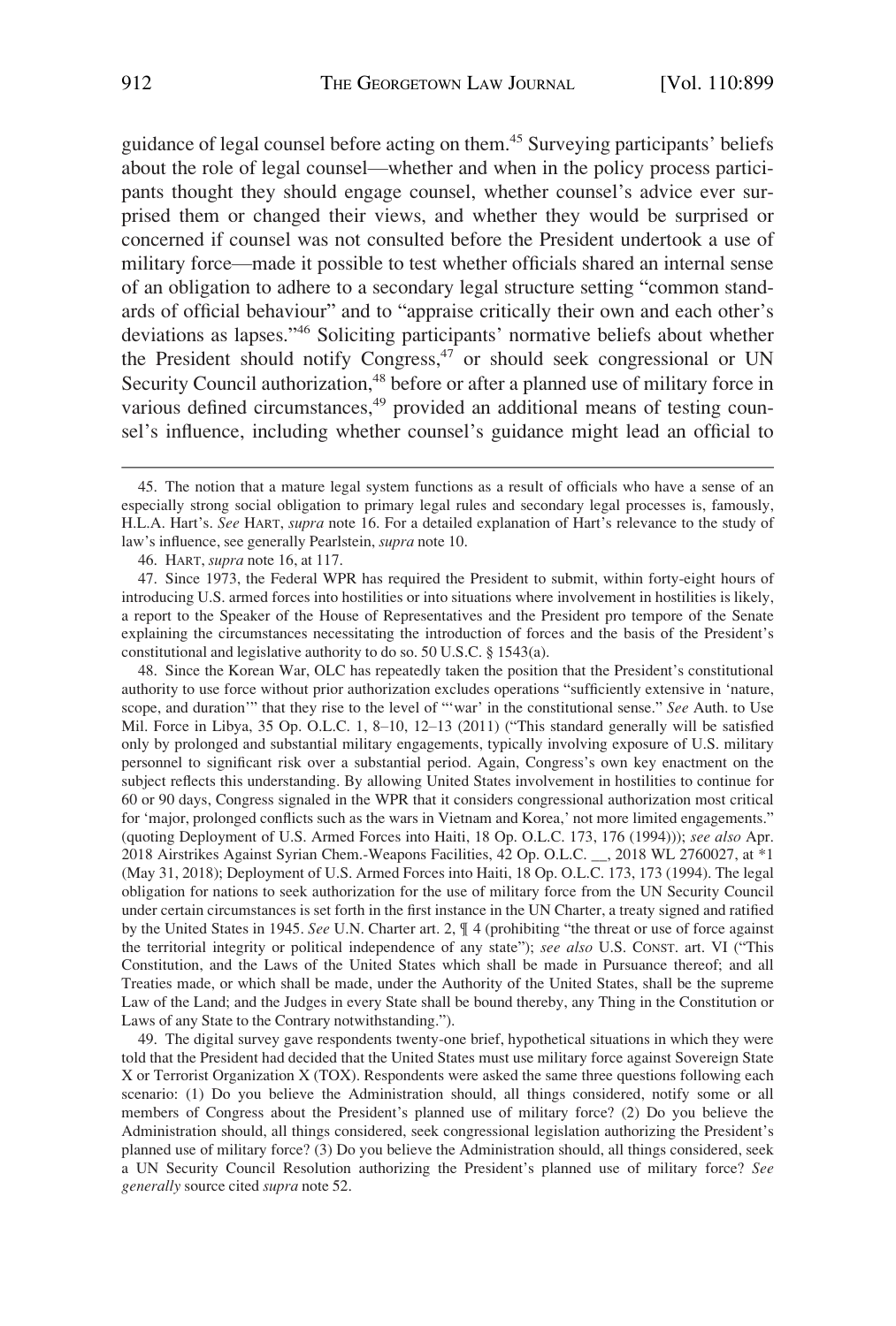guidance of legal counsel before acting on them.[45] Surveying participants' beliefs about the role of legal counsel—whether and when in the policy process participants thought they should engage counsel, whether counsel's advice ever surprised them or changed their views, and whether they would be surprised or concerned if counsel was not consulted before the President undertook a use of military force—made it possible to test whether officials shared an internal sense of an obligation to adhere to a secondary legal structure setting "common standards of official behaviour" and to "appraise critically their own and each other's deviations as lapses."[46] Soliciting participants' normative beliefs about whether the President should notify Congress,[47] or should seek congressional or UN Security Council authorization,[48] before or after a planned use of military force in various defined circumstances,[49] provided an additional means of testing counsel's influence, including whether counsel's guidance might lead an official to

---

45. The notion that a mature legal system functions as a result of officials who have a sense of an especially strong social obligation to primary legal rules and secondary legal processes is, famously, H.L.A. Hart's. *See* HART, *supra* note 16. For a detailed explanation of Hart's relevance to the study of law's influence, see generally Pearlstein, *supra* note 10.

46. HART, *supra* note 16, at 117.

47. Since 1973, the Federal WPR has required the President to submit, within forty-eight hours of introducing U.S. armed forces into hostilities or into situations where involvement in hostilities is likely, a report to the Speaker of the House of Representatives and the President pro tempore of the Senate explaining the circumstances necessitating the introduction of forces and the basis of the President's constitutional and legislative authority to do so. 50 U.S.C. § 1543(a).

48. Since the Korean War, OLC has repeatedly taken the position that the President's constitutional authority to use force without prior authorization excludes operations "sufficiently extensive in 'nature, scope, and duration'" that they rise to the level of "'war' in the constitutional sense." *See* Auth. to Use Mil. Force in Libya, 35 Op. O.L.C. 1, 8–10, 12–13 (2011) ("This standard generally will be satisfied only by prolonged and substantial military engagements, typically involving exposure of U.S. military personnel to significant risk over a substantial period. Again, Congress's own key enactment on the subject reflects this understanding. By allowing United States involvement in hostilities to continue for 60 or 90 days, Congress signaled in the WPR that it considers congressional authorization most critical for 'major, prolonged conflicts such as the wars in Vietnam and Korea,' not more limited engagements." (quoting Deployment of U.S. Armed Forces into Haiti, 18 Op. O.L.C. 173, 176 (1994))); *see also* Apr. 2018 Airstrikes Against Syrian Chem.-Weapons Facilities, 42 Op. O.L.C. __, 2018 WL 2760027, at *1 (May 31, 2018); Deployment of U.S. Armed Forces into Haiti, 18 Op. O.L.C. 173, 173 (1994). The legal obligation for nations to seek authorization for the use of military force from the UN Security Council under certain circumstances is set forth in the first instance in the UN Charter, a treaty signed and ratified by the United States in 1945. *See* U.N. Charter art. 2, ¶ 4 (prohibiting "the threat or use of force against the territorial integrity or political independence of any state"); *see also* U.S. CONST. art. VI ("This Constitution, and the Laws of the United States which shall be made in Pursuance thereof; and all Treaties made, or which shall be made, under the Authority of the United States, shall be the supreme Law of the Land; and the Judges in every State shall be bound thereby, any Thing in the Constitution or Laws of any State to the Contrary notwithstanding.").

49. The digital survey gave respondents twenty-one brief, hypothetical situations in which they were told that the President had decided that the United States must use military force against Sovereign State X or Terrorist Organization X (TOX). Respondents were asked the same three questions following each scenario: (1) Do you believe the Administration should, all things considered, notify some or all members of Congress about the President's planned use of military force? (2) Do you believe the Administration should, all things considered, seek congressional legislation authorizing the President's planned use of military force? (3) Do you believe the Administration should, all things considered, seek a UN Security Council Resolution authorizing the President's planned use of military force? *See generally* source cited *supra* note 52.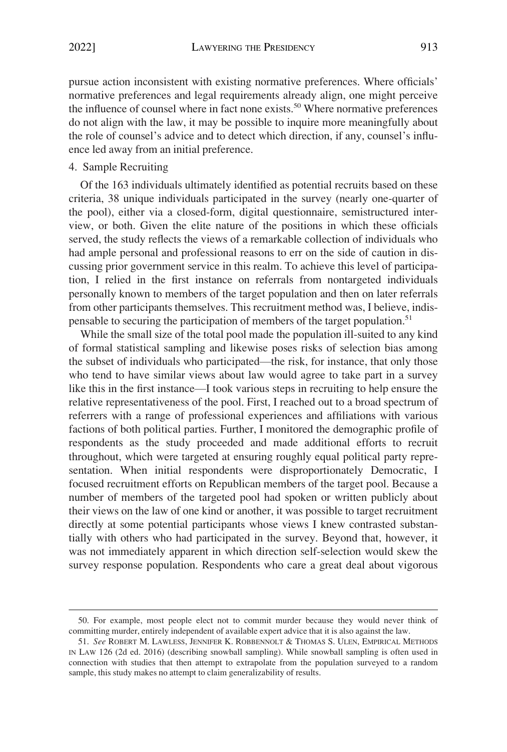pursue action inconsistent with existing normative preferences. Where officials' normative preferences and legal requirements already align, one might perceive the influence of counsel where in fact none exists.[50] Where normative preferences do not align with the law, it may be possible to inquire more meaningfully about the role of counsel's advice and to detect which direction, if any, counsel's influence led away from an initial preference.

#### 4. Sample Recruiting

Of the 163 individuals ultimately identified as potential recruits based on these criteria, 38 unique individuals participated in the survey (nearly one-quarter of the pool), either via a closed-form, digital questionnaire, semistructured interview, or both. Given the elite nature of the positions in which these officials served, the study reflects the views of a remarkable collection of individuals who had ample personal and professional reasons to err on the side of caution in discussing prior government service in this realm. To achieve this level of participation, I relied in the first instance on referrals from nontargeted individuals personally known to members of the target population and then on later referrals from other participants themselves. This recruitment method was, I believe, indispensable to securing the participation of members of the target population.[51]

While the small size of the total pool made the population ill-suited to any kind of formal statistical sampling and likewise poses risks of selection bias among the subset of individuals who participated—the risk, for instance, that only those who tend to have similar views about law would agree to take part in a survey like this in the first instance—I took various steps in recruiting to help ensure the relative representativeness of the pool. First, I reached out to a broad spectrum of referrers with a range of professional experiences and affiliations with various factions of both political parties. Further, I monitored the demographic profile of respondents as the study proceeded and made additional efforts to recruit throughout, which were targeted at ensuring roughly equal political party representation. When initial respondents were disproportionately Democratic, I focused recruitment efforts on Republican members of the target pool. Because a number of members of the targeted pool had spoken or written publicly about their views on the law of one kind or another, it was possible to target recruitment directly at some potential participants whose views I knew contrasted substantially with others who had participated in the survey. Beyond that, however, it was not immediately apparent in which direction self-selection would skew the survey response population. Respondents who care a great deal about vigorous

---

50. For example, most people elect not to commit murder because they would never think of committing murder, entirely independent of available expert advice that it is also against the law.

51. *See* ROBERT M. LAWLESS, JENNIFER K. ROBBENNOLT & THOMAS S. ULEN, EMPIRICAL METHODS IN LAW 126 (2d ed. 2016) (describing snowball sampling). While snowball sampling is often used in connection with studies that then attempt to extrapolate from the population surveyed to a random sample, this study makes no attempt to claim generalizability of results.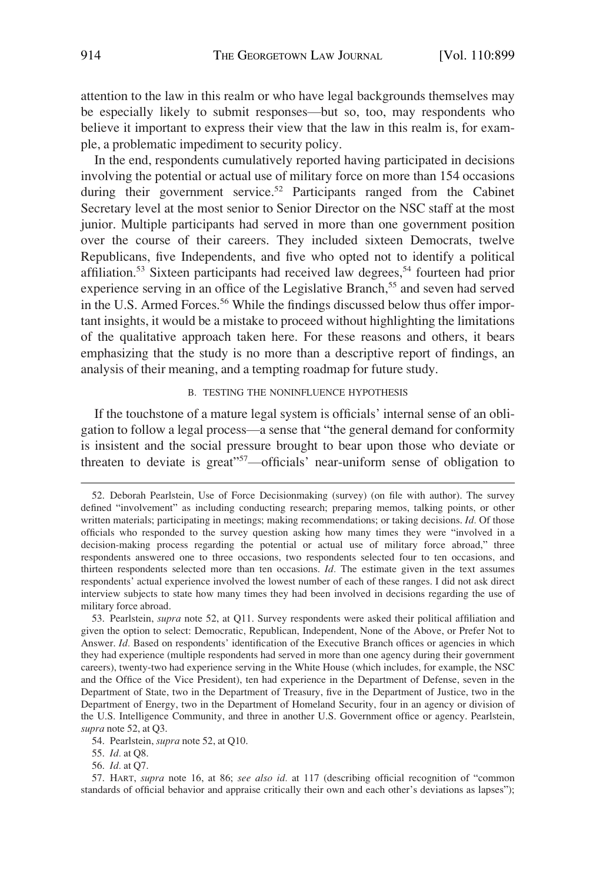attention to the law in this realm or who have legal backgrounds themselves may be especially likely to submit responses—but so, too, may respondents who believe it important to express their view that the law in this realm is, for example, a problematic impediment to security policy.

In the end, respondents cumulatively reported having participated in decisions involving the potential or actual use of military force on more than 154 occasions during their government service.[52] Participants ranged from the Cabinet Secretary level at the most senior to Senior Director on the NSC staff at the most junior. Multiple participants had served in more than one government position over the course of their careers. They included sixteen Democrats, twelve Republicans, five Independents, and five who opted not to identify a political affiliation.[53] Sixteen participants had received law degrees,[54] fourteen had prior experience serving in an office of the Legislative Branch,[55] and seven had served in the U.S. Armed Forces.[56] While the findings discussed below thus offer important insights, it would be a mistake to proceed without highlighting the limitations of the qualitative approach taken here. For these reasons and others, it bears emphasizing that the study is no more than a descriptive report of findings, an analysis of their meaning, and a tempting roadmap for future study.

### B. TESTING THE NONINFLUENCE HYPOTHESIS

If the touchstone of a mature legal system is officials' internal sense of an obligation to follow a legal process—a sense that "the general demand for conformity is insistent and the social pressure brought to bear upon those who deviate or threaten to deviate is great"[57]—officials' near-uniform sense of obligation to

---

52. Deborah Pearlstein, Use of Force Decisionmaking (survey) (on file with author). The survey defined "involvement" as including conducting research; preparing memos, talking points, or other written materials; participating in meetings; making recommendations; or taking decisions. *Id.* Of those officials who responded to the survey question asking how many times they were "involved in a decision-making process regarding the potential or actual use of military force abroad," three respondents answered one to three occasions, two respondents selected four to ten occasions, and thirteen respondents selected more than ten occasions. *Id.* The estimate given in the text assumes respondents' actual experience involved the lowest number of each of these ranges. I did not ask direct interview subjects to state how many times they had been involved in decisions regarding the use of military force abroad.

53. Pearlstein, *supra* note 52, at Q11. Survey respondents were asked their political affiliation and given the option to select: Democratic, Republican, Independent, None of the Above, or Prefer Not to Answer. *Id.* Based on respondents' identification of the Executive Branch offices or agencies in which they had experience (multiple respondents had served in more than one agency during their government careers), twenty-two had experience serving in the White House (which includes, for example, the NSC and the Office of the Vice President), ten had experience in the Department of Defense, seven in the Department of State, two in the Department of Treasury, five in the Department of Justice, two in the Department of Energy, two in the Department of Homeland Security, four in an agency or division of the U.S. Intelligence Community, and three in another U.S. Government office or agency. Pearlstein, *supra* note 52, at Q3.

54. Pearlstein, *supra* note 52, at Q10.

55. *Id.* at Q8.

56. *Id.* at Q7.

57. HART, *supra* note 16, at 86; *see also id.* at 117 (describing official recognition of "common standards of official behavior and appraise critically their own and each other's deviations as lapses");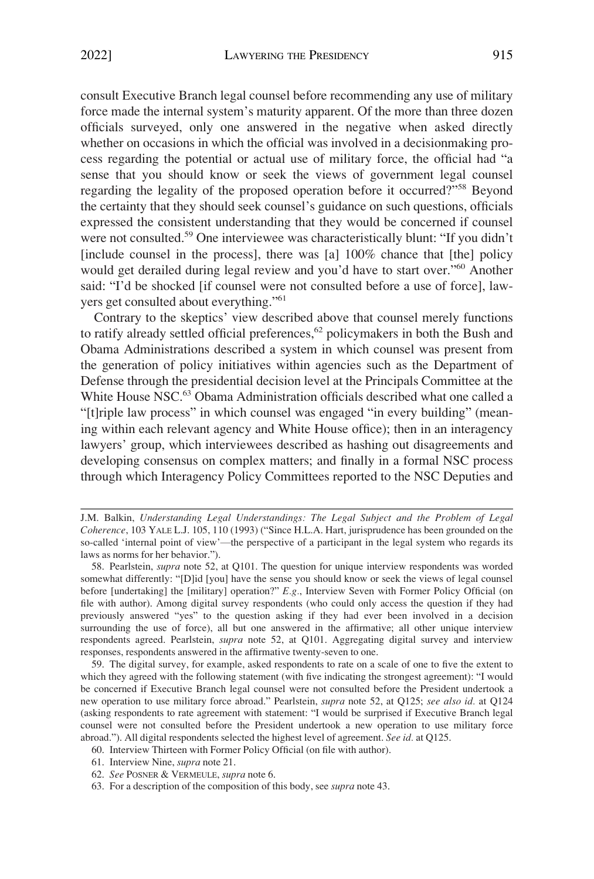consult Executive Branch legal counsel before recommending any use of military force made the internal system's maturity apparent. Of the more than three dozen officials surveyed, only one answered in the negative when asked directly whether on occasions in which the official was involved in a decisionmaking process regarding the potential or actual use of military force, the official had "a sense that you should know or seek the views of government legal counsel regarding the legality of the proposed operation before it occurred?"[58] Beyond the certainty that they should seek counsel's guidance on such questions, officials expressed the consistent understanding that they would be concerned if counsel were not consulted.[59] One interviewee was characteristically blunt: "If you didn't [include counsel in the process], there was [a] 100% chance that [the] policy would get derailed during legal review and you'd have to start over."[60] Another said: "I'd be shocked [if counsel were not consulted before a use of force], lawyers get consulted about everything."[61]

Contrary to the skeptics' view described above that counsel merely functions to ratify already settled official preferences,[62] policymakers in both the Bush and Obama Administrations described a system in which counsel was present from the generation of policy initiatives within agencies such as the Department of Defense through the presidential decision level at the Principals Committee at the White House NSC.[63] Obama Administration officials described what one called a "[t]riple law process" in which counsel was engaged "in every building" (meaning within each relevant agency and White House office); then in an interagency lawyers' group, which interviewees described as hashing out disagreements and developing consensus on complex matters; and finally in a formal NSC process through which Interagency Policy Committees reported to the NSC Deputies and

---

J.M. Balkin, *Understanding Legal Understandings: The Legal Subject and the Problem of Legal Coherence*, 103 YALE L.J. 105, 110 (1993) ("Since H.L.A. Hart, jurisprudence has been grounded on the so-called 'internal point of view'—the perspective of a participant in the legal system who regards its laws as norms for her behavior.").

58. Pearlstein, *supra* note 52, at Q101. The question for unique interview respondents was worded somewhat differently: "[D]id [you] have the sense you should know or seek the views of legal counsel before [undertaking] the [military] operation?" *E.g.*, Interview Seven with Former Policy Official (on file with author). Among digital survey respondents (who could only access the question if they had previously answered "yes" to the question asking if they had ever been involved in a decision surrounding the use of force), all but one answered in the affirmative; all other unique interview respondents agreed. Pearlstein, *supra* note 52, at Q101. Aggregating digital survey and interview responses, respondents answered in the affirmative twenty-seven to one.

59. The digital survey, for example, asked respondents to rate on a scale of one to five the extent to which they agreed with the following statement (with five indicating the strongest agreement): "I would be concerned if Executive Branch legal counsel were not consulted before the President undertook a new operation to use military force abroad." Pearlstein, *supra* note 52, at Q125; *see also id.* at Q124 (asking respondents to rate agreement with statement: "I would be surprised if Executive Branch legal counsel were not consulted before the President undertook a new operation to use military force abroad."). All digital respondents selected the highest level of agreement. *See id.* at Q125.

60. Interview Thirteen with Former Policy Official (on file with author).

61. Interview Nine, *supra* note 21.

62. *See* POSNER & VERMEULE, *supra* note 6.

63. For a description of the composition of this body, see *supra* note 43.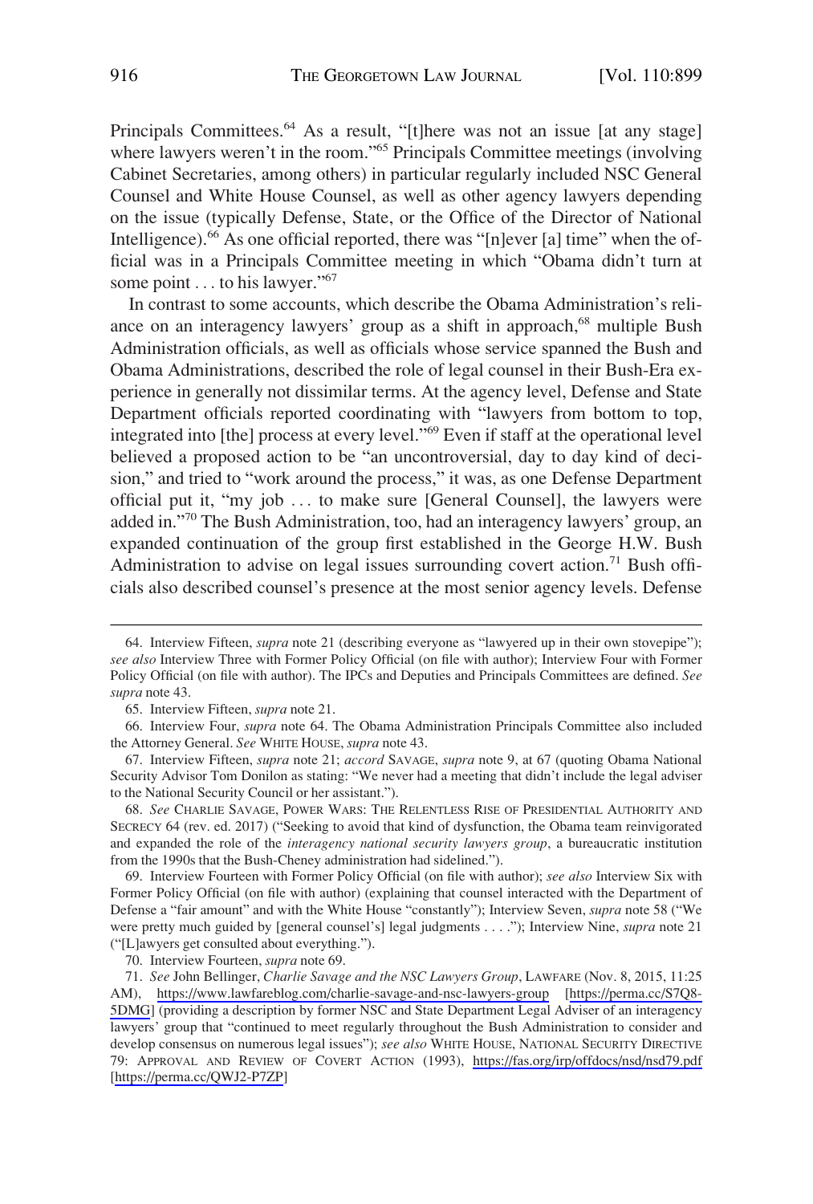Principals Committees.[64] As a result, "[t]here was not an issue [at any stage] where lawyers weren't in the room."[65] Principals Committee meetings (involving Cabinet Secretaries, among others) in particular regularly included NSC General Counsel and White House Counsel, as well as other agency lawyers depending on the issue (typically Defense, State, or the Office of the Director of National Intelligence).[66] As one official reported, there was "[n]ever [a] time" when the official was in a Principals Committee meeting in which "Obama didn't turn at some point . . . to his lawyer."[67]

In contrast to some accounts, which describe the Obama Administration's reliance on an interagency lawyers' group as a shift in approach,[68] multiple Bush Administration officials, as well as officials whose service spanned the Bush and Obama Administrations, described the role of legal counsel in their Bush-Era experience in generally not dissimilar terms. At the agency level, Defense and State Department officials reported coordinating with "lawyers from bottom to top, integrated into [the] process at every level."[69] Even if staff at the operational level believed a proposed action to be "an uncontroversial, day to day kind of decision," and tried to "work around the process," it was, as one Defense Department official put it, "my job . . . to make sure [General Counsel], the lawyers were added in."[70] The Bush Administration, too, had an interagency lawyers' group, an expanded continuation of the group first established in the George H.W. Bush Administration to advise on legal issues surrounding covert action.[71] Bush officials also described counsel's presence at the most senior agency levels. Defense

---

64. Interview Fifteen, *supra* note 21 (describing everyone as "lawyered up in their own stovepipe"); *see also* Interview Three with Former Policy Official (on file with author); Interview Four with Former Policy Official (on file with author). The IPCs and Deputies and Principals Committees are defined. *See supra* note 43.

65. Interview Fifteen, *supra* note 21.

66. Interview Four, *supra* note 64. The Obama Administration Principals Committee also included the Attorney General. *See* WHITE HOUSE, *supra* note 43.

67. Interview Fifteen, *supra* note 21; *accord* SAVAGE, *supra* note 9, at 67 (quoting Obama National Security Advisor Tom Donilon as stating: "We never had a meeting that didn't include the legal adviser to the National Security Council or her assistant.").

68. *See* CHARLIE SAVAGE, POWER WARS: THE RELENTLESS RISE OF PRESIDENTIAL AUTHORITY AND SECRECY 64 (rev. ed. 2017) ("Seeking to avoid that kind of dysfunction, the Obama team reinvigorated and expanded the role of the *interagency national security lawyers group*, a bureaucratic institution from the 1990s that the Bush-Cheney administration had sidelined.").

69. Interview Fourteen with Former Policy Official (on file with author); *see also* Interview Six with Former Policy Official (on file with author) (explaining that counsel interacted with the Department of Defense a "fair amount" and with the White House "constantly"); Interview Seven, *supra* note 58 ("We were pretty much guided by [general counsel's] legal judgments . . . ."); Interview Nine, *supra* note 21 ("[L]awyers get consulted about everything.").

70. Interview Fourteen, *supra* note 69.

71. *See* John Bellinger, *Charlie Savage and the NSC Lawyers Group*, LAWFARE (Nov. 8, 2015, 11:25 AM), https://www.lawfareblog.com/charlie-savage-and-nsc-lawyers-group [https://perma.cc/S7Q8-5DMG] (providing a description by former NSC and State Department Legal Adviser of an interagency lawyers' group that "continued to meet regularly throughout the Bush Administration to consider and develop consensus on numerous legal issues"); *see also* WHITE HOUSE, NATIONAL SECURITY DIRECTIVE 79: APPROVAL AND REVIEW OF COVERT ACTION (1993), https://fas.org/irp/offdocs/nsd/nsd79.pdf [https://perma.cc/QWJ2-P7ZP]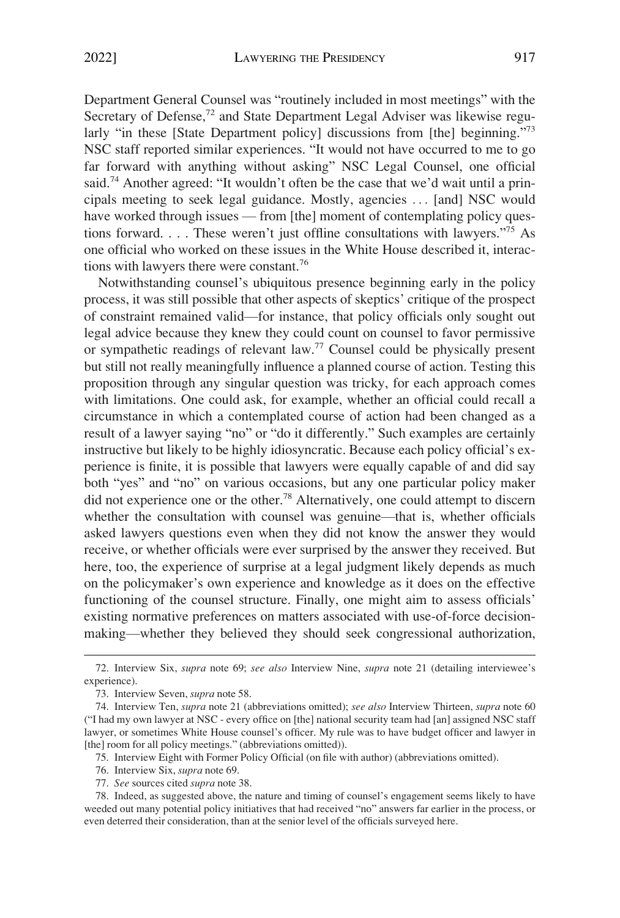Department General Counsel was "routinely included in most meetings" with the Secretary of Defense,[72] and State Department Legal Adviser was likewise regularly "in these [State Department policy] discussions from [the] beginning."[73] NSC staff reported similar experiences. "It would not have occurred to me to go far forward with anything without asking" NSC Legal Counsel, one official said.[74] Another agreed: "It wouldn't often be the case that we'd wait until a principals meeting to seek legal guidance. Mostly, agencies . . . [and] NSC would have worked through issues — from [the] moment of contemplating policy questions forward. . . . These weren't just offline consultations with lawyers."[75] As one official who worked on these issues in the White House described it, interactions with lawyers there were constant.[76]

Notwithstanding counsel's ubiquitous presence beginning early in the policy process, it was still possible that other aspects of skeptics' critique of the prospect of constraint remained valid—for instance, that policy officials only sought out legal advice because they knew they could count on counsel to favor permissive or sympathetic readings of relevant law.[77] Counsel could be physically present but still not really meaningfully influence a planned course of action. Testing this proposition through any singular question was tricky, for each approach comes with limitations. One could ask, for example, whether an official could recall a circumstance in which a contemplated course of action had been changed as a result of a lawyer saying "no" or "do it differently." Such examples are certainly instructive but likely to be highly idiosyncratic. Because each policy official's experience is finite, it is possible that lawyers were equally capable of and did say both "yes" and "no" on various occasions, but any one particular policy maker did not experience one or the other.[78] Alternatively, one could attempt to discern whether the consultation with counsel was genuine—that is, whether officials asked lawyers questions even when they did not know the answer they would receive, or whether officials were ever surprised by the answer they received. But here, too, the experience of surprise at a legal judgment likely depends as much on the policymaker's own experience and knowledge as it does on the effective functioning of the counsel structure. Finally, one might aim to assess officials' existing normative preferences on matters associated with use-of-force decision-making—whether they believed they should seek congressional authorization,

---

72. Interview Six, *supra* note 69; *see also* Interview Nine, *supra* note 21 (detailing interviewee's experience).

73. Interview Seven, *supra* note 58.

74. Interview Ten, *supra* note 21 (abbreviations omitted); *see also* Interview Thirteen, *supra* note 60 ("I had my own lawyer at NSC - every office on [the] national security team had [an] assigned NSC staff lawyer, or sometimes White House counsel's officer. My rule was to have budget officer and lawyer in [the] room for all policy meetings." (abbreviations omitted)).

75. Interview Eight with Former Policy Official (on file with author) (abbreviations omitted).

76. Interview Six, *supra* note 69.

77. *See* sources cited *supra* note 38.

78. Indeed, as suggested above, the nature and timing of counsel's engagement seems likely to have weeded out many potential policy initiatives that had received "no" answers far earlier in the process, or even deterred their consideration, than at the senior level of the officials surveyed here.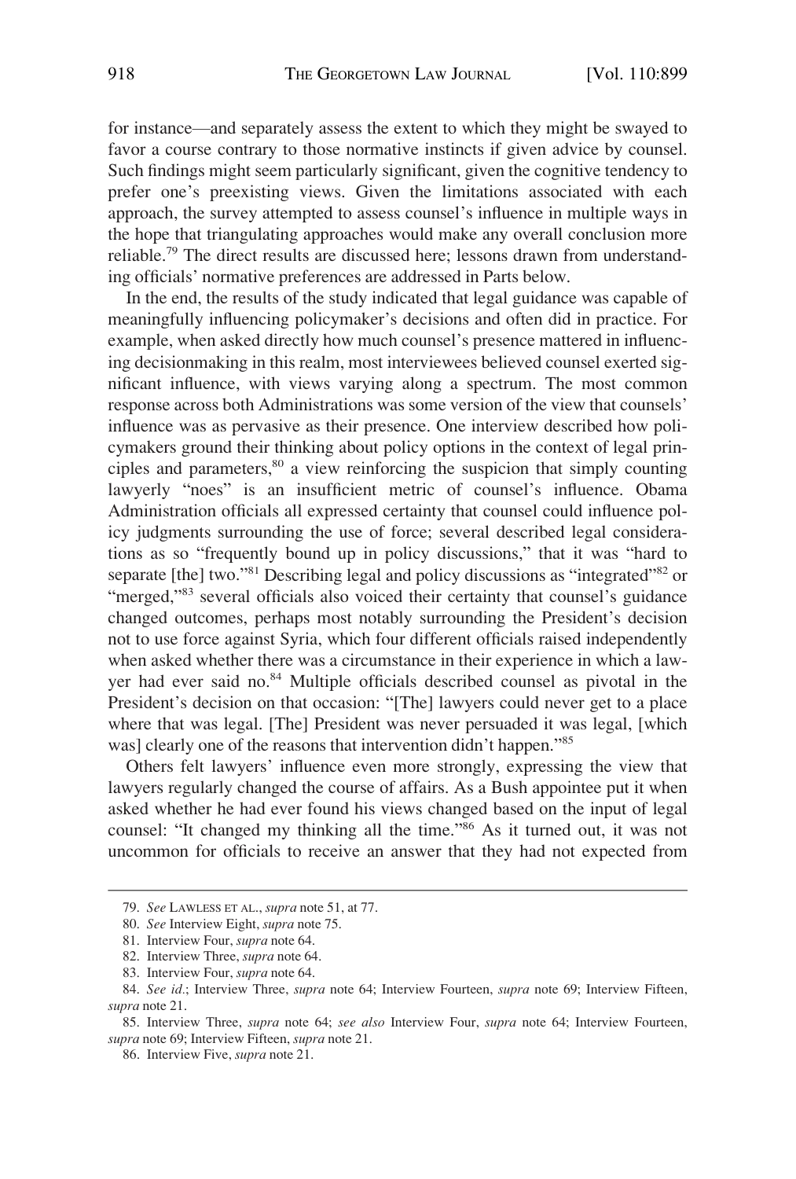for instance—and separately assess the extent to which they might be swayed to favor a course contrary to those normative instincts if given advice by counsel. Such findings might seem particularly significant, given the cognitive tendency to prefer one's preexisting views. Given the limitations associated with each approach, the survey attempted to assess counsel's influence in multiple ways in the hope that triangulating approaches would make any overall conclusion more reliable.[79] The direct results are discussed here; lessons drawn from understanding officials' normative preferences are addressed in Parts below.

In the end, the results of the study indicated that legal guidance was capable of meaningfully influencing policymaker's decisions and often did in practice. For example, when asked directly how much counsel's presence mattered in influencing decisionmaking in this realm, most interviewees believed counsel exerted significant influence, with views varying along a spectrum. The most common response across both Administrations was some version of the view that counsels' influence was as pervasive as their presence. One interview described how policymakers ground their thinking about policy options in the context of legal principles and parameters,[80] a view reinforcing the suspicion that simply counting lawyerly "noes" is an insufficient metric of counsel's influence. Obama Administration officials all expressed certainty that counsel could influence policy judgments surrounding the use of force; several described legal considerations as so "frequently bound up in policy discussions," that it was "hard to separate [the] two."[81] Describing legal and policy discussions as "integrated"[82] or "merged,"[83] several officials also voiced their certainty that counsel's guidance changed outcomes, perhaps most notably surrounding the President's decision not to use force against Syria, which four different officials raised independently when asked whether there was a circumstance in their experience in which a lawyer had ever said no.[84] Multiple officials described counsel as pivotal in the President's decision on that occasion: "[The] lawyers could never get to a place where that was legal. [The] President was never persuaded it was legal, [which was] clearly one of the reasons that intervention didn't happen."[85]

Others felt lawyers' influence even more strongly, expressing the view that lawyers regularly changed the course of affairs. As a Bush appointee put it when asked whether he had ever found his views changed based on the input of legal counsel: "It changed my thinking all the time."[86] As it turned out, it was not uncommon for officials to receive an answer that they had not expected from

---

79. *See* LAWLESS ET AL., *supra* note 51, at 77.

80. *See* Interview Eight, *supra* note 75.

81. Interview Four, *supra* note 64.

82. Interview Three, *supra* note 64.

83. Interview Four, *supra* note 64.

84. *See id.*; Interview Three, *supra* note 64; Interview Fourteen, *supra* note 69; Interview Fifteen, *supra* note 21.

85. Interview Three, *supra* note 64; *see also* Interview Four, *supra* note 64; Interview Fourteen, *supra* note 69; Interview Fifteen, *supra* note 21.

86. Interview Five, *supra* note 21.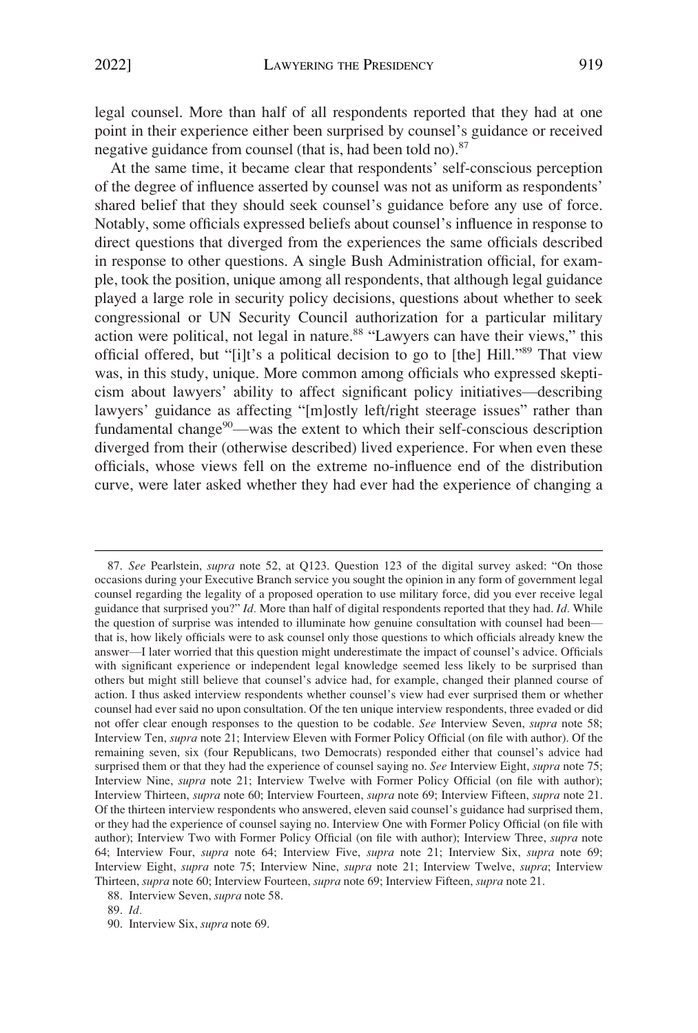legal counsel. More than half of all respondents reported that they had at one point in their experience either been surprised by counsel's guidance or received negative guidance from counsel (that is, had been told no).[87]

At the same time, it became clear that respondents' self-conscious perception of the degree of influence asserted by counsel was not as uniform as respondents' shared belief that they should seek counsel's guidance before any use of force. Notably, some officials expressed beliefs about counsel's influence in response to direct questions that diverged from the experiences the same officials described in response to other questions. A single Bush Administration official, for example, took the position, unique among all respondents, that although legal guidance played a large role in security policy decisions, questions about whether to seek congressional or UN Security Council authorization for a particular military action were political, not legal in nature.[88] "Lawyers can have their views," this official offered, but "[i]t's a political decision to go to [the] Hill."[89] That view was, in this study, unique. More common among officials who expressed skepticism about lawyers' ability to affect significant policy initiatives—describing lawyers' guidance as affecting "[m]ostly left/right steerage issues" rather than fundamental change[90]—was the extent to which their self-conscious description diverged from their (otherwise described) lived experience. For when even these officials, whose views fell on the extreme no-influence end of the distribution curve, were later asked whether they had ever had the experience of changing a

---

87. *See* Pearlstein, *supra* note 52, at Q123. Question 123 of the digital survey asked: "On those occasions during your Executive Branch service you sought the opinion in any form of government legal counsel regarding the legality of a proposed operation to use military force, did you ever receive legal guidance that surprised you?" *Id.* More than half of digital respondents reported that they had. *Id.* While the question of surprise was intended to illuminate how genuine consultation with counsel had been—that is, how likely officials were to ask counsel only those questions to which officials already knew the answer—I later worried that this question might underestimate the impact of counsel's advice. Officials with significant experience or independent legal knowledge seemed less likely to be surprised than others but might still believe that counsel's advice had, for example, changed their planned course of action. I thus asked interview respondents whether counsel's view had ever surprised them or whether counsel had ever said no upon consultation. Of the ten unique interview respondents, three evaded or did not offer clear enough responses to the question to be codable. *See* Interview Seven, *supra* note 58; Interview Ten, *supra* note 21; Interview Eleven with Former Policy Official (on file with author). Of the remaining seven, six (four Republicans, two Democrats) responded either that counsel's advice had surprised them or that they had the experience of counsel saying no. *See* Interview Eight, *supra* note 75; Interview Nine, *supra* note 21; Interview Twelve with Former Policy Official (on file with author); Interview Thirteen, *supra* note 60; Interview Fourteen, *supra* note 69; Interview Fifteen, *supra* note 21. Of the thirteen interview respondents who answered, eleven said counsel's guidance had surprised them, or they had the experience of counsel saying no. Interview One with Former Policy Official (on file with author); Interview Two with Former Policy Official (on file with author); Interview Three, *supra* note 64; Interview Four, *supra* note 64; Interview Five, *supra* note 21; Interview Six, *supra* note 69; Interview Eight, *supra* note 75; Interview Nine, *supra* note 21; Interview Twelve, *supra*; Interview Thirteen, *supra* note 60; Interview Fourteen, *supra* note 69; Interview Fifteen, *supra* note 21.

88. Interview Seven, *supra* note 58.

89. *Id.*

90. Interview Six, *supra* note 69.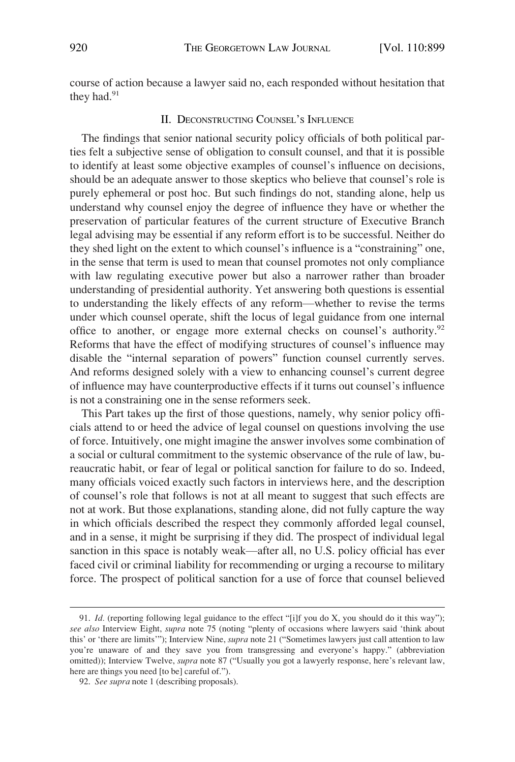course of action because a lawyer said no, each responded without hesitation that they had.[91]

## II. Deconstructing Counsel's Influence

The findings that senior national security policy officials of both political parties felt a subjective sense of obligation to consult counsel, and that it is possible to identify at least some objective examples of counsel's influence on decisions, should be an adequate answer to those skeptics who believe that counsel's role is purely ephemeral or post hoc. But such findings do not, standing alone, help us understand why counsel enjoy the degree of influence they have or whether the preservation of particular features of the current structure of Executive Branch legal advising may be essential if any reform effort is to be successful. Neither do they shed light on the extent to which counsel's influence is a "constraining" one, in the sense that term is used to mean that counsel promotes not only compliance with law regulating executive power but also a narrower rather than broader understanding of presidential authority. Yet answering both questions is essential to understanding the likely effects of any reform—whether to revise the terms under which counsel operate, shift the locus of legal guidance from one internal office to another, or engage more external checks on counsel's authority.[92] Reforms that have the effect of modifying structures of counsel's influence may disable the "internal separation of powers" function counsel currently serves. And reforms designed solely with a view to enhancing counsel's current degree of influence may have counterproductive effects if it turns out counsel's influence is not a constraining one in the sense reformers seek.

This Part takes up the first of those questions, namely, why senior policy officials attend to or heed the advice of legal counsel on questions involving the use of force. Intuitively, one might imagine the answer involves some combination of a social or cultural commitment to the systemic observance of the rule of law, bureaucratic habit, or fear of legal or political sanction for failure to do so. Indeed, many officials voiced exactly such factors in interviews here, and the description of counsel's role that follows is not at all meant to suggest that such effects are not at work. But those explanations, standing alone, did not fully capture the way in which officials described the respect they commonly afforded legal counsel, and in a sense, it might be surprising if they did. The prospect of individual legal sanction in this space is notably weak—after all, no U.S. policy official has ever faced civil or criminal liability for recommending or urging a recourse to military force. The prospect of political sanction for a use of force that counsel believed

---

91. *Id.* (reporting following legal guidance to the effect "[i]f you do X, you should do it this way"); *see also* Interview Eight, *supra* note 75 (noting "plenty of occasions where lawyers said 'think about this' or 'there are limits'"); Interview Nine, *supra* note 21 ("Sometimes lawyers just call attention to law you're unaware of and they save you from transgressing and everyone's happy." (abbreviation omitted)); Interview Twelve, *supra* note 87 ("Usually you got a lawyerly response, here's relevant law, here are things you need [to be] careful of.").

92. *See supra* note 1 (describing proposals).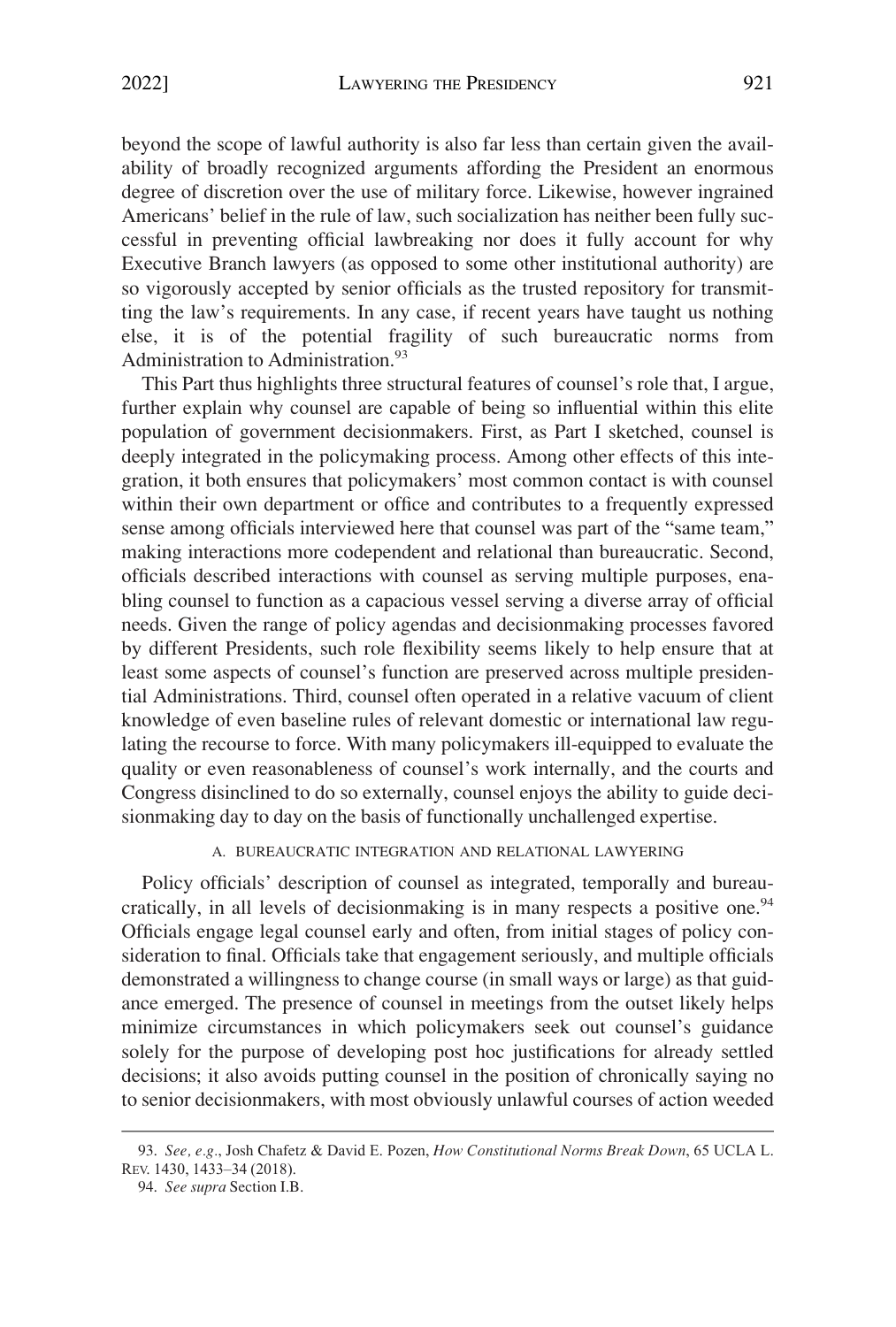beyond the scope of lawful authority is also far less than certain given the availability of broadly recognized arguments affording the President an enormous degree of discretion over the use of military force. Likewise, however ingrained Americans' belief in the rule of law, such socialization has neither been fully successful in preventing official lawbreaking nor does it fully account for why Executive Branch lawyers (as opposed to some other institutional authority) are so vigorously accepted by senior officials as the trusted repository for transmitting the law's requirements. In any case, if recent years have taught us nothing else, it is of the potential fragility of such bureaucratic norms from Administration to Administration.[93]

This Part thus highlights three structural features of counsel's role that, I argue, further explain why counsel are capable of being so influential within this elite population of government decisionmakers. First, as Part I sketched, counsel is deeply integrated in the policymaking process. Among other effects of this integration, it both ensures that policymakers' most common contact is with counsel within their own department or office and contributes to a frequently expressed sense among officials interviewed here that counsel was part of the "same team," making interactions more codependent and relational than bureaucratic. Second, officials described interactions with counsel as serving multiple purposes, enabling counsel to function as a capacious vessel serving a diverse array of official needs. Given the range of policy agendas and decisionmaking processes favored by different Presidents, such role flexibility seems likely to help ensure that at least some aspects of counsel's function are preserved across multiple presidential Administrations. Third, counsel often operated in a relative vacuum of client knowledge of even baseline rules of relevant domestic or international law regulating the recourse to force. With many policymakers ill-equipped to evaluate the quality or even reasonableness of counsel's work internally, and the courts and Congress disinclined to do so externally, counsel enjoys the ability to guide decisionmaking day to day on the basis of functionally unchallenged expertise.

### A. Bureaucratic Integration and Relational Lawyering

Policy officials' description of counsel as integrated, temporally and bureaucratically, in all levels of decisionmaking is in many respects a positive one.[94] Officials engage legal counsel early and often, from initial stages of policy consideration to final. Officials take that engagement seriously, and multiple officials demonstrated a willingness to change course (in small ways or large) as that guidance emerged. The presence of counsel in meetings from the outset likely helps minimize circumstances in which policymakers seek out counsel's guidance solely for the purpose of developing post hoc justifications for already settled decisions; it also avoids putting counsel in the position of chronically saying no to senior decisionmakers, with most obviously unlawful courses of action weeded

93. *See, e.g.*, Josh Chafetz & David E. Pozen, *How Constitutional Norms Break Down*, 65 UCLA L. Rev. 1430, 1433–34 (2018).

94. *See supra* Section I.B.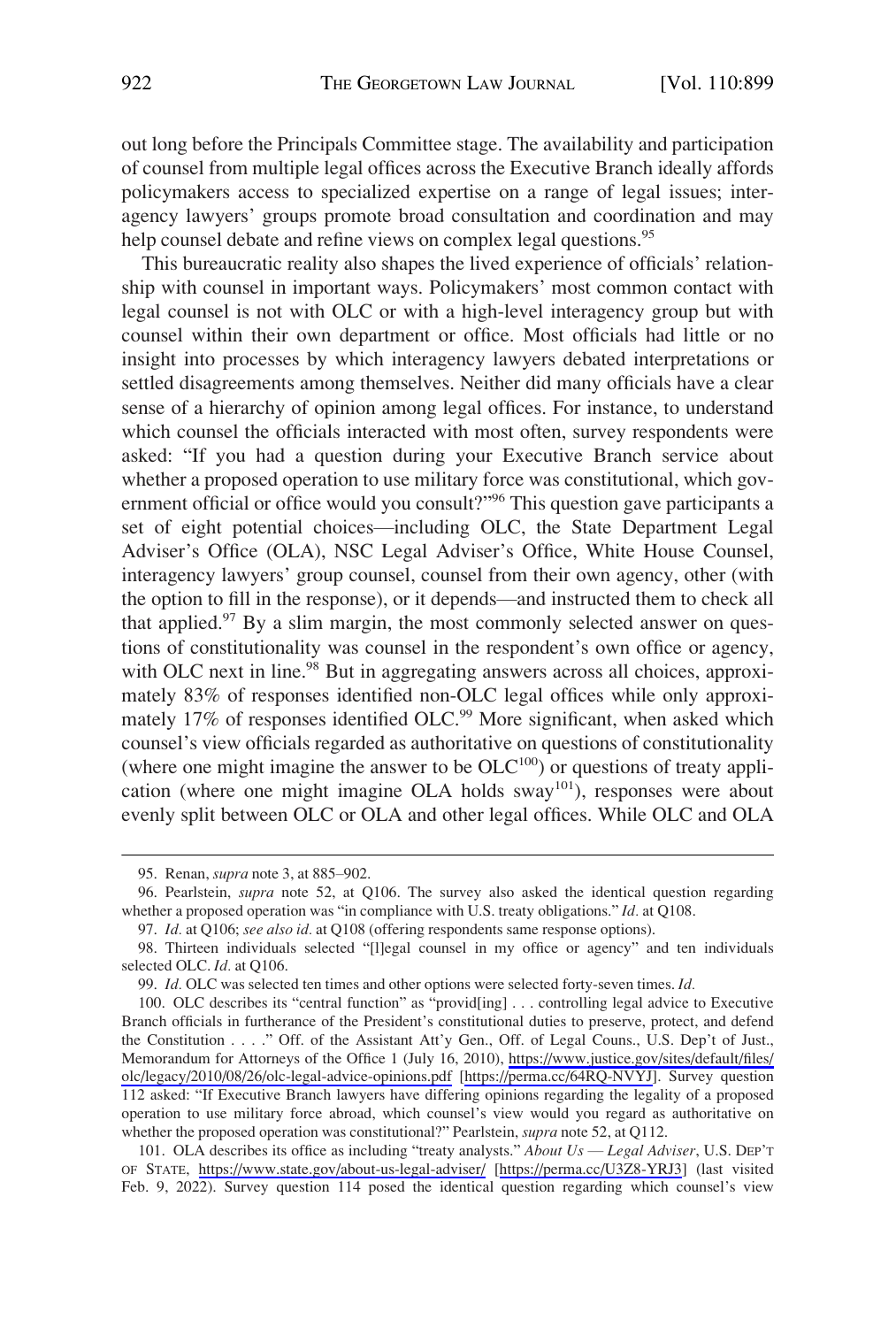out long before the Principals Committee stage. The availability and participation of counsel from multiple legal offices across the Executive Branch ideally affords policymakers access to specialized expertise on a range of legal issues; interagency lawyers' groups promote broad consultation and coordination and may help counsel debate and refine views on complex legal questions.[95]

This bureaucratic reality also shapes the lived experience of officials' relationship with counsel in important ways. Policymakers' most common contact with legal counsel is not with OLC or with a high-level interagency group but with counsel within their own department or office. Most officials had little or no insight into processes by which interagency lawyers debated interpretations or settled disagreements among themselves. Neither did many officials have a clear sense of a hierarchy of opinion among legal offices. For instance, to understand which counsel the officials interacted with most often, survey respondents were asked: "If you had a question during your Executive Branch service about whether a proposed operation to use military force was constitutional, which government official or office would you consult?"[96] This question gave participants a set of eight potential choices—including OLC, the State Department Legal Adviser's Office (OLA), NSC Legal Adviser's Office, White House Counsel, interagency lawyers' group counsel, counsel from their own agency, other (with the option to fill in the response), or it depends—and instructed them to check all that applied.[97] By a slim margin, the most commonly selected answer on questions of constitutionality was counsel in the respondent's own office or agency, with OLC next in line.[98] But in aggregating answers across all choices, approximately 83% of responses identified non-OLC legal offices while only approximately 17% of responses identified OLC.[99] More significant, when asked which counsel's view officials regarded as authoritative on questions of constitutionality (where one might imagine the answer to be OLC[100]) or questions of treaty application (where one might imagine OLA holds sway[101]), responses were about evenly split between OLC or OLA and other legal offices. While OLC and OLA

---

95. Renan, *supra* note 3, at 885–902.

96. Pearlstein, *supra* note 52, at Q106. The survey also asked the identical question regarding whether a proposed operation was "in compliance with U.S. treaty obligations." *Id.* at Q108.

97. *Id.* at Q106; *see also id.* at Q108 (offering respondents same response options).

98. Thirteen individuals selected "[l]egal counsel in my office or agency" and ten individuals selected OLC. *Id.* at Q106.

99. *Id.* OLC was selected ten times and other options were selected forty-seven times. *Id.*

100. OLC describes its "central function" as "provid[ing] . . . controlling legal advice to Executive Branch officials in furtherance of the President's constitutional duties to preserve, protect, and defend the Constitution . . . ." Off. of the Assistant Att'y Gen., Off. of Legal Couns., U.S. Dep't of Just., Memorandum for Attorneys of the Office 1 (July 16, 2010), https://www.justice.gov/sites/default/files/olc/legacy/2010/08/26/olc-legal-advice-opinions.pdf [https://perma.cc/64RQ-NVYJ]. Survey question 112 asked: "If Executive Branch lawyers have differing opinions regarding the legality of a proposed operation to use military force abroad, which counsel's view would you regard as authoritative on whether the proposed operation was constitutional?" Pearlstein, *supra* note 52, at Q112.

101. OLA describes its office as including "treaty analysts." *About Us — Legal Adviser*, U.S. DEP'T OF STATE, https://www.state.gov/about-us-legal-adviser/ [https://perma.cc/U3Z8-YRJ3] (last visited Feb. 9, 2022). Survey question 114 posed the identical question regarding which counsel's view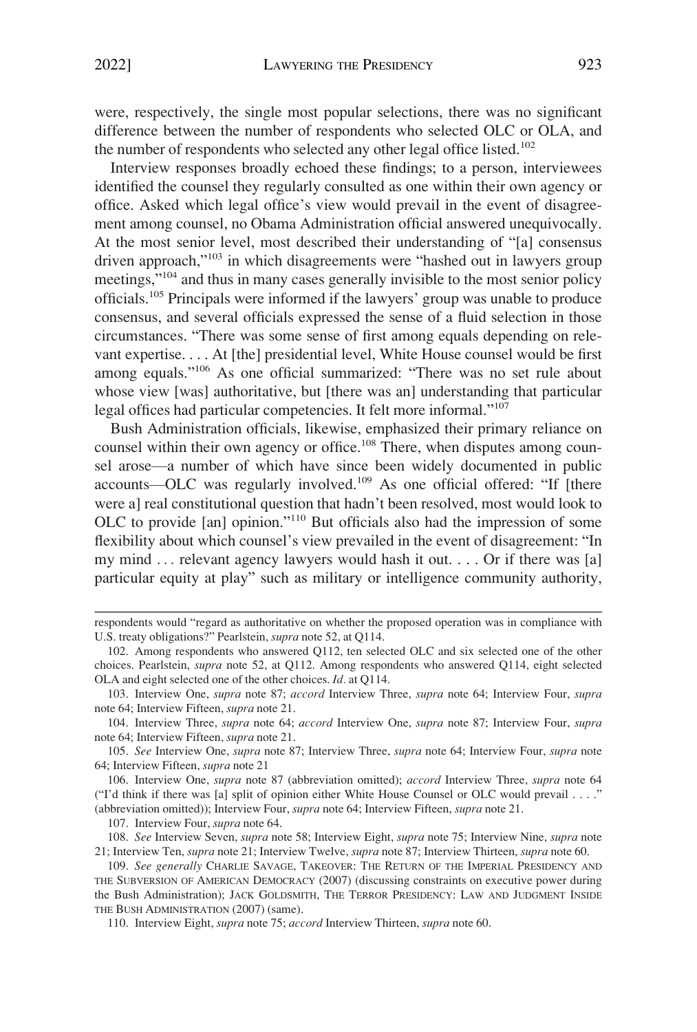were, respectively, the single most popular selections, there was no significant difference between the number of respondents who selected OLC or OLA, and the number of respondents who selected any other legal office listed.[102]

Interview responses broadly echoed these findings; to a person, interviewees identified the counsel they regularly consulted as one within their own agency or office. Asked which legal office's view would prevail in the event of disagreement among counsel, no Obama Administration official answered unequivocally. At the most senior level, most described their understanding of "[a] consensus driven approach,"[103] in which disagreements were "hashed out in lawyers group meetings,"[104] and thus in many cases generally invisible to the most senior policy officials.[105] Principals were informed if the lawyers' group was unable to produce consensus, and several officials expressed the sense of a fluid selection in those circumstances. "There was some sense of first among equals depending on relevant expertise. . . . At [the] presidential level, White House counsel would be first among equals."[106] As one official summarized: "There was no set rule about whose view [was] authoritative, but [there was an] understanding that particular legal offices had particular competencies. It felt more informal."[107]

Bush Administration officials, likewise, emphasized their primary reliance on counsel within their own agency or office.[108] There, when disputes among counsel arose—a number of which have since been widely documented in public accounts—OLC was regularly involved.[109] As one official offered: "If [there were a] real constitutional question that hadn't been resolved, most would look to OLC to provide [an] opinion."[110] But officials also had the impression of some flexibility about which counsel's view prevailed in the event of disagreement: "In my mind . . . relevant agency lawyers would hash it out. . . . Or if there was [a] particular equity at play" such as military or intelligence community authority,

---

respondents would "regard as authoritative on whether the proposed operation was in compliance with U.S. treaty obligations?" Pearlstein, *supra* note 52, at Q114.

102. Among respondents who answered Q112, ten selected OLC and six selected one of the other choices. Pearlstein, *supra* note 52, at Q112. Among respondents who answered Q114, eight selected OLA and eight selected one of the other choices. *Id.* at Q114.

103. Interview One, *supra* note 87; *accord* Interview Three, *supra* note 64; Interview Four, *supra* note 64; Interview Fifteen, *supra* note 21.

104. Interview Three, *supra* note 64; *accord* Interview One, *supra* note 87; Interview Four, *supra* note 64; Interview Fifteen, *supra* note 21.

105. *See* Interview One, *supra* note 87; Interview Three, *supra* note 64; Interview Four, *supra* note 64; Interview Fifteen, *supra* note 21

106. Interview One, *supra* note 87 (abbreviation omitted); *accord* Interview Three, *supra* note 64 ("I'd think if there was [a] split of opinion either White House Counsel or OLC would prevail . . . ." (abbreviation omitted)); Interview Four, *supra* note 64; Interview Fifteen, *supra* note 21.

107. Interview Four, *supra* note 64.

108. *See* Interview Seven, *supra* note 58; Interview Eight, *supra* note 75; Interview Nine, *supra* note 21; Interview Ten, *supra* note 21; Interview Twelve, *supra* note 87; Interview Thirteen, *supra* note 60.

109. *See generally* CHARLIE SAVAGE, TAKEOVER: THE RETURN OF THE IMPERIAL PRESIDENCY AND THE SUBVERSION OF AMERICAN DEMOCRACY (2007) (discussing constraints on executive power during the Bush Administration); JACK GOLDSMITH, THE TERROR PRESIDENCY: LAW AND JUDGMENT INSIDE THE BUSH ADMINISTRATION (2007) (same).

110. Interview Eight, *supra* note 75; *accord* Interview Thirteen, *supra* note 60.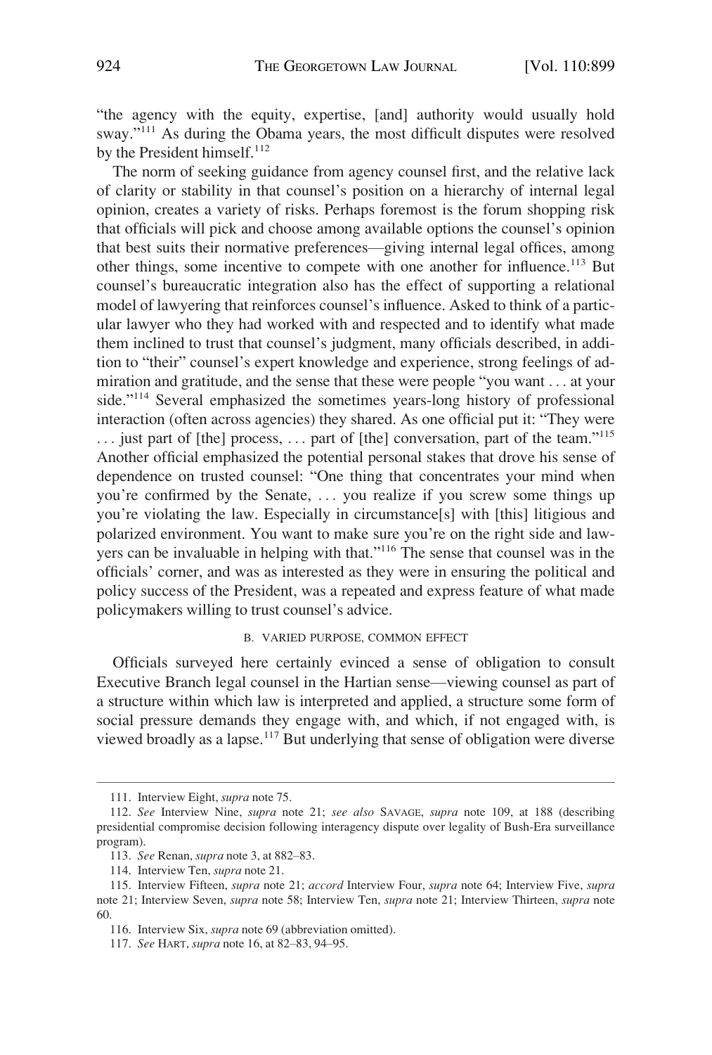"the agency with the equity, expertise, [and] authority would usually hold sway."[111] As during the Obama years, the most difficult disputes were resolved by the President himself.[112]

The norm of seeking guidance from agency counsel first, and the relative lack of clarity or stability in that counsel's position on a hierarchy of internal legal opinion, creates a variety of risks. Perhaps foremost is the forum shopping risk that officials will pick and choose among available options the counsel's opinion that best suits their normative preferences—giving internal legal offices, among other things, some incentive to compete with one another for influence.[113] But counsel's bureaucratic integration also has the effect of supporting a relational model of lawyering that reinforces counsel's influence. Asked to think of a particular lawyer who they had worked with and respected and to identify what made them inclined to trust that counsel's judgment, many officials described, in addition to "their" counsel's expert knowledge and experience, strong feelings of admiration and gratitude, and the sense that these were people "you want . . . at your side."[114] Several emphasized the sometimes years-long history of professional interaction (often across agencies) they shared. As one official put it: "They were . . . just part of [the] process, . . . part of [the] conversation, part of the team."[115] Another official emphasized the potential personal stakes that drove his sense of dependence on trusted counsel: "One thing that concentrates your mind when you're confirmed by the Senate, . . . you realize if you screw some things up you're violating the law. Especially in circumstance[s] with [this] litigious and polarized environment. You want to make sure you're on the right side and lawyers can be invaluable in helping with that."[116] The sense that counsel was in the officials' corner, and was as interested as they were in ensuring the political and policy success of the President, was a repeated and express feature of what made policymakers willing to trust counsel's advice.

### B. VARIED PURPOSE, COMMON EFFECT

Officials surveyed here certainly evinced a sense of obligation to consult Executive Branch legal counsel in the Hartian sense—viewing counsel as part of a structure within which law is interpreted and applied, a structure some form of social pressure demands they engage with, and which, if not engaged with, is viewed broadly as a lapse.[117] But underlying that sense of obligation were diverse

---

111. Interview Eight, *supra* note 75.

112. *See* Interview Nine, *supra* note 21; *see also* SAVAGE, *supra* note 109, at 188 (describing presidential compromise decision following interagency dispute over legality of Bush-Era surveillance program).

113. *See* Renan, *supra* note 3, at 882–83.

114. Interview Ten, *supra* note 21.

115. Interview Fifteen, *supra* note 21; *accord* Interview Four, *supra* note 64; Interview Five, *supra* note 21; Interview Seven, *supra* note 58; Interview Ten, *supra* note 21; Interview Thirteen, *supra* note 60.

116. Interview Six, *supra* note 69 (abbreviation omitted).

117. *See* HART, *supra* note 16, at 82–83, 94–95.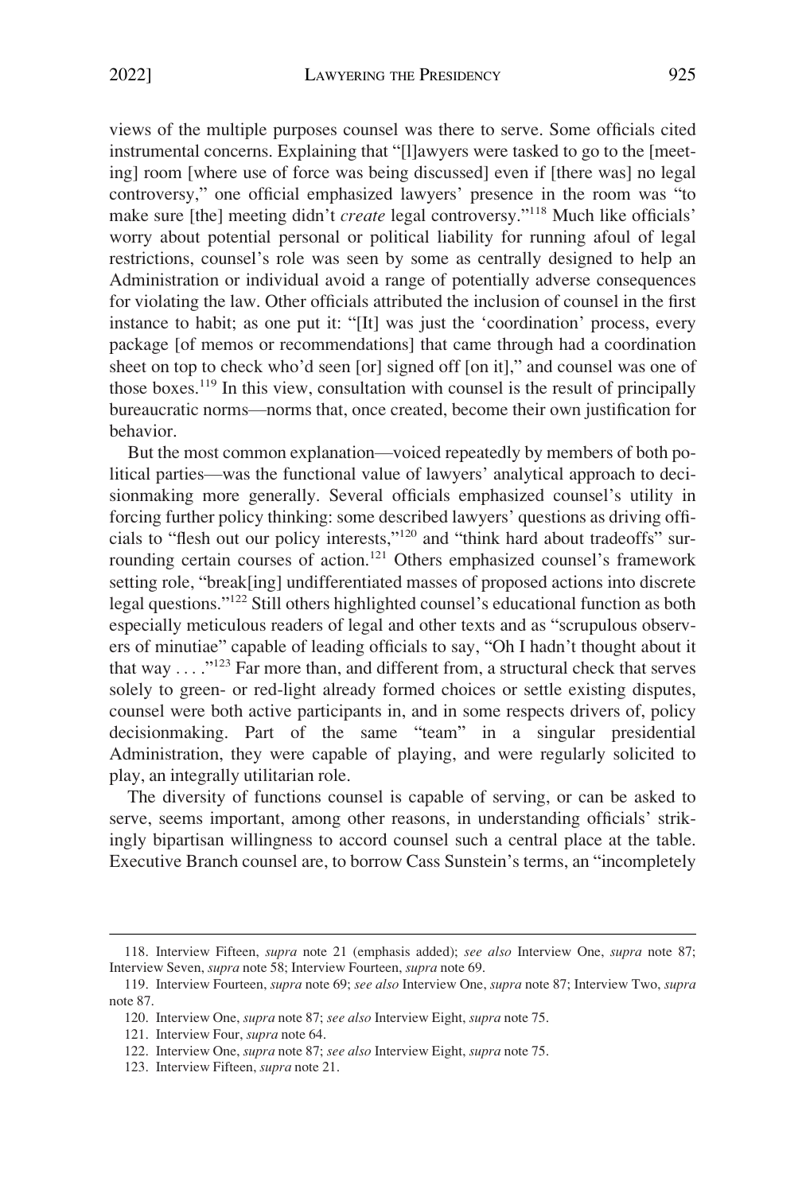views of the multiple purposes counsel was there to serve. Some officials cited instrumental concerns. Explaining that "[l]awyers were tasked to go to the [meeting] room [where use of force was being discussed] even if [there was] no legal controversy," one official emphasized lawyers' presence in the room was "to make sure [the] meeting didn't *create* legal controversy."[118] Much like officials' worry about potential personal or political liability for running afoul of legal restrictions, counsel's role was seen by some as centrally designed to help an Administration or individual avoid a range of potentially adverse consequences for violating the law. Other officials attributed the inclusion of counsel in the first instance to habit; as one put it: "[It] was just the 'coordination' process, every package [of memos or recommendations] that came through had a coordination sheet on top to check who'd seen [or] signed off [on it]," and counsel was one of those boxes.[119] In this view, consultation with counsel is the result of principally bureaucratic norms—norms that, once created, become their own justification for behavior.

But the most common explanation—voiced repeatedly by members of both political parties—was the functional value of lawyers' analytical approach to decisionmaking more generally. Several officials emphasized counsel's utility in forcing further policy thinking: some described lawyers' questions as driving officials to "flesh out our policy interests,"[120] and "think hard about tradeoffs" surrounding certain courses of action.[121] Others emphasized counsel's framework setting role, "break[ing] undifferentiated masses of proposed actions into discrete legal questions."[122] Still others highlighted counsel's educational function as both especially meticulous readers of legal and other texts and as "scrupulous observers of minutiae" capable of leading officials to say, "Oh I hadn't thought about it that way . . . ."[123] Far more than, and different from, a structural check that serves solely to green- or red-light already formed choices or settle existing disputes, counsel were both active participants in, and in some respects drivers of, policy decisionmaking. Part of the same "team" in a singular presidential Administration, they were capable of playing, and were regularly solicited to play, an integrally utilitarian role.

The diversity of functions counsel is capable of serving, or can be asked to serve, seems important, among other reasons, in understanding officials' strikingly bipartisan willingness to accord counsel such a central place at the table. Executive Branch counsel are, to borrow Cass Sunstein's terms, an "incompletely

---

118. Interview Fifteen, *supra* note 21 (emphasis added); *see also* Interview One, *supra* note 87; Interview Seven, *supra* note 58; Interview Fourteen, *supra* note 69.

119. Interview Fourteen, *supra* note 69; *see also* Interview One, *supra* note 87; Interview Two, *supra* note 87.

120. Interview One, *supra* note 87; *see also* Interview Eight, *supra* note 75.

121. Interview Four, *supra* note 64.

122. Interview One, *supra* note 87; *see also* Interview Eight, *supra* note 75.

123. Interview Fifteen, *supra* note 21.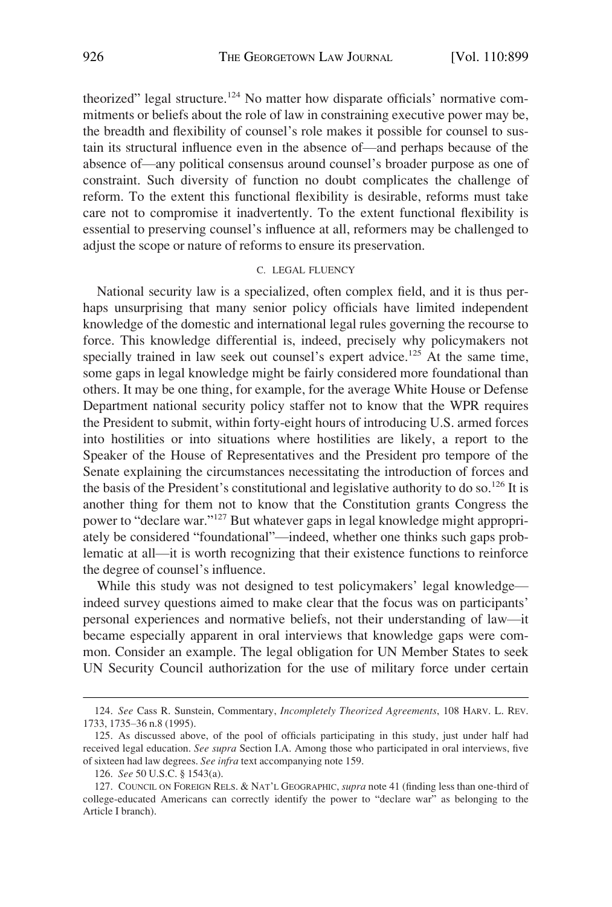theorized" legal structure.[124] No matter how disparate officials' normative commitments or beliefs about the role of law in constraining executive power may be, the breadth and flexibility of counsel's role makes it possible for counsel to sustain its structural influence even in the absence of—and perhaps because of the absence of—any political consensus around counsel's broader purpose as one of constraint. Such diversity of function no doubt complicates the challenge of reform. To the extent this functional flexibility is desirable, reforms must take care not to compromise it inadvertently. To the extent functional flexibility is essential to preserving counsel's influence at all, reformers may be challenged to adjust the scope or nature of reforms to ensure its preservation.

### C. LEGAL FLUENCY

National security law is a specialized, often complex field, and it is thus perhaps unsurprising that many senior policy officials have limited independent knowledge of the domestic and international legal rules governing the recourse to force. This knowledge differential is, indeed, precisely why policymakers not specially trained in law seek out counsel's expert advice.[125] At the same time, some gaps in legal knowledge might be fairly considered more foundational than others. It may be one thing, for example, for the average White House or Defense Department national security policy staffer not to know that the WPR requires the President to submit, within forty-eight hours of introducing U.S. armed forces into hostilities or into situations where hostilities are likely, a report to the Speaker of the House of Representatives and the President pro tempore of the Senate explaining the circumstances necessitating the introduction of forces and the basis of the President's constitutional and legislative authority to do so.[126] It is another thing for them not to know that the Constitution grants Congress the power to "declare war."[127] But whatever gaps in legal knowledge might appropriately be considered "foundational"—indeed, whether one thinks such gaps problematic at all—it is worth recognizing that their existence functions to reinforce the degree of counsel's influence.

While this study was not designed to test policymakers' legal knowledge—indeed survey questions aimed to make clear that the focus was on participants' personal experiences and normative beliefs, not their understanding of law—it became especially apparent in oral interviews that knowledge gaps were common. Consider an example. The legal obligation for UN Member States to seek UN Security Council authorization for the use of military force under certain

---

124. *See* Cass R. Sunstein, Commentary, *Incompletely Theorized Agreements*, 108 HARV. L. REV. 1733, 1735–36 n.8 (1995).

125. As discussed above, of the pool of officials participating in this study, just under half had received legal education. *See supra* Section I.A. Among those who participated in oral interviews, five of sixteen had law degrees. *See infra* text accompanying note 159.

126. *See* 50 U.S.C. § 1543(a).

127. COUNCIL ON FOREIGN RELS. & NAT'L GEOGRAPHIC, *supra* note 41 (finding less than one-third of college-educated Americans can correctly identify the power to "declare war" as belonging to the Article I branch).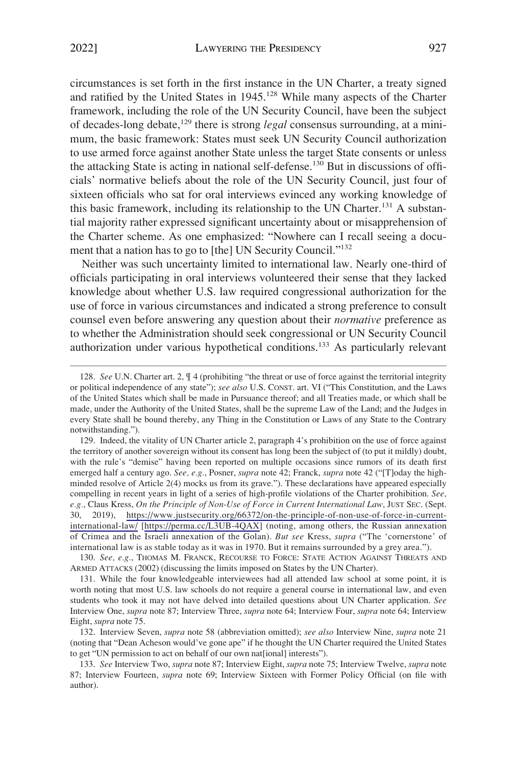circumstances is set forth in the first instance in the UN Charter, a treaty signed and ratified by the United States in 1945.[128] While many aspects of the Charter framework, including the role of the UN Security Council, have been the subject of decades-long debate,[129] there is strong *legal* consensus surrounding, at a minimum, the basic framework: States must seek UN Security Council authorization to use armed force against another State unless the target State consents or unless the attacking State is acting in national self-defense.[130] But in discussions of officials' normative beliefs about the role of the UN Security Council, just four of sixteen officials who sat for oral interviews evinced any working knowledge of this basic framework, including its relationship to the UN Charter.[131] A substantial majority rather expressed significant uncertainty about or misapprehension of the Charter scheme. As one emphasized: "Nowhere can I recall seeing a document that a nation has to go to [the] UN Security Council."[132]

Neither was such uncertainty limited to international law. Nearly one-third of officials participating in oral interviews volunteered their sense that they lacked knowledge about whether U.S. law required congressional authorization for the use of force in various circumstances and indicated a strong preference to consult counsel even before answering any question about their *normative* preference as to whether the Administration should seek congressional or UN Security Council authorization under various hypothetical conditions.[133] As particularly relevant

128. *See* U.N. Charter art. 2, ¶ 4 (prohibiting "the threat or use of force against the territorial integrity or political independence of any state"); *see also* U.S. CONST. art. VI ("This Constitution, and the Laws of the United States which shall be made in Pursuance thereof; and all Treaties made, or which shall be made, under the Authority of the United States, shall be the supreme Law of the Land; and the Judges in every State shall be bound thereby, any Thing in the Constitution or Laws of any State to the Contrary notwithstanding.").

129. Indeed, the vitality of UN Charter article 2, paragraph 4's prohibition on the use of force against the territory of another sovereign without its consent has long been the subject of (to put it mildly) doubt, with the rule's "demise" having been reported on multiple occasions since rumors of its death first emerged half a century ago. *See, e.g.*, Posner, *supra* note 42; Franck, *supra* note 42 ("[T]oday the high-minded resolve of Article 2(4) mocks us from its grave."). These declarations have appeared especially compelling in recent years in light of a series of high-profile violations of the Charter prohibition. *See, e.g.*, Claus Kress, *On the Principle of Non-Use of Force in Current International Law*, JUST SEC. (Sept. 30, 2019), https://www.justsecurity.org/66372/on-the-principle-of-non-use-of-force-in-current-international-law/ [https://perma.cc/L3UB-4QAX] (noting, among others, the Russian annexation of Crimea and the Israeli annexation of the Golan). *But see* Kress, *supra* ("The 'cornerstone' of international law is as stable today as it was in 1970. But it remains surrounded by a grey area.").

130. *See, e.g.*, THOMAS M. FRANCK, RECOURSE TO FORCE: STATE ACTION AGAINST THREATS AND ARMED ATTACKS (2002) (discussing the limits imposed on States by the UN Charter).

131. While the four knowledgeable interviewees had all attended law school at some point, it is worth noting that most U.S. law schools do not require a general course in international law, and even students who took it may not have delved into detailed questions about UN Charter application. *See* Interview One, *supra* note 87; Interview Three, *supra* note 64; Interview Four, *supra* note 64; Interview Eight, *supra* note 75.

132. Interview Seven, *supra* note 58 (abbreviation omitted); *see also* Interview Nine, *supra* note 21 (noting that "Dean Acheson would've gone ape" if he thought the UN Charter required the United States to get "UN permission to act on behalf of our own nat[ional] interests").

133. *See* Interview Two, *supra* note 87; Interview Eight, *supra* note 75; Interview Twelve, *supra* note 87; Interview Fourteen, *supra* note 69; Interview Sixteen with Former Policy Official (on file with author).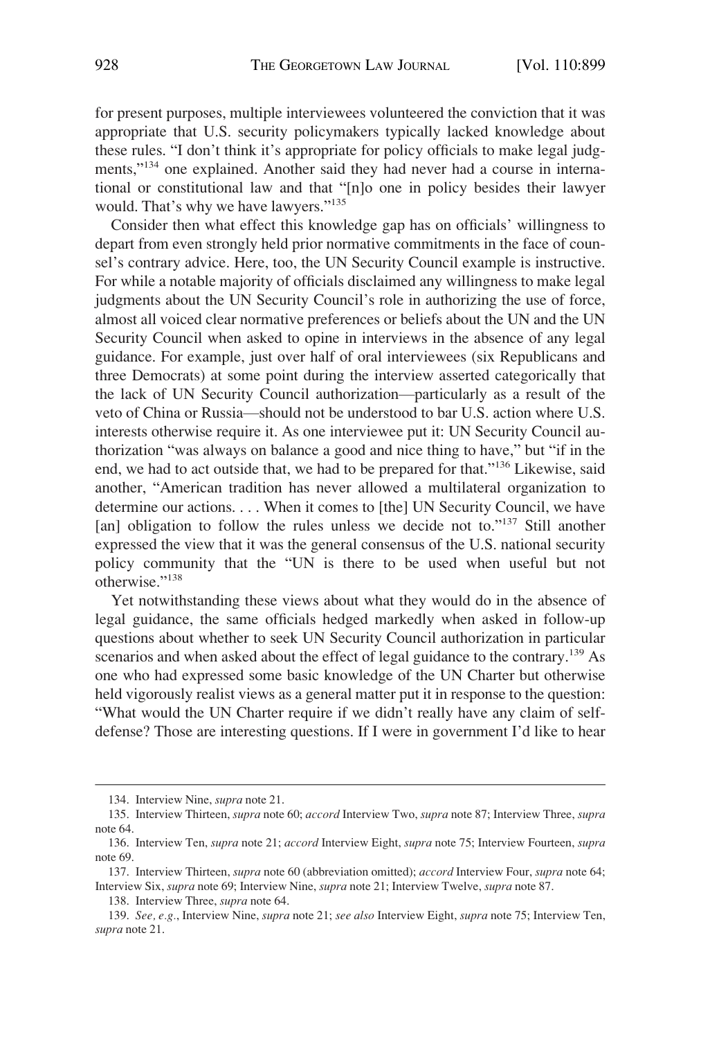for present purposes, multiple interviewees volunteered the conviction that it was appropriate that U.S. security policymakers typically lacked knowledge about these rules. "I don't think it's appropriate for policy officials to make legal judgments,"[134] one explained. Another said they had never had a course in international or constitutional law and that "[n]o one in policy besides their lawyer would. That's why we have lawyers."[135]

Consider then what effect this knowledge gap has on officials' willingness to depart from even strongly held prior normative commitments in the face of counsel's contrary advice. Here, too, the UN Security Council example is instructive. For while a notable majority of officials disclaimed any willingness to make legal judgments about the UN Security Council's role in authorizing the use of force, almost all voiced clear normative preferences or beliefs about the UN and the UN Security Council when asked to opine in interviews in the absence of any legal guidance. For example, just over half of oral interviewees (six Republicans and three Democrats) at some point during the interview asserted categorically that the lack of UN Security Council authorization—particularly as a result of the veto of China or Russia—should not be understood to bar U.S. action where U.S. interests otherwise require it. As one interviewee put it: UN Security Council authorization "was always on balance a good and nice thing to have," but "if in the end, we had to act outside that, we had to be prepared for that."[136] Likewise, said another, "American tradition has never allowed a multilateral organization to determine our actions. . . . When it comes to [the] UN Security Council, we have [an] obligation to follow the rules unless we decide not to."[137] Still another expressed the view that it was the general consensus of the U.S. national security policy community that the "UN is there to be used when useful but not otherwise."[138]

Yet notwithstanding these views about what they would do in the absence of legal guidance, the same officials hedged markedly when asked in follow-up questions about whether to seek UN Security Council authorization in particular scenarios and when asked about the effect of legal guidance to the contrary.[139] As one who had expressed some basic knowledge of the UN Charter but otherwise held vigorously realist views as a general matter put it in response to the question: "What would the UN Charter require if we didn't really have any claim of self-defense? Those are interesting questions. If I were in government I'd like to hear

134. Interview Nine, *supra* note 21.

135. Interview Thirteen, *supra* note 60; *accord* Interview Two, *supra* note 87; Interview Three, *supra* note 64.

136. Interview Ten, *supra* note 21; *accord* Interview Eight, *supra* note 75; Interview Fourteen, *supra* note 69.

137. Interview Thirteen, *supra* note 60 (abbreviation omitted); *accord* Interview Four, *supra* note 64; Interview Six, *supra* note 69; Interview Nine, *supra* note 21; Interview Twelve, *supra* note 87.

138. Interview Three, *supra* note 64.

139. *See, e.g.*, Interview Nine, *supra* note 21; *see also* Interview Eight, *supra* note 75; Interview Ten, *supra* note 21.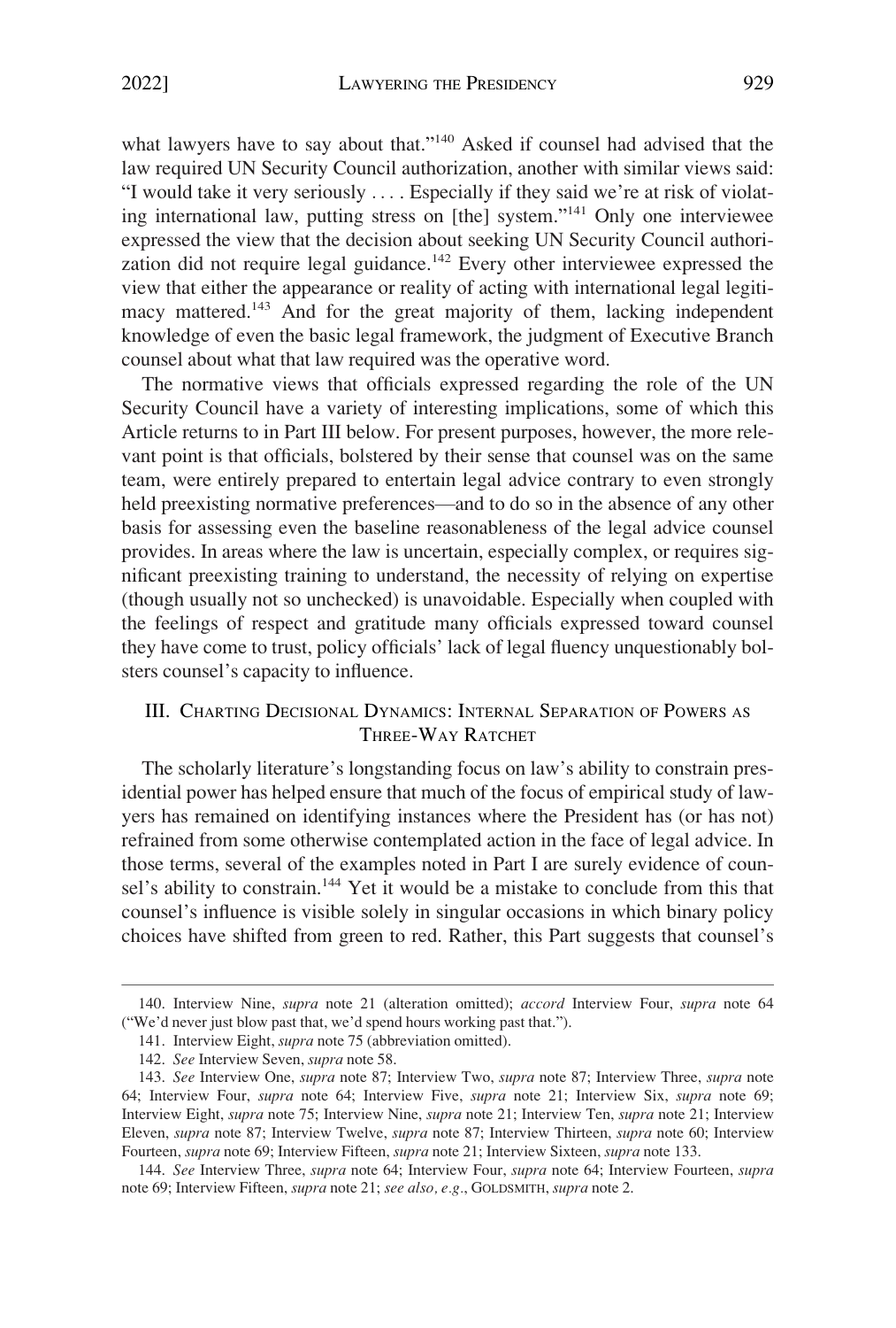what lawyers have to say about that."[140] Asked if counsel had advised that the law required UN Security Council authorization, another with similar views said: "I would take it very seriously . . . . Especially if they said we're at risk of violating international law, putting stress on [the] system."[141] Only one interviewee expressed the view that the decision about seeking UN Security Council authorization did not require legal guidance.[142] Every other interviewee expressed the view that either the appearance or reality of acting with international legal legitimacy mattered.[143] And for the great majority of them, lacking independent knowledge of even the basic legal framework, the judgment of Executive Branch counsel about what that law required was the operative word.

The normative views that officials expressed regarding the role of the UN Security Council have a variety of interesting implications, some of which this Article returns to in Part III below. For present purposes, however, the more relevant point is that officials, bolstered by their sense that counsel was on the same team, were entirely prepared to entertain legal advice contrary to even strongly held preexisting normative preferences—and to do so in the absence of any other basis for assessing even the baseline reasonableness of the legal advice counsel provides. In areas where the law is uncertain, especially complex, or requires significant preexisting training to understand, the necessity of relying on expertise (though usually not so unchecked) is unavoidable. Especially when coupled with the feelings of respect and gratitude many officials expressed toward counsel they have come to trust, policy officials' lack of legal fluency unquestionably bolsters counsel's capacity to influence.

## III. Charting Decisional Dynamics: Internal Separation of Powers as Three-Way Ratchet

The scholarly literature's longstanding focus on law's ability to constrain presidential power has helped ensure that much of the focus of empirical study of lawyers has remained on identifying instances where the President has (or has not) refrained from some otherwise contemplated action in the face of legal advice. In those terms, several of the examples noted in Part I are surely evidence of counsel's ability to constrain.[144] Yet it would be a mistake to conclude from this that counsel's influence is visible solely in singular occasions in which binary policy choices have shifted from green to red. Rather, this Part suggests that counsel's

---

140. Interview Nine, *supra* note 21 (alteration omitted); *accord* Interview Four, *supra* note 64 ("We'd never just blow past that, we'd spend hours working past that.").

141. Interview Eight, *supra* note 75 (abbreviation omitted).

142. *See* Interview Seven, *supra* note 58.

143. *See* Interview One, *supra* note 87; Interview Two, *supra* note 87; Interview Three, *supra* note 64; Interview Four, *supra* note 64; Interview Five, *supra* note 21; Interview Six, *supra* note 69; Interview Eight, *supra* note 75; Interview Nine, *supra* note 21; Interview Ten, *supra* note 21; Interview Eleven, *supra* note 87; Interview Twelve, *supra* note 87; Interview Thirteen, *supra* note 60; Interview Fourteen, *supra* note 69; Interview Fifteen, *supra* note 21; Interview Sixteen, *supra* note 133.

144. *See* Interview Three, *supra* note 64; Interview Four, *supra* note 64; Interview Fourteen, *supra* note 69; Interview Fifteen, *supra* note 21; *see also, e.g.*, GOLDSMITH, *supra* note 2.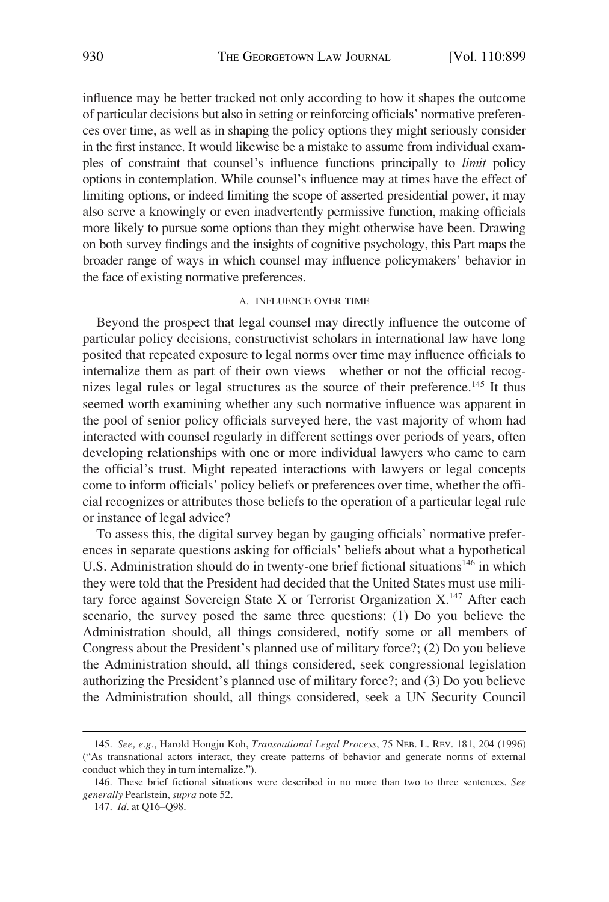influence may be better tracked not only according to how it shapes the outcome of particular decisions but also in setting or reinforcing officials' normative preferences over time, as well as in shaping the policy options they might seriously consider in the first instance. It would likewise be a mistake to assume from individual examples of constraint that counsel's influence functions principally to *limit* policy options in contemplation. While counsel's influence may at times have the effect of limiting options, or indeed limiting the scope of asserted presidential power, it may also serve a knowingly or even inadvertently permissive function, making officials more likely to pursue some options than they might otherwise have been. Drawing on both survey findings and the insights of cognitive psychology, this Part maps the broader range of ways in which counsel may influence policymakers' behavior in the face of existing normative preferences.

### A. INFLUENCE OVER TIME

Beyond the prospect that legal counsel may directly influence the outcome of particular policy decisions, constructivist scholars in international law have long posited that repeated exposure to legal norms over time may influence officials to internalize them as part of their own views—whether or not the official recognizes legal rules or legal structures as the source of their preference.[145] It thus seemed worth examining whether any such normative influence was apparent in the pool of senior policy officials surveyed here, the vast majority of whom had interacted with counsel regularly in different settings over periods of years, often developing relationships with one or more individual lawyers who came to earn the official's trust. Might repeated interactions with lawyers or legal concepts come to inform officials' policy beliefs or preferences over time, whether the official recognizes or attributes those beliefs to the operation of a particular legal rule or instance of legal advice?

To assess this, the digital survey began by gauging officials' normative preferences in separate questions asking for officials' beliefs about what a hypothetical U.S. Administration should do in twenty-one brief fictional situations[146] in which they were told that the President had decided that the United States must use military force against Sovereign State X or Terrorist Organization X.[147] After each scenario, the survey posed the same three questions: (1) Do you believe the Administration should, all things considered, notify some or all members of Congress about the President's planned use of military force?; (2) Do you believe the Administration should, all things considered, seek congressional legislation authorizing the President's planned use of military force?; and (3) Do you believe the Administration should, all things considered, seek a UN Security Council

---

145. *See, e.g.*, Harold Hongju Koh, *Transnational Legal Process*, 75 NEB. L. REV. 181, 204 (1996) ("As transnational actors interact, they create patterns of behavior and generate norms of external conduct which they in turn internalize.").

146. These brief fictional situations were described in no more than two to three sentences. *See generally* Pearlstein, *supra* note 52.

147. *Id.* at Q16–Q98.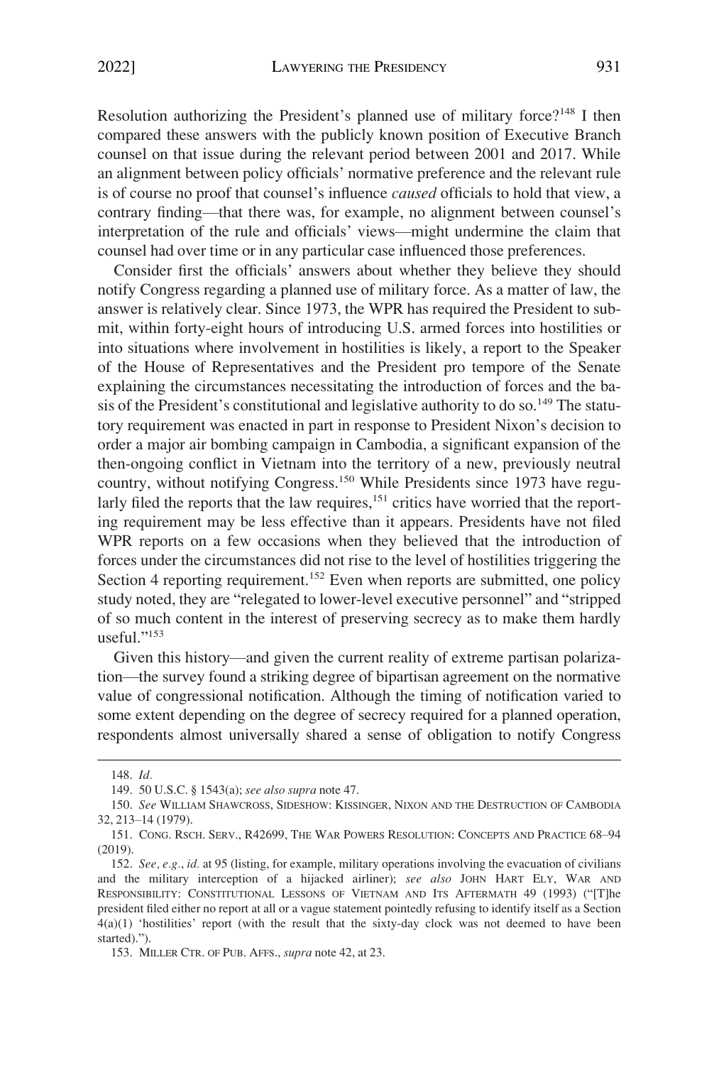Resolution authorizing the President's planned use of military force?[148] I then compared these answers with the publicly known position of Executive Branch counsel on that issue during the relevant period between 2001 and 2017. While an alignment between policy officials' normative preference and the relevant rule is of course no proof that counsel's influence *caused* officials to hold that view, a contrary finding—that there was, for example, no alignment between counsel's interpretation of the rule and officials' views—might undermine the claim that counsel had over time or in any particular case influenced those preferences.

Consider first the officials' answers about whether they believe they should notify Congress regarding a planned use of military force. As a matter of law, the answer is relatively clear. Since 1973, the WPR has required the President to submit, within forty-eight hours of introducing U.S. armed forces into hostilities or into situations where involvement in hostilities is likely, a report to the Speaker of the House of Representatives and the President pro tempore of the Senate explaining the circumstances necessitating the introduction of forces and the basis of the President's constitutional and legislative authority to do so.[149] The statutory requirement was enacted in part in response to President Nixon's decision to order a major air bombing campaign in Cambodia, a significant expansion of the then-ongoing conflict in Vietnam into the territory of a new, previously neutral country, without notifying Congress.[150] While Presidents since 1973 have regularly filed the reports that the law requires,[151] critics have worried that the reporting requirement may be less effective than it appears. Presidents have not filed WPR reports on a few occasions when they believed that the introduction of forces under the circumstances did not rise to the level of hostilities triggering the Section 4 reporting requirement.[152] Even when reports are submitted, one policy study noted, they are "relegated to lower-level executive personnel" and "stripped of so much content in the interest of preserving secrecy as to make them hardly useful."[153]

Given this history—and given the current reality of extreme partisan polarization—the survey found a striking degree of bipartisan agreement on the normative value of congressional notification. Although the timing of notification varied to some extent depending on the degree of secrecy required for a planned operation, respondents almost universally shared a sense of obligation to notify Congress

148. *Id.*

149. 50 U.S.C. § 1543(a); *see also supra* note 47.

150. *See* WILLIAM SHAWCROSS, SIDESHOW: KISSINGER, NIXON AND THE DESTRUCTION OF CAMBODIA 32, 213–14 (1979).

151. CONG. RSCH. SERV., R42699, THE WAR POWERS RESOLUTION: CONCEPTS AND PRACTICE 68–94 (2019).

152. *See, e.g.*, *id.* at 95 (listing, for example, military operations involving the evacuation of civilians and the military interception of a hijacked airliner); *see also* JOHN HART ELY, WAR AND RESPONSIBILITY: CONSTITUTIONAL LESSONS OF VIETNAM AND ITS AFTERMATH 49 (1993) ("[T]he president filed either no report at all or a vague statement pointedly refusing to identify itself as a Section 4(a)(1) 'hostilities' report (with the result that the sixty-day clock was not deemed to have been started).").

153. MILLER CTR. OF PUB. AFFS., *supra* note 42, at 23.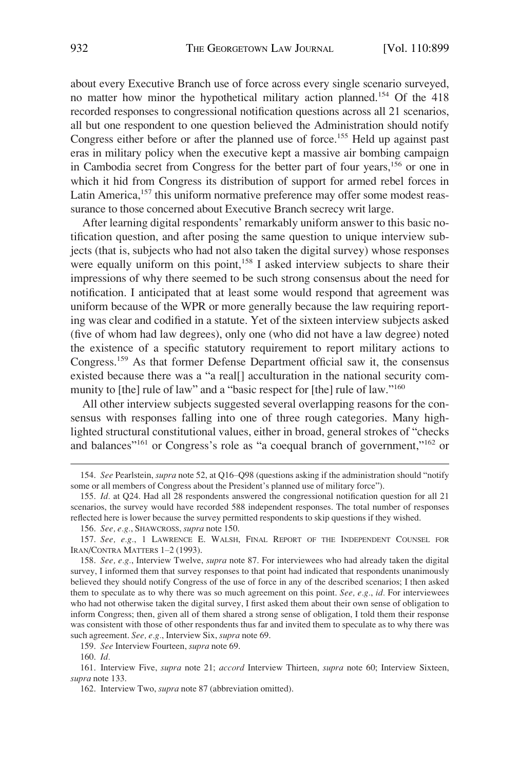about every Executive Branch use of force across every single scenario surveyed, no matter how minor the hypothetical military action planned.[154] Of the 418 recorded responses to congressional notification questions across all 21 scenarios, all but one respondent to one question believed the Administration should notify Congress either before or after the planned use of force.[155] Held up against past eras in military policy when the executive kept a massive air bombing campaign in Cambodia secret from Congress for the better part of four years,[156] or one in which it hid from Congress its distribution of support for armed rebel forces in Latin America,[157] this uniform normative preference may offer some modest reassurance to those concerned about Executive Branch secrecy writ large.

After learning digital respondents' remarkably uniform answer to this basic notification question, and after posing the same question to unique interview subjects (that is, subjects who had not also taken the digital survey) whose responses were equally uniform on this point,[158] I asked interview subjects to share their impressions of why there seemed to be such strong consensus about the need for notification. I anticipated that at least some would respond that agreement was uniform because of the WPR or more generally because the law requiring reporting was clear and codified in a statute. Yet of the sixteen interview subjects asked (five of whom had law degrees), only one (who did not have a law degree) noted the existence of a specific statutory requirement to report military actions to Congress.[159] As that former Defense Department official saw it, the consensus existed because there was a "a real[] acculturation in the national security community to [the] rule of law" and a "basic respect for [the] rule of law."[160]

All other interview subjects suggested several overlapping reasons for the consensus with responses falling into one of three rough categories. Many highlighted structural constitutional values, either in broad, general strokes of "checks and balances"[161] or Congress's role as "a coequal branch of government,"[162] or

---

154. *See* Pearlstein, *supra* note 52, at Q16–Q98 (questions asking if the administration should "notify some or all members of Congress about the President's planned use of military force").

155. *Id.* at Q24. Had all 28 respondents answered the congressional notification question for all 21 scenarios, the survey would have recorded 588 independent responses. The total number of responses reflected here is lower because the survey permitted respondents to skip questions if they wished.

156. *See, e.g.*, SHAWCROSS, *supra* note 150.

157. *See, e.g.*, 1 LAWRENCE E. WALSH, FINAL REPORT OF THE INDEPENDENT COUNSEL FOR IRAN/CONTRA MATTERS 1–2 (1993).

158. *See, e.g.*, Interview Twelve, *supra* note 87. For interviewees who had already taken the digital survey, I informed them that survey responses to that point had indicated that respondents unanimously believed they should notify Congress of the use of force in any of the described scenarios; I then asked them to speculate as to why there was so much agreement on this point. *See, e.g.*, *id.* For interviewees who had not otherwise taken the digital survey, I first asked them about their own sense of obligation to inform Congress; then, given all of them shared a strong sense of obligation, I told them their response was consistent with those of other respondents thus far and invited them to speculate as to why there was such agreement. *See, e.g.*, Interview Six, *supra* note 69.

159. *See* Interview Fourteen, *supra* note 69.

160. *Id.*

161. Interview Five, *supra* note 21; *accord* Interview Thirteen, *supra* note 60; Interview Sixteen, *supra* note 133.

162. Interview Two, *supra* note 87 (abbreviation omitted).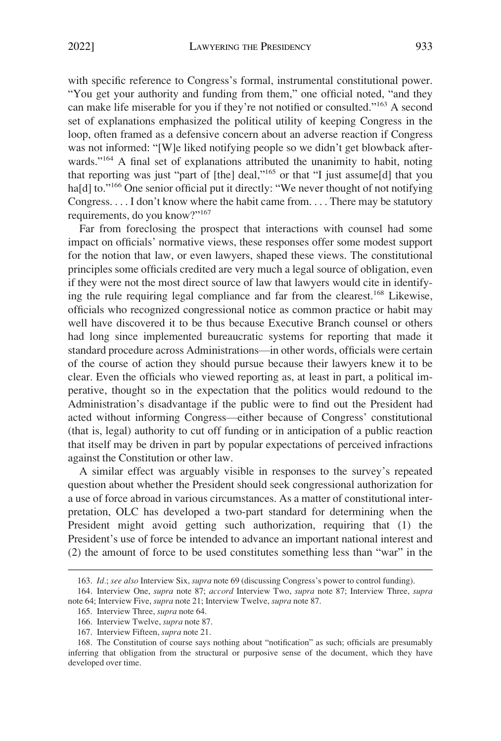with specific reference to Congress's formal, instrumental constitutional power. "You get your authority and funding from them," one official noted, "and they can make life miserable for you if they're not notified or consulted."[163] A second set of explanations emphasized the political utility of keeping Congress in the loop, often framed as a defensive concern about an adverse reaction if Congress was not informed: "[W]e liked notifying people so we didn't get blowback afterwards."[164] A final set of explanations attributed the unanimity to habit, noting that reporting was just "part of [the] deal,"[165] or that "I just assume[d] that you ha[d] to."[166] One senior official put it directly: "We never thought of not notifying Congress. . . . I don't know where the habit came from. . . . There may be statutory requirements, do you know?"[167]

Far from foreclosing the prospect that interactions with counsel had some impact on officials' normative views, these responses offer some modest support for the notion that law, or even lawyers, shaped these views. The constitutional principles some officials credited are very much a legal source of obligation, even if they were not the most direct source of law that lawyers would cite in identifying the rule requiring legal compliance and far from the clearest.[168] Likewise, officials who recognized congressional notice as common practice or habit may well have discovered it to be thus because Executive Branch counsel or others had long since implemented bureaucratic systems for reporting that made it standard procedure across Administrations—in other words, officials were certain of the course of action they should pursue because their lawyers knew it to be clear. Even the officials who viewed reporting as, at least in part, a political imperative, thought so in the expectation that the politics would redound to the Administration's disadvantage if the public were to find out the President had acted without informing Congress—either because of Congress' constitutional (that is, legal) authority to cut off funding or in anticipation of a public reaction that itself may be driven in part by popular expectations of perceived infractions against the Constitution or other law.

A similar effect was arguably visible in responses to the survey's repeated question about whether the President should seek congressional authorization for a use of force abroad in various circumstances. As a matter of constitutional interpretation, OLC has developed a two-part standard for determining when the President might avoid getting such authorization, requiring that (1) the President's use of force be intended to advance an important national interest and (2) the amount of force to be used constitutes something less than "war" in the

---

163. *Id.*; *see also* Interview Six, *supra* note 69 (discussing Congress's power to control funding).

164. Interview One, *supra* note 87; *accord* Interview Two, *supra* note 87; Interview Three, *supra* note 64; Interview Five, *supra* note 21; Interview Twelve, *supra* note 87.

165. Interview Three, *supra* note 64.

166. Interview Twelve, *supra* note 87.

167. Interview Fifteen, *supra* note 21.

168. The Constitution of course says nothing about "notification" as such; officials are presumably inferring that obligation from the structural or purposive sense of the document, which they have developed over time.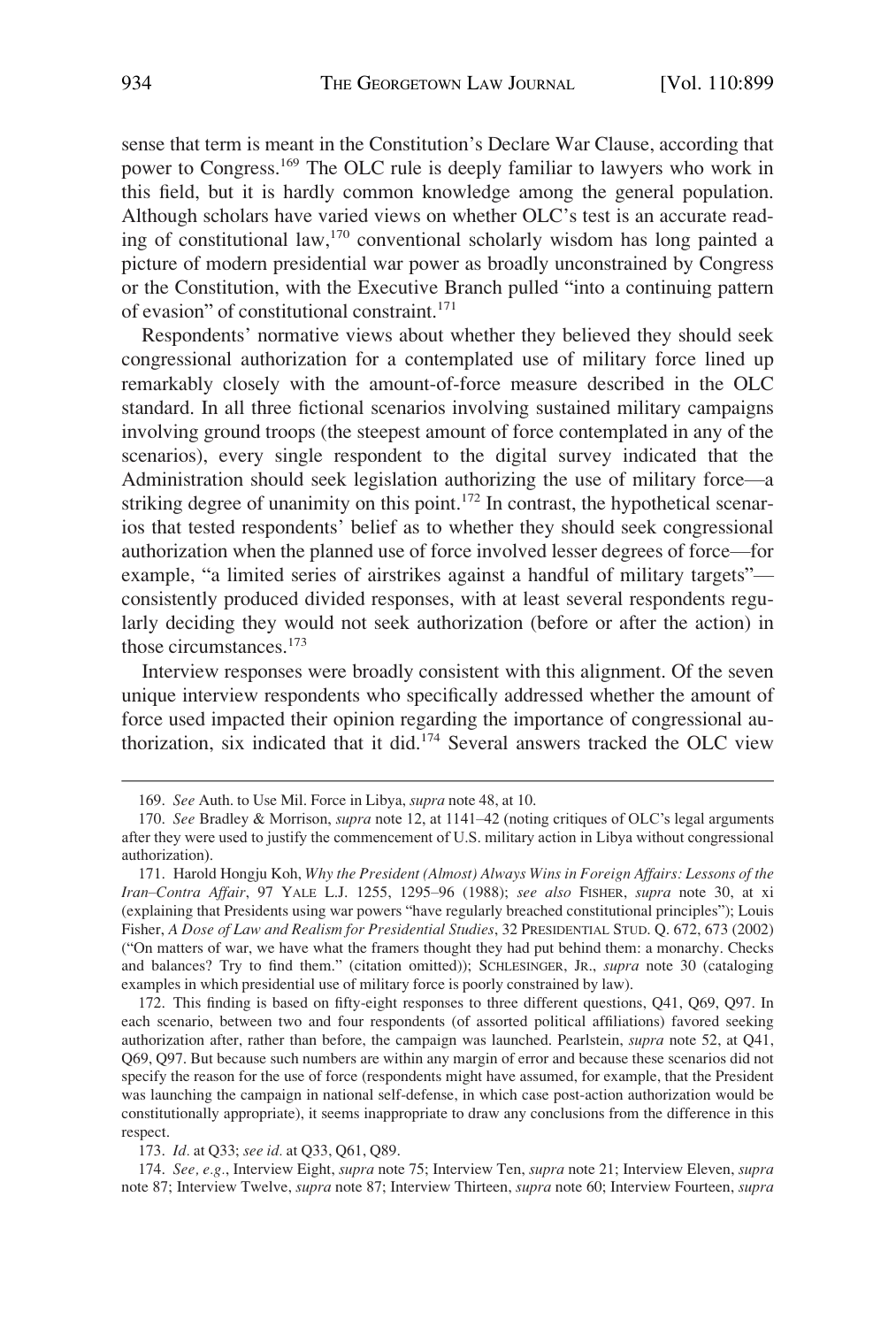sense that term is meant in the Constitution's Declare War Clause, according that power to Congress.[169] The OLC rule is deeply familiar to lawyers who work in this field, but it is hardly common knowledge among the general population. Although scholars have varied views on whether OLC's test is an accurate reading of constitutional law,[170] conventional scholarly wisdom has long painted a picture of modern presidential war power as broadly unconstrained by Congress or the Constitution, with the Executive Branch pulled "into a continuing pattern of evasion" of constitutional constraint.[171]

Respondents' normative views about whether they believed they should seek congressional authorization for a contemplated use of military force lined up remarkably closely with the amount-of-force measure described in the OLC standard. In all three fictional scenarios involving sustained military campaigns involving ground troops (the steepest amount of force contemplated in any of the scenarios), every single respondent to the digital survey indicated that the Administration should seek legislation authorizing the use of military force—a striking degree of unanimity on this point.[172] In contrast, the hypothetical scenarios that tested respondents' belief as to whether they should seek congressional authorization when the planned use of force involved lesser degrees of force—for example, "a limited series of airstrikes against a handful of military targets"—consistently produced divided responses, with at least several respondents regularly deciding they would not seek authorization (before or after the action) in those circumstances.[173]

Interview responses were broadly consistent with this alignment. Of the seven unique interview respondents who specifically addressed whether the amount of force used impacted their opinion regarding the importance of congressional authorization, six indicated that it did.[174] Several answers tracked the OLC view

---

169. *See* Auth. to Use Mil. Force in Libya, *supra* note 48, at 10.

170. *See* Bradley & Morrison, *supra* note 12, at 1141–42 (noting critiques of OLC's legal arguments after they were used to justify the commencement of U.S. military action in Libya without congressional authorization).

171. Harold Hongju Koh, *Why the President (Almost) Always Wins in Foreign Affairs: Lessons of the Iran–Contra Affair*, 97 YALE L.J. 1255, 1295–96 (1988); *see also* FISHER, *supra* note 30, at xi (explaining that Presidents using war powers "have regularly breached constitutional principles"); Louis Fisher, *A Dose of Law and Realism for Presidential Studies*, 32 PRESIDENTIAL STUD. Q. 672, 673 (2002) ("On matters of war, we have what the framers thought they had put behind them: a monarchy. Checks and balances? Try to find them." (citation omitted)); SCHLESINGER, JR., *supra* note 30 (cataloging examples in which presidential use of military force is poorly constrained by law).

172. This finding is based on fifty-eight responses to three different questions, Q41, Q69, Q97. In each scenario, between two and four respondents (of assorted political affiliations) favored seeking authorization after, rather than before, the campaign was launched. Pearlstein, *supra* note 52, at Q41, Q69, Q97. But because such numbers are within any margin of error and because these scenarios did not specify the reason for the use of force (respondents might have assumed, for example, that the President was launching the campaign in national self-defense, in which case post-action authorization would be constitutionally appropriate), it seems inappropriate to draw any conclusions from the difference in this respect.

173. *Id.* at Q33; *see id.* at Q33, Q61, Q89.

174. *See, e.g.*, Interview Eight, *supra* note 75; Interview Ten, *supra* note 21; Interview Eleven, *supra* note 87; Interview Twelve, *supra* note 87; Interview Thirteen, *supra* note 60; Interview Fourteen, *supra*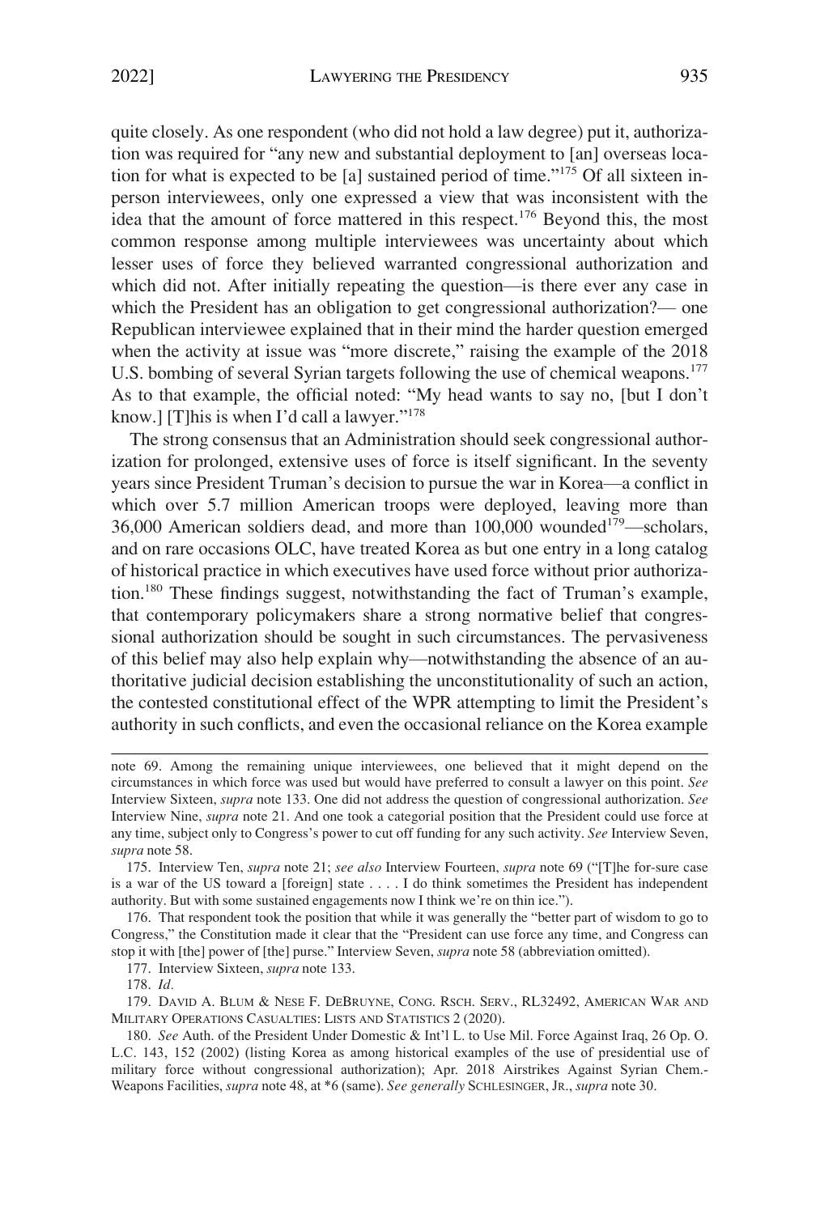quite closely. As one respondent (who did not hold a law degree) put it, authorization was required for "any new and substantial deployment to [an] overseas location for what is expected to be [a] sustained period of time."[175] Of all sixteen in-person interviewees, only one expressed a view that was inconsistent with the idea that the amount of force mattered in this respect.[176] Beyond this, the most common response among multiple interviewees was uncertainty about which lesser uses of force they believed warranted congressional authorization and which did not. After initially repeating the question—is there ever any case in which the President has an obligation to get congressional authorization?— one Republican interviewee explained that in their mind the harder question emerged when the activity at issue was "more discrete," raising the example of the 2018 U.S. bombing of several Syrian targets following the use of chemical weapons.[177] As to that example, the official noted: "My head wants to say no, [but I don't know.] [T]his is when I'd call a lawyer."[178]

The strong consensus that an Administration should seek congressional authorization for prolonged, extensive uses of force is itself significant. In the seventy years since President Truman's decision to pursue the war in Korea—a conflict in which over 5.7 million American troops were deployed, leaving more than 36,000 American soldiers dead, and more than 100,000 wounded[179]—scholars, and on rare occasions OLC, have treated Korea as but one entry in a long catalog of historical practice in which executives have used force without prior authorization.[180] These findings suggest, notwithstanding the fact of Truman's example, that contemporary policymakers share a strong normative belief that congressional authorization should be sought in such circumstances. The pervasiveness of this belief may also help explain why—notwithstanding the absence of an authoritative judicial decision establishing the unconstitutionality of such an action, the contested constitutional effect of the WPR attempting to limit the President's authority in such conflicts, and even the occasional reliance on the Korea example

---

note 69. Among the remaining unique interviewees, one believed that it might depend on the circumstances in which force was used but would have preferred to consult a lawyer on this point. *See* Interview Sixteen, *supra* note 133. One did not address the question of congressional authorization. *See* Interview Nine, *supra* note 21. And one took a categorial position that the President could use force at any time, subject only to Congress's power to cut off funding for any such activity. *See* Interview Seven, *supra* note 58.

175. Interview Ten, *supra* note 21; *see also* Interview Fourteen, *supra* note 69 ("[T]he for-sure case is a war of the US toward a [foreign] state . . . . I do think sometimes the President has independent authority. But with some sustained engagements now I think we're on thin ice.").

176. That respondent took the position that while it was generally the "better part of wisdom to go to Congress," the Constitution made it clear that the "President can use force any time, and Congress can stop it with [the] power of [the] purse." Interview Seven, *supra* note 58 (abbreviation omitted).

177. Interview Sixteen, *supra* note 133.

178. *Id.*

179. DAVID A. BLUM & NESE F. DEBRUYNE, CONG. RSCH. SERV., RL32492, AMERICAN WAR AND MILITARY OPERATIONS CASUALTIES: LISTS AND STATISTICS 2 (2020).

180. *See* Auth. of the President Under Domestic & Int'l L. to Use Mil. Force Against Iraq, 26 Op. O.L.C. 143, 152 (2002) (listing Korea as among historical examples of the use of presidential use of military force without congressional authorization); Apr. 2018 Airstrikes Against Syrian Chem.-Weapons Facilities, *supra* note 48, at *6 (same). *See generally* SCHLESINGER, JR., *supra* note 30.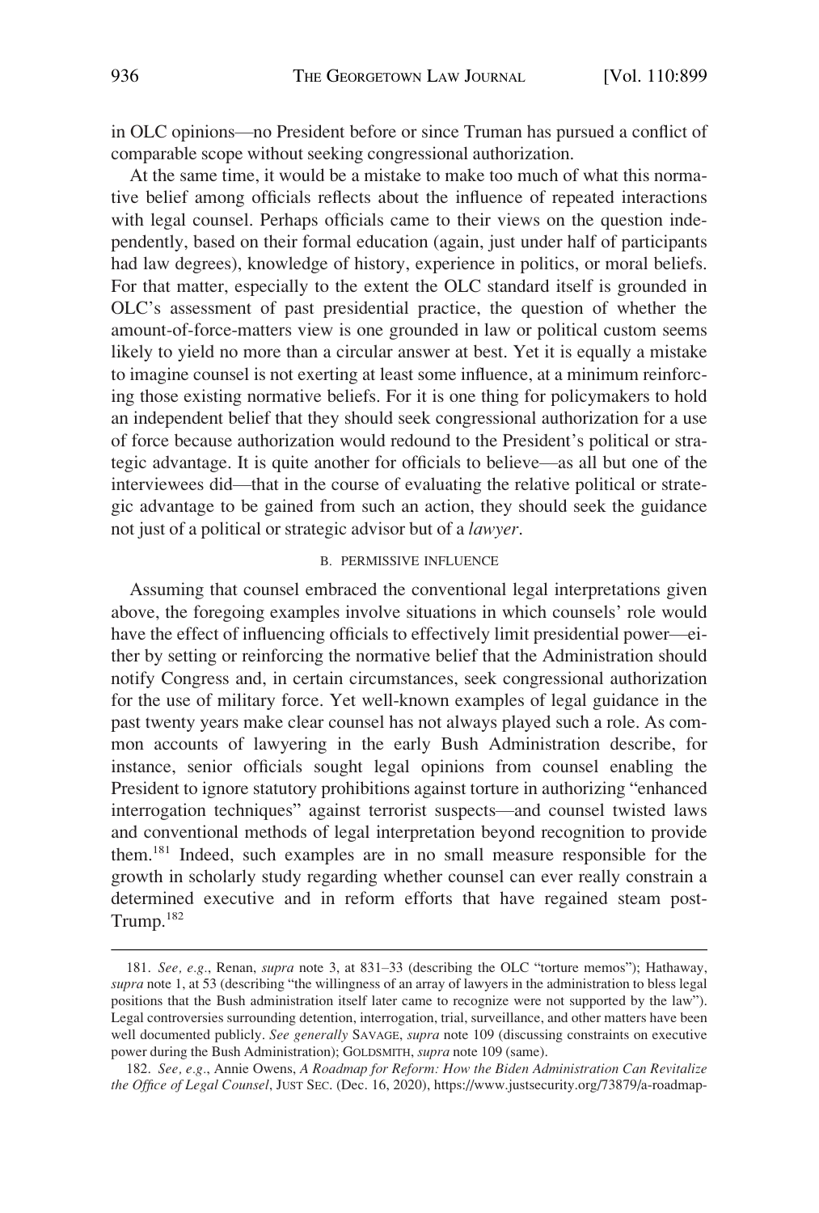in OLC opinions—no President before or since Truman has pursued a conflict of comparable scope without seeking congressional authorization.

At the same time, it would be a mistake to make too much of what this normative belief among officials reflects about the influence of repeated interactions with legal counsel. Perhaps officials came to their views on the question independently, based on their formal education (again, just under half of participants had law degrees), knowledge of history, experience in politics, or moral beliefs. For that matter, especially to the extent the OLC standard itself is grounded in OLC's assessment of past presidential practice, the question of whether the amount-of-force-matters view is one grounded in law or political custom seems likely to yield no more than a circular answer at best. Yet it is equally a mistake to imagine counsel is not exerting at least some influence, at a minimum reinforcing those existing normative beliefs. For it is one thing for policymakers to hold an independent belief that they should seek congressional authorization for a use of force because authorization would redound to the President's political or strategic advantage. It is quite another for officials to believe—as all but one of the interviewees did—that in the course of evaluating the relative political or strategic advantage to be gained from such an action, they should seek the guidance not just of a political or strategic advisor but of a *lawyer*.

### B. PERMISSIVE INFLUENCE

Assuming that counsel embraced the conventional legal interpretations given above, the foregoing examples involve situations in which counsels' role would have the effect of influencing officials to effectively limit presidential power—either by setting or reinforcing the normative belief that the Administration should notify Congress and, in certain circumstances, seek congressional authorization for the use of military force. Yet well-known examples of legal guidance in the past twenty years make clear counsel has not always played such a role. As common accounts of lawyering in the early Bush Administration describe, for instance, senior officials sought legal opinions from counsel enabling the President to ignore statutory prohibitions against torture in authorizing "enhanced interrogation techniques" against terrorist suspects—and counsel twisted laws and conventional methods of legal interpretation beyond recognition to provide them.[181] Indeed, such examples are in no small measure responsible for the growth in scholarly study regarding whether counsel can ever really constrain a determined executive and in reform efforts that have regained steam post-Trump.[182]

---

181. *See, e.g.*, Renan, *supra* note 3, at 831–33 (describing the OLC "torture memos"); Hathaway, *supra* note 1, at 53 (describing "the willingness of an array of lawyers in the administration to bless legal positions that the Bush administration itself later came to recognize were not supported by the law"). Legal controversies surrounding detention, interrogation, trial, surveillance, and other matters have been well documented publicly. *See generally* SAVAGE, *supra* note 109 (discussing constraints on executive power during the Bush Administration); GOLDSMITH, *supra* note 109 (same).

182. *See, e.g.*, Annie Owens, *A Roadmap for Reform: How the Biden Administration Can Revitalize the Office of Legal Counsel*, JUST SEC. (Dec. 16, 2020), https://www.justsecurity.org/73879/a-roadmap-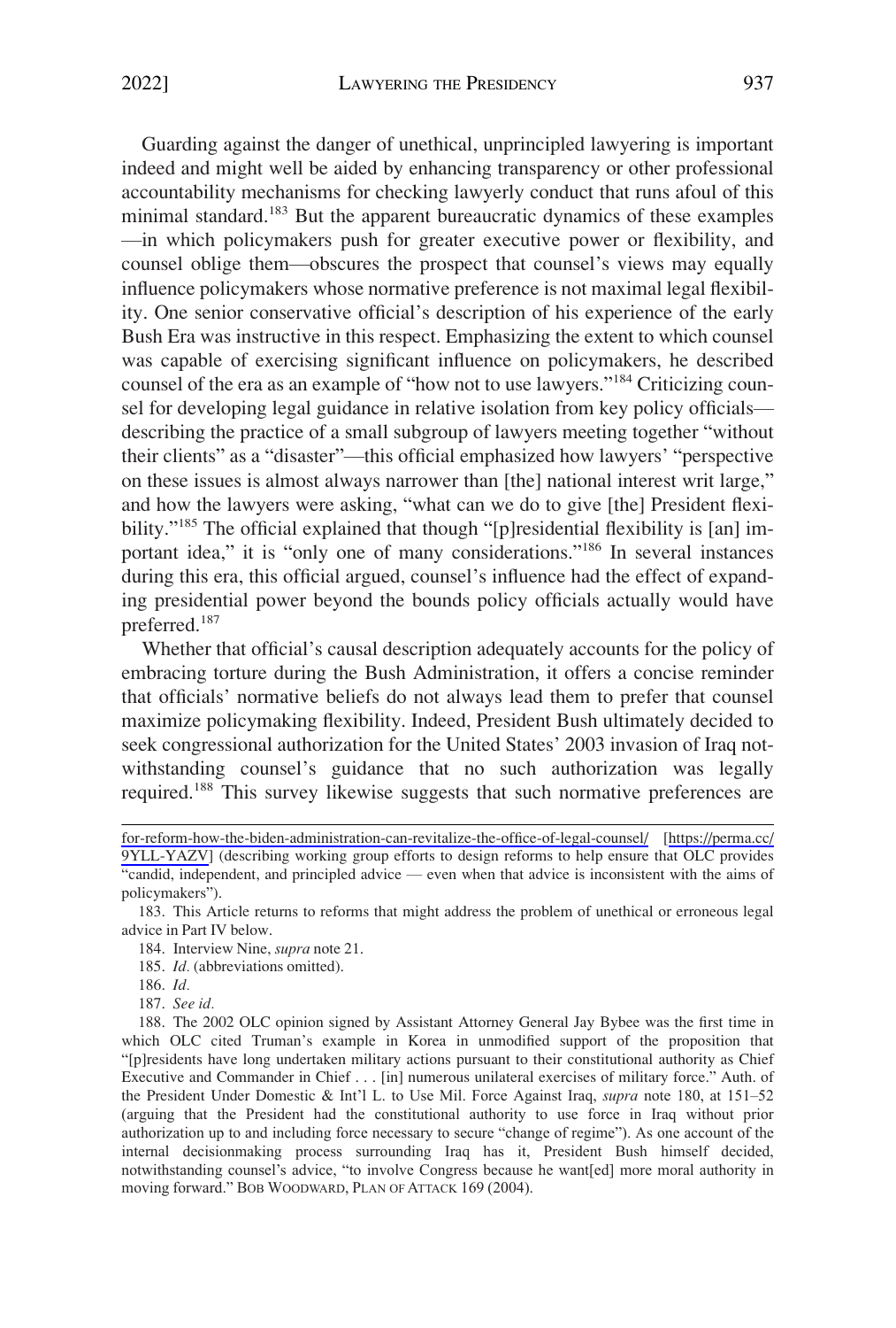Guarding against the danger of unethical, unprincipled lawyering is important indeed and might well be aided by enhancing transparency or other professional accountability mechanisms for checking lawyerly conduct that runs afoul of this minimal standard.[183] But the apparent bureaucratic dynamics of these examples —in which policymakers push for greater executive power or flexibility, and counsel oblige them—obscures the prospect that counsel's views may equally influence policymakers whose normative preference is not maximal legal flexibility. One senior conservative official's description of his experience of the early Bush Era was instructive in this respect. Emphasizing the extent to which counsel was capable of exercising significant influence on policymakers, he described counsel of the era as an example of "how not to use lawyers."[184] Criticizing counsel for developing legal guidance in relative isolation from key policy officials—describing the practice of a small subgroup of lawyers meeting together "without their clients" as a "disaster"—this official emphasized how lawyers' "perspective on these issues is almost always narrower than [the] national interest writ large," and how the lawyers were asking, "what can we do to give [the] President flexibility."[185] The official explained that though "[p]residential flexibility is [an] important idea," it is "only one of many considerations."[186] In several instances during this era, this official argued, counsel's influence had the effect of expanding presidential power beyond the bounds policy officials actually would have preferred.[187]

Whether that official's causal description adequately accounts for the policy of embracing torture during the Bush Administration, it offers a concise reminder that officials' normative beliefs do not always lead them to prefer that counsel maximize policymaking flexibility. Indeed, President Bush ultimately decided to seek congressional authorization for the United States' 2003 invasion of Iraq notwithstanding counsel's guidance that no such authorization was legally required.[188] This survey likewise suggests that such normative preferences are

---

for-reform-how-the-biden-administration-can-revitalize-the-office-of-legal-counsel/ [https://perma.cc/9YLL-YAZV] (describing working group efforts to design reforms to help ensure that OLC provides "candid, independent, and principled advice — even when that advice is inconsistent with the aims of policymakers").

183. This Article returns to reforms that might address the problem of unethical or erroneous legal advice in Part IV below.

184. Interview Nine, *supra* note 21.

185. *Id.* (abbreviations omitted).

186. *Id.*

187. *See id.*

188. The 2002 OLC opinion signed by Assistant Attorney General Jay Bybee was the first time in which OLC cited Truman's example in Korea in unmodified support of the proposition that "[p]residents have long undertaken military actions pursuant to their constitutional authority as Chief Executive and Commander in Chief . . . [in] numerous unilateral exercises of military force." Auth. of the President Under Domestic & Int'l L. to Use Mil. Force Against Iraq, *supra* note 180, at 151–52 (arguing that the President had the constitutional authority to use force in Iraq without prior authorization up to and including force necessary to secure "change of regime"). As one account of the internal decisionmaking process surrounding Iraq has it, President Bush himself decided, notwithstanding counsel's advice, "to involve Congress because he want[ed] more moral authority in moving forward." BOB WOODWARD, PLAN OF ATTACK 169 (2004).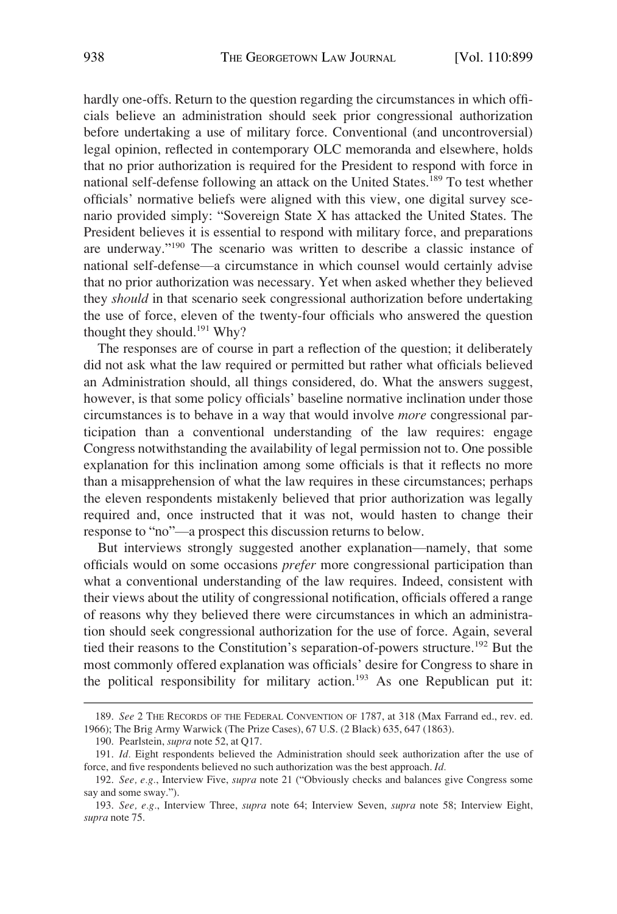hardly one-offs. Return to the question regarding the circumstances in which officials believe an administration should seek prior congressional authorization before undertaking a use of military force. Conventional (and uncontroversial) legal opinion, reflected in contemporary OLC memoranda and elsewhere, holds that no prior authorization is required for the President to respond with force in national self-defense following an attack on the United States.[189] To test whether officials' normative beliefs were aligned with this view, one digital survey scenario provided simply: "Sovereign State X has attacked the United States. The President believes it is essential to respond with military force, and preparations are underway."[190] The scenario was written to describe a classic instance of national self-defense—a circumstance in which counsel would certainly advise that no prior authorization was necessary. Yet when asked whether they believed they *should* in that scenario seek congressional authorization before undertaking the use of force, eleven of the twenty-four officials who answered the question thought they should.[191] Why?

The responses are of course in part a reflection of the question; it deliberately did not ask what the law required or permitted but rather what officials believed an Administration should, all things considered, do. What the answers suggest, however, is that some policy officials' baseline normative inclination under those circumstances is to behave in a way that would involve *more* congressional participation than a conventional understanding of the law requires: engage Congress notwithstanding the availability of legal permission not to. One possible explanation for this inclination among some officials is that it reflects no more than a misapprehension of what the law requires in these circumstances; perhaps the eleven respondents mistakenly believed that prior authorization was legally required and, once instructed that it was not, would hasten to change their response to "no"—a prospect this discussion returns to below.

But interviews strongly suggested another explanation—namely, that some officials would on some occasions *prefer* more congressional participation than what a conventional understanding of the law requires. Indeed, consistent with their views about the utility of congressional notification, officials offered a range of reasons why they believed there were circumstances in which an administration should seek congressional authorization for the use of force. Again, several tied their reasons to the Constitution's separation-of-powers structure.[192] But the most commonly offered explanation was officials' desire for Congress to share in the political responsibility for military action.[193] As one Republican put it:

---

189. *See* 2 THE RECORDS OF THE FEDERAL CONVENTION OF 1787, at 318 (Max Farrand ed., rev. ed. 1966); The Brig Army Warwick (The Prize Cases), 67 U.S. (2 Black) 635, 647 (1863).

190. Pearlstein, *supra* note 52, at Q17.

191. *Id.* Eight respondents believed the Administration should seek authorization after the use of force, and five respondents believed no such authorization was the best approach. *Id.*

192. *See, e.g.*, Interview Five, *supra* note 21 ("Obviously checks and balances give Congress some say and some sway.").

193. *See, e.g.*, Interview Three, *supra* note 64; Interview Seven, *supra* note 58; Interview Eight, *supra* note 75.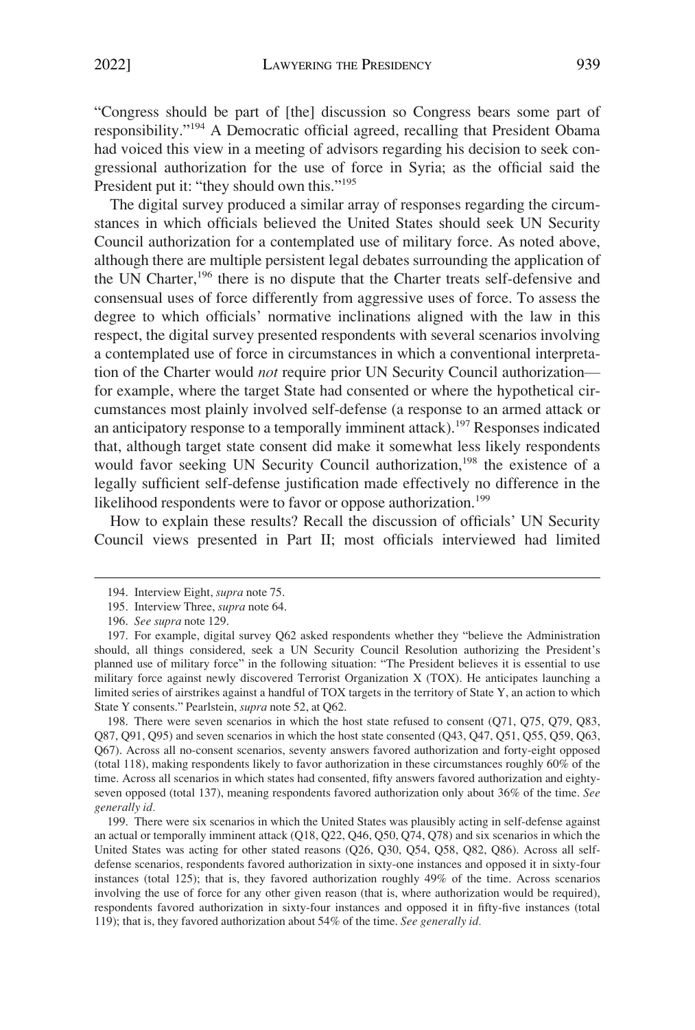"Congress should be part of [the] discussion so Congress bears some part of responsibility."[194] A Democratic official agreed, recalling that President Obama had voiced this view in a meeting of advisors regarding his decision to seek congressional authorization for the use of force in Syria; as the official said the President put it: "they should own this."[195]

The digital survey produced a similar array of responses regarding the circumstances in which officials believed the United States should seek UN Security Council authorization for a contemplated use of military force. As noted above, although there are multiple persistent legal debates surrounding the application of the UN Charter,[196] there is no dispute that the Charter treats self-defensive and consensual uses of force differently from aggressive uses of force. To assess the degree to which officials' normative inclinations aligned with the law in this respect, the digital survey presented respondents with several scenarios involving a contemplated use of force in circumstances in which a conventional interpretation of the Charter would *not* require prior UN Security Council authorization—for example, where the target State had consented or where the hypothetical circumstances most plainly involved self-defense (a response to an armed attack or an anticipatory response to a temporally imminent attack).[197] Responses indicated that, although target state consent did make it somewhat less likely respondents would favor seeking UN Security Council authorization,[198] the existence of a legally sufficient self-defense justification made effectively no difference in the likelihood respondents were to favor or oppose authorization.[199]

How to explain these results? Recall the discussion of officials' UN Security Council views presented in Part II; most officials interviewed had limited

---

194. Interview Eight, *supra* note 75.

195. Interview Three, *supra* note 64.

196. *See supra* note 129.

197. For example, digital survey Q62 asked respondents whether they "believe the Administration should, all things considered, seek a UN Security Council Resolution authorizing the President's planned use of military force" in the following situation: "The President believes it is essential to use military force against newly discovered Terrorist Organization X (TOX). He anticipates launching a limited series of airstrikes against a handful of TOX targets in the territory of State Y, an action to which State Y consents." Pearlstein, *supra* note 52, at Q62.

198. There were seven scenarios in which the host state refused to consent (Q71, Q75, Q79, Q83, Q87, Q91, Q95) and seven scenarios in which the host state consented (Q43, Q47, Q51, Q55, Q59, Q63, Q67). Across all no-consent scenarios, seventy answers favored authorization and forty-eight opposed (total 118), making respondents likely to favor authorization in these circumstances roughly 60% of the time. Across all scenarios in which states had consented, fifty answers favored authorization and eighty-seven opposed (total 137), meaning respondents favored authorization only about 36% of the time. *See generally id.*

199. There were six scenarios in which the United States was plausibly acting in self-defense against an actual or temporally imminent attack (Q18, Q22, Q46, Q50, Q74, Q78) and six scenarios in which the United States was acting for other stated reasons (Q26, Q30, Q54, Q58, Q82, Q86). Across all self-defense scenarios, respondents favored authorization in sixty-one instances and opposed it in sixty-four instances (total 125); that is, they favored authorization roughly 49% of the time. Across scenarios involving the use of force for any other given reason (that is, where authorization would be required), respondents favored authorization in sixty-four instances and opposed it in fifty-five instances (total 119); that is, they favored authorization about 54% of the time. *See generally id.*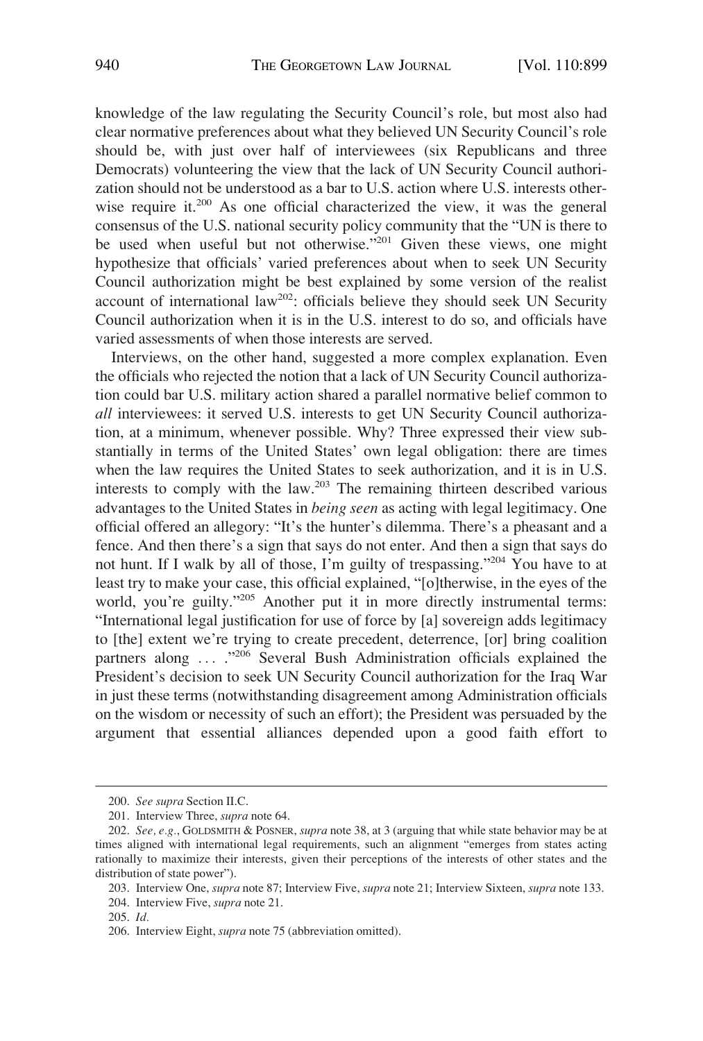knowledge of the law regulating the Security Council's role, but most also had clear normative preferences about what they believed UN Security Council's role should be, with just over half of interviewees (six Republicans and three Democrats) volunteering the view that the lack of UN Security Council authorization should not be understood as a bar to U.S. action where U.S. interests otherwise require it.[200] As one official characterized the view, it was the general consensus of the U.S. national security policy community that the "UN is there to be used when useful but not otherwise."[201] Given these views, one might hypothesize that officials' varied preferences about when to seek UN Security Council authorization might be best explained by some version of the realist account of international law[202]: officials believe they should seek UN Security Council authorization when it is in the U.S. interest to do so, and officials have varied assessments of when those interests are served.

Interviews, on the other hand, suggested a more complex explanation. Even the officials who rejected the notion that a lack of UN Security Council authorization could bar U.S. military action shared a parallel normative belief common to *all* interviewees: it served U.S. interests to get UN Security Council authorization, at a minimum, whenever possible. Why? Three expressed their view substantially in terms of the United States' own legal obligation: there are times when the law requires the United States to seek authorization, and it is in U.S. interests to comply with the law.[203] The remaining thirteen described various advantages to the United States in *being seen* as acting with legal legitimacy. One official offered an allegory: "It's the hunter's dilemma. There's a pheasant and a fence. And then there's a sign that says do not enter. And then a sign that says do not hunt. If I walk by all of those, I'm guilty of trespassing."[204] You have to at least try to make your case, this official explained, "[o]therwise, in the eyes of the world, you're guilty."[205] Another put it in more directly instrumental terms: "International legal justification for use of force by [a] sovereign adds legitimacy to [the] extent we're trying to create precedent, deterrence, [or] bring coalition partners along . . . ."[206] Several Bush Administration officials explained the President's decision to seek UN Security Council authorization for the Iraq War in just these terms (notwithstanding disagreement among Administration officials on the wisdom or necessity of such an effort); the President was persuaded by the argument that essential alliances depended upon a good faith effort to

---

200. *See supra* Section II.C.

201. Interview Three, *supra* note 64.

202. *See, e.g.*, GOLDSMITH & POSNER, *supra* note 38, at 3 (arguing that while state behavior may be at times aligned with international legal requirements, such an alignment "emerges from states acting rationally to maximize their interests, given their perceptions of the interests of other states and the distribution of state power").

203. Interview One, *supra* note 87; Interview Five, *supra* note 21; Interview Sixteen, *supra* note 133.

204. Interview Five, *supra* note 21.

205. *Id.*

206. Interview Eight, *supra* note 75 (abbreviation omitted).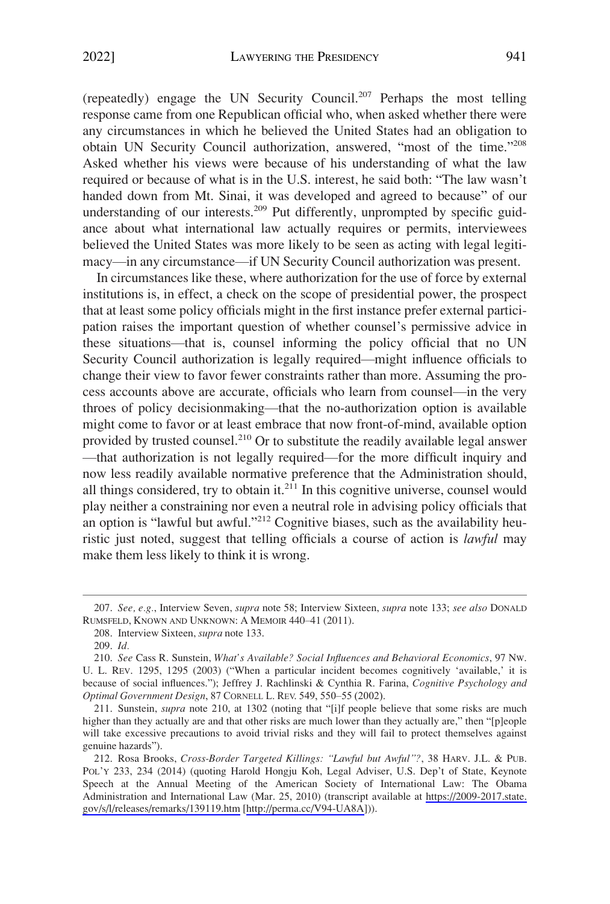(repeatedly) engage the UN Security Council.[207] Perhaps the most telling response came from one Republican official who, when asked whether there were any circumstances in which he believed the United States had an obligation to obtain UN Security Council authorization, answered, "most of the time."[208] Asked whether his views were because of his understanding of what the law required or because of what is in the U.S. interest, he said both: "The law wasn't handed down from Mt. Sinai, it was developed and agreed to because" of our understanding of our interests.[209] Put differently, unprompted by specific guidance about what international law actually requires or permits, interviewees believed the United States was more likely to be seen as acting with legal legitimacy—in any circumstance—if UN Security Council authorization was present.

In circumstances like these, where authorization for the use of force by external institutions is, in effect, a check on the scope of presidential power, the prospect that at least some policy officials might in the first instance prefer external participation raises the important question of whether counsel's permissive advice in these situations—that is, counsel informing the policy official that no UN Security Council authorization is legally required—might influence officials to change their view to favor fewer constraints rather than more. Assuming the process accounts above are accurate, officials who learn from counsel—in the very throes of policy decisionmaking—that the no-authorization option is available might come to favor or at least embrace that now front-of-mind, available option provided by trusted counsel.[210] Or to substitute the readily available legal answer—that authorization is not legally required—for the more difficult inquiry and now less readily available normative preference that the Administration should, all things considered, try to obtain it.[211] In this cognitive universe, counsel would play neither a constraining nor even a neutral role in advising policy officials that an option is "lawful but awful."[212] Cognitive biases, such as the availability heuristic just noted, suggest that telling officials a course of action is *lawful* may make them less likely to think it is wrong.

---

207. *See, e.g.*, Interview Seven, *supra* note 58; Interview Sixteen, *supra* note 133; *see also* DONALD RUMSFELD, KNOWN AND UNKNOWN: A MEMOIR 440–41 (2011).

208. Interview Sixteen, *supra* note 133.

209. *Id.*

210. *See* Cass R. Sunstein, *What's Available? Social Influences and Behavioral Economics*, 97 NW. U. L. REV. 1295, 1295 (2003) ("When a particular incident becomes cognitively 'available,' it is because of social influences."); Jeffrey J. Rachlinski & Cynthia R. Farina, *Cognitive Psychology and Optimal Government Design*, 87 CORNELL L. REV. 549, 550–55 (2002).

211. Sunstein, *supra* note 210, at 1302 (noting that "[i]f people believe that some risks are much higher than they actually are and that other risks are much lower than they actually are," then "[p]eople will take excessive precautions to avoid trivial risks and they will fail to protect themselves against genuine hazards").

212. Rosa Brooks, *Cross-Border Targeted Killings: "Lawful but Awful"?*, 38 HARV. J.L. & PUB. POL'Y 233, 234 (2014) (quoting Harold Hongju Koh, Legal Adviser, U.S. Dep't of State, Keynote Speech at the Annual Meeting of the American Society of International Law: The Obama Administration and International Law (Mar. 25, 2010) (transcript available at https://2009-2017.state.gov/s/l/releases/remarks/139119.htm [http://perma.cc/V94-UA8A])).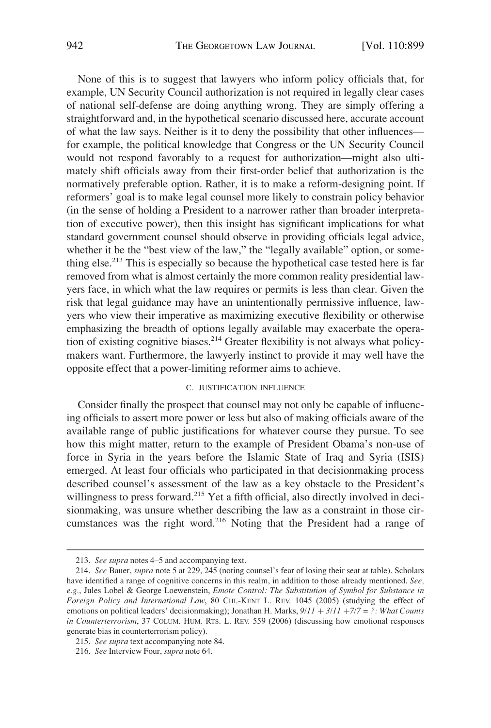None of this is to suggest that lawyers who inform policy officials that, for example, UN Security Council authorization is not required in legally clear cases of national self-defense are doing anything wrong. They are simply offering a straightforward and, in the hypothetical scenario discussed here, accurate account of what the law says. Neither is it to deny the possibility that other influences—for example, the political knowledge that Congress or the UN Security Council would not respond favorably to a request for authorization—might also ultimately shift officials away from their first-order belief that authorization is the normatively preferable option. Rather, it is to make a reform-designing point. If reformers' goal is to make legal counsel more likely to constrain policy behavior (in the sense of holding a President to a narrower rather than broader interpretation of executive power), then this insight has significant implications for what standard government counsel should observe in providing officials legal advice, whether it be the "best view of the law," the "legally available" option, or something else.[213] This is especially so because the hypothetical case tested here is far removed from what is almost certainly the more common reality presidential lawyers face, in which what the law requires or permits is less than clear. Given the risk that legal guidance may have an unintentionally permissive influence, lawyers who view their imperative as maximizing executive flexibility or otherwise emphasizing the breadth of options legally available may exacerbate the operation of existing cognitive biases.[214] Greater flexibility is not always what policymakers want. Furthermore, the lawyerly instinct to provide it may well have the opposite effect that a power-limiting reformer aims to achieve.

### C. JUSTIFICATION INFLUENCE

Consider finally the prospect that counsel may not only be capable of influencing officials to assert more power or less but also of making officials aware of the available range of public justifications for whatever course they pursue. To see how this might matter, return to the example of President Obama's non-use of force in Syria in the years before the Islamic State of Iraq and Syria (ISIS) emerged. At least four officials who participated in that decisionmaking process described counsel's assessment of the law as a key obstacle to the President's willingness to press forward.[215] Yet a fifth official, also directly involved in decisionmaking, was unsure whether describing the law as a constraint in those circumstances was the right word.[216] Noting that the President had a range of

---

213. *See supra* notes 4–5 and accompanying text.

214. *See* Bauer, *supra* note 5 at 229, 245 (noting counsel's fear of losing their seat at table). Scholars have identified a range of cognitive concerns in this realm, in addition to those already mentioned. *See, e.g.*, Jules Lobel & George Loewenstein, *Emote Control: The Substitution of Symbol for Substance in Foreign Policy and International Law*, 80 CHI.-KENT L. REV. 1045 (2005) (studying the effect of emotions on political leaders' decisionmaking); Jonathan H. Marks, *9/11 + 3/11 +7/7 = ?: What Counts in Counterterrorism*, 37 COLUM. HUM. RTS. L. REV. 559 (2006) (discussing how emotional responses generate bias in counterterrorism policy).

215. *See supra* text accompanying note 84.

216. *See* Interview Four, *supra* note 64.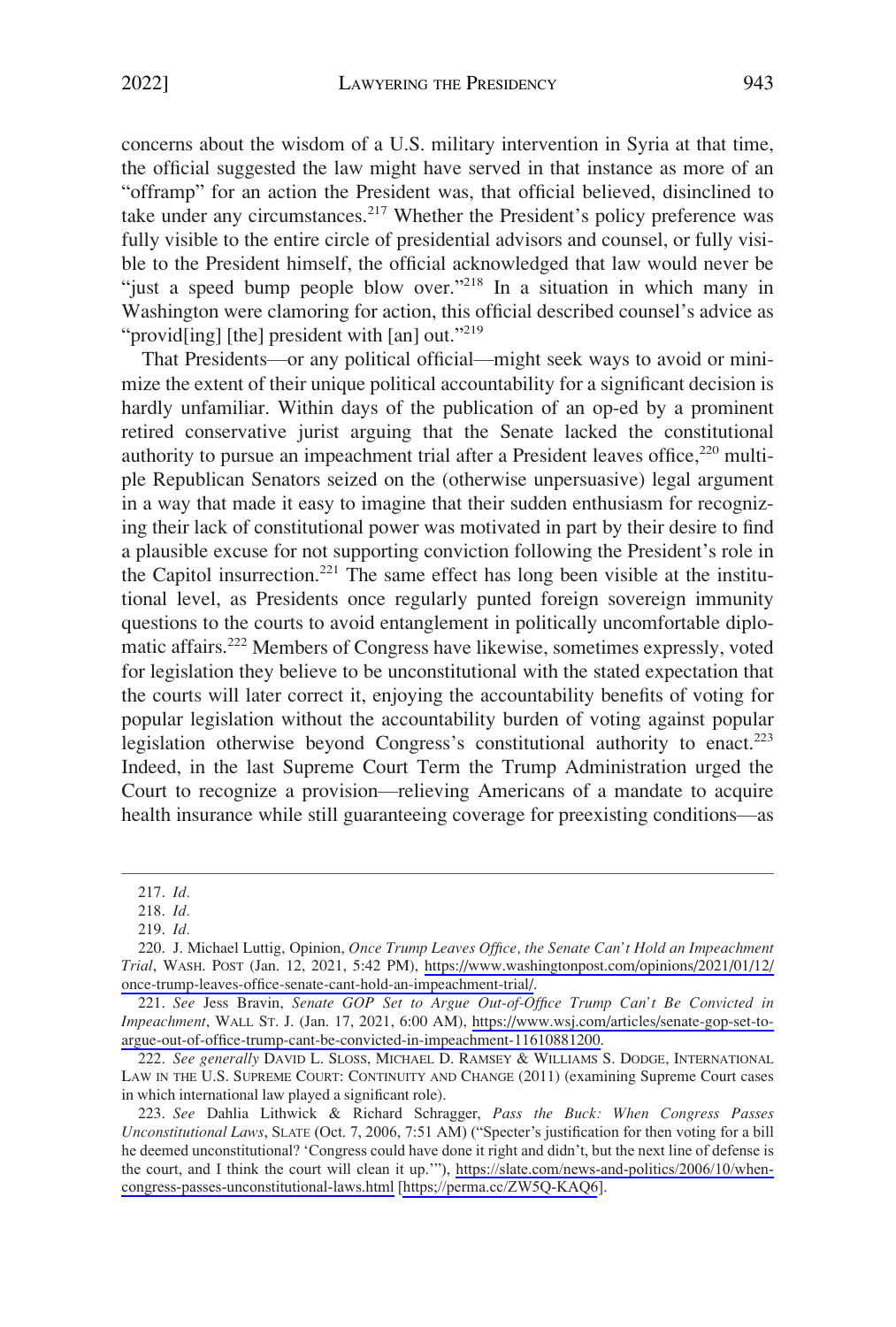concerns about the wisdom of a U.S. military intervention in Syria at that time, the official suggested the law might have served in that instance as more of an "offramp" for an action the President was, that official believed, disinclined to take under any circumstances.[217] Whether the President's policy preference was fully visible to the entire circle of presidential advisors and counsel, or fully visible to the President himself, the official acknowledged that law would never be "just a speed bump people blow over."[218] In a situation in which many in Washington were clamoring for action, this official described counsel's advice as "provid[ing] [the] president with [an] out."[219]

That Presidents—or any political official—might seek ways to avoid or minimize the extent of their unique political accountability for a significant decision is hardly unfamiliar. Within days of the publication of an op-ed by a prominent retired conservative jurist arguing that the Senate lacked the constitutional authority to pursue an impeachment trial after a President leaves office,[220] multiple Republican Senators seized on the (otherwise unpersuasive) legal argument in a way that made it easy to imagine that their sudden enthusiasm for recognizing their lack of constitutional power was motivated in part by their desire to find a plausible excuse for not supporting conviction following the President's role in the Capitol insurrection.[221] The same effect has long been visible at the institutional level, as Presidents once regularly punted foreign sovereign immunity questions to the courts to avoid entanglement in politically uncomfortable diplomatic affairs.[222] Members of Congress have likewise, sometimes expressly, voted for legislation they believe to be unconstitutional with the stated expectation that the courts will later correct it, enjoying the accountability benefits of voting for popular legislation without the accountability burden of voting against popular legislation otherwise beyond Congress's constitutional authority to enact.[223] Indeed, in the last Supreme Court Term the Trump Administration urged the Court to recognize a provision—relieving Americans of a mandate to acquire health insurance while still guaranteeing coverage for preexisting conditions—as

---

217. *Id.*

218. *Id.*

219. *Id.*

220. J. Michael Luttig, Opinion, *Once Trump Leaves Office, the Senate Can't Hold an Impeachment Trial*, WASH. POST (Jan. 12, 2021, 5:42 PM), https://www.washingtonpost.com/opinions/2021/01/12/once-trump-leaves-office-senate-cant-hold-an-impeachment-trial/.

221. *See* Jess Bravin, *Senate GOP Set to Argue Out-of-Office Trump Can't Be Convicted in Impeachment*, WALL ST. J. (Jan. 17, 2021, 6:00 AM), https://www.wsj.com/articles/senate-gop-set-to-argue-out-of-office-trump-cant-be-convicted-in-impeachment-11610881200.

222. *See generally* DAVID L. SLOSS, MICHAEL D. RAMSEY & WILLIAMS S. DODGE, INTERNATIONAL LAW IN THE U.S. SUPREME COURT: CONTINUITY AND CHANGE (2011) (examining Supreme Court cases in which international law played a significant role).

223. *See* Dahlia Lithwick & Richard Schragger, *Pass the Buck: When Congress Passes Unconstitutional Laws*, SLATE (Oct. 7, 2006, 7:51 AM) ("Specter's justification for then voting for a bill he deemed unconstitutional? 'Congress could have done it right and didn't, but the next line of defense is the court, and I think the court will clean it up.'"), https://slate.com/news-and-politics/2006/10/when-congress-passes-unconstitutional-laws.html [https;//perma.cc/ZW5Q-KAQ6].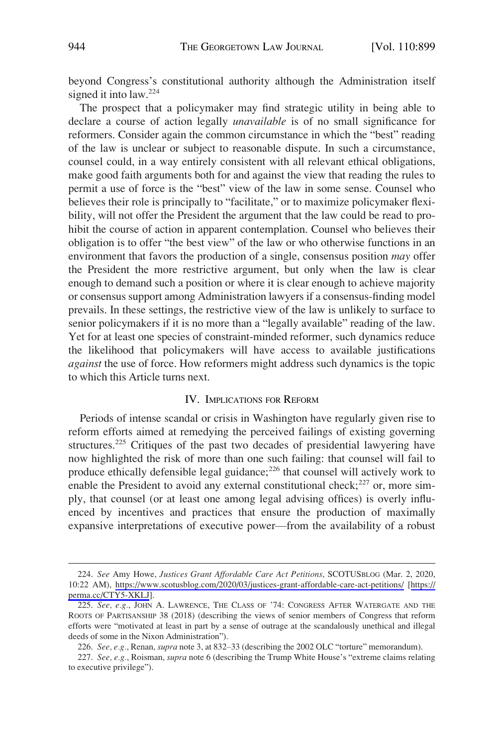beyond Congress's constitutional authority although the Administration itself signed it into law.[224]

The prospect that a policymaker may find strategic utility in being able to declare a course of action legally *unavailable* is of no small significance for reformers. Consider again the common circumstance in which the "best" reading of the law is unclear or subject to reasonable dispute. In such a circumstance, counsel could, in a way entirely consistent with all relevant ethical obligations, make good faith arguments both for and against the view that reading the rules to permit a use of force is the "best" view of the law in some sense. Counsel who believes their role is principally to "facilitate," or to maximize policymaker flexibility, will not offer the President the argument that the law could be read to prohibit the course of action in apparent contemplation. Counsel who believes their obligation is to offer "the best view" of the law or who otherwise functions in an environment that favors the production of a single, consensus position *may* offer the President the more restrictive argument, but only when the law is clear enough to demand such a position or where it is clear enough to achieve majority or consensus support among Administration lawyers if a consensus-finding model prevails. In these settings, the restrictive view of the law is unlikely to surface to senior policymakers if it is no more than a "legally available" reading of the law. Yet for at least one species of constraint-minded reformer, such dynamics reduce the likelihood that policymakers will have access to available justifications *against* the use of force. How reformers might address such dynamics is the topic to which this Article turns next.

## IV. Implications for Reform

Periods of intense scandal or crisis in Washington have regularly given rise to reform efforts aimed at remedying the perceived failings of existing governing structures.[225] Critiques of the past two decades of presidential lawyering have now highlighted the risk of more than one such failing: that counsel will fail to produce ethically defensible legal guidance;[226] that counsel will actively work to enable the President to avoid any external constitutional check;[227] or, more simply, that counsel (or at least one among legal advising offices) is overly influenced by incentives and practices that ensure the production of maximally expansive interpretations of executive power—from the availability of a robust

---

224. *See* Amy Howe, *Justices Grant Affordable Care Act Petitions*, SCOTUSBLOG (Mar. 2, 2020, 10:22 AM), https://www.scotusblog.com/2020/03/justices-grant-affordable-care-act-petitions/ [https://perma.cc/CTY5-XKLJ].

225. *See, e.g.*, JOHN A. LAWRENCE, THE CLASS OF '74: CONGRESS AFTER WATERGATE AND THE ROOTS OF PARTISANSHIP 38 (2018) (describing the views of senior members of Congress that reform efforts were "motivated at least in part by a sense of outrage at the scandalously unethical and illegal deeds of some in the Nixon Administration").

226. *See, e.g.*, Renan, *supra* note 3, at 832–33 (describing the 2002 OLC "torture" memorandum).

227. *See, e.g.*, Roisman, *supra* note 6 (describing the Trump White House's "extreme claims relating to executive privilege").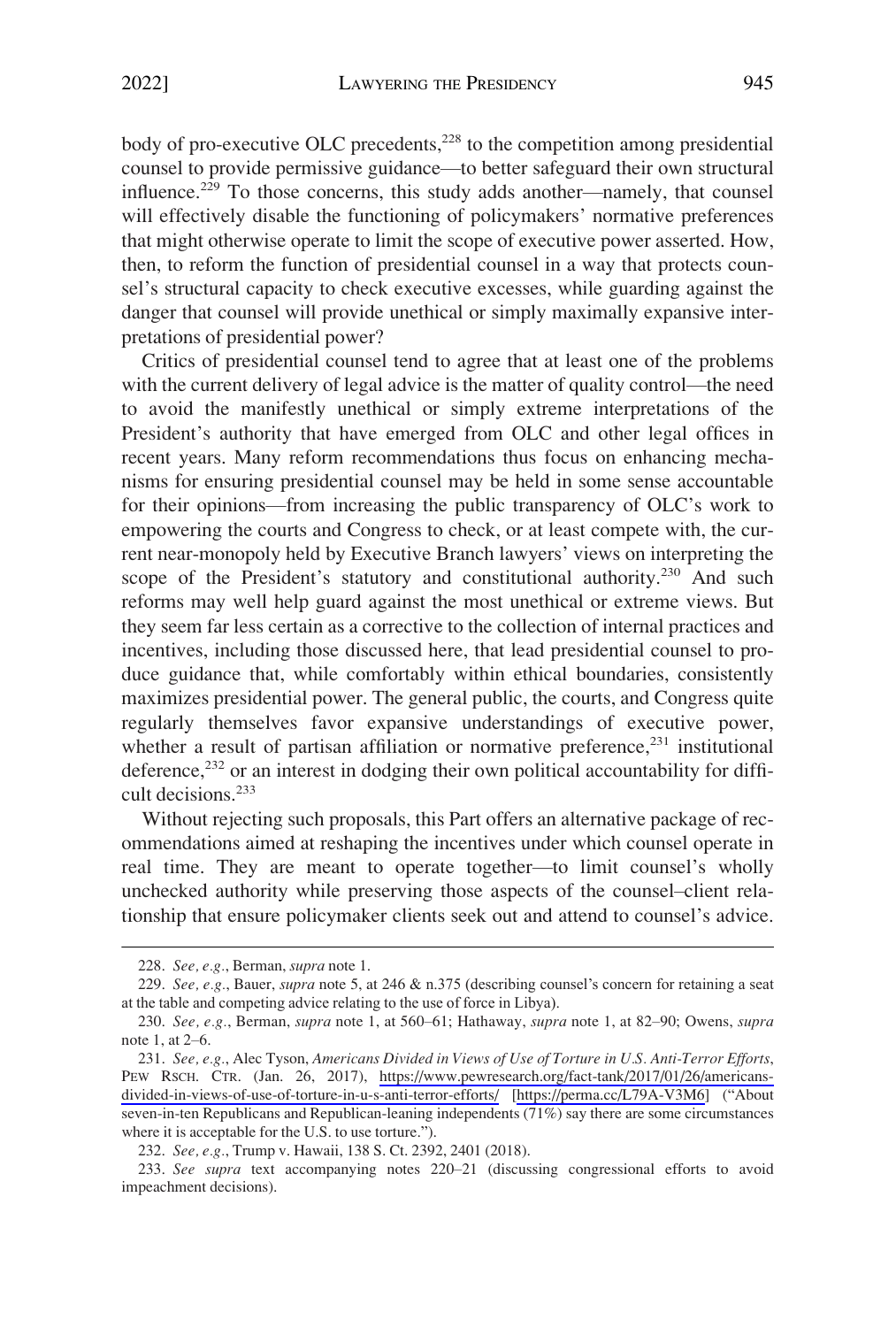body of pro-executive OLC precedents,[228] to the competition among presidential counsel to provide permissive guidance—to better safeguard their own structural influence.[229] To those concerns, this study adds another—namely, that counsel will effectively disable the functioning of policymakers' normative preferences that might otherwise operate to limit the scope of executive power asserted. How, then, to reform the function of presidential counsel in a way that protects counsel's structural capacity to check executive excesses, while guarding against the danger that counsel will provide unethical or simply maximally expansive interpretations of presidential power?

Critics of presidential counsel tend to agree that at least one of the problems with the current delivery of legal advice is the matter of quality control—the need to avoid the manifestly unethical or simply extreme interpretations of the President's authority that have emerged from OLC and other legal offices in recent years. Many reform recommendations thus focus on enhancing mechanisms for ensuring presidential counsel may be held in some sense accountable for their opinions—from increasing the public transparency of OLC's work to empowering the courts and Congress to check, or at least compete with, the current near-monopoly held by Executive Branch lawyers' views on interpreting the scope of the President's statutory and constitutional authority.[230] And such reforms may well help guard against the most unethical or extreme views. But they seem far less certain as a corrective to the collection of internal practices and incentives, including those discussed here, that lead presidential counsel to produce guidance that, while comfortably within ethical boundaries, consistently maximizes presidential power. The general public, the courts, and Congress quite regularly themselves favor expansive understandings of executive power, whether a result of partisan affiliation or normative preference,[231] institutional deference,[232] or an interest in dodging their own political accountability for difficult decisions.[233]

Without rejecting such proposals, this Part offers an alternative package of recommendations aimed at reshaping the incentives under which counsel operate in real time. They are meant to operate together—to limit counsel's wholly unchecked authority while preserving those aspects of the counsel–client relationship that ensure policymaker clients seek out and attend to counsel's advice.

---

228. *See, e.g.*, Berman, *supra* note 1.

229. *See, e.g.*, Bauer, *supra* note 5, at 246 & n.375 (describing counsel's concern for retaining a seat at the table and competing advice relating to the use of force in Libya).

230. *See, e.g.*, Berman, *supra* note 1, at 560–61; Hathaway, *supra* note 1, at 82–90; Owens, *supra* note 1, at 2–6.

231. *See, e.g.*, Alec Tyson, *Americans Divided in Views of Use of Torture in U.S. Anti-Terror Efforts*, PEW RSCH. CTR. (Jan. 26, 2017), https://www.pewresearch.org/fact-tank/2017/01/26/americans-divided-in-views-of-use-of-torture-in-u-s-anti-terror-efforts/ [https://perma.cc/L79A-V3M6] ("About seven-in-ten Republicans and Republican-leaning independents (71%) say there are some circumstances where it is acceptable for the U.S. to use torture.").

232. *See, e.g.*, Trump v. Hawaii, 138 S. Ct. 2392, 2401 (2018).

233. *See supra* text accompanying notes 220–21 (discussing congressional efforts to avoid impeachment decisions).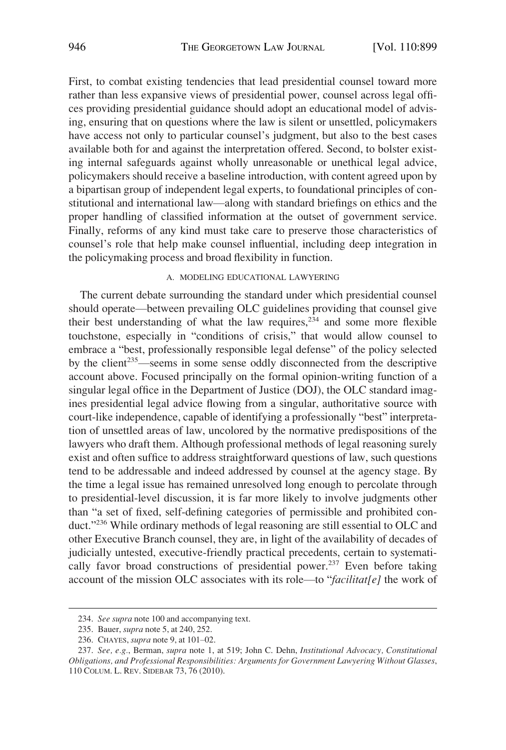First, to combat existing tendencies that lead presidential counsel toward more rather than less expansive views of presidential power, counsel across legal offices providing presidential guidance should adopt an educational model of advising, ensuring that on questions where the law is silent or unsettled, policymakers have access not only to particular counsel's judgment, but also to the best cases available both for and against the interpretation offered. Second, to bolster existing internal safeguards against wholly unreasonable or unethical legal advice, policymakers should receive a baseline introduction, with content agreed upon by a bipartisan group of independent legal experts, to foundational principles of constitutional and international law—along with standard briefings on ethics and the proper handling of classified information at the outset of government service. Finally, reforms of any kind must take care to preserve those characteristics of counsel's role that help make counsel influential, including deep integration in the policymaking process and broad flexibility in function.

### A. MODELING EDUCATIONAL LAWYERING

The current debate surrounding the standard under which presidential counsel should operate—between prevailing OLC guidelines providing that counsel give their best understanding of what the law requires,[234] and some more flexible touchstone, especially in "conditions of crisis," that would allow counsel to embrace a "best, professionally responsible legal defense" of the policy selected by the client[235]—seems in some sense oddly disconnected from the descriptive account above. Focused principally on the formal opinion-writing function of a singular legal office in the Department of Justice (DOJ), the OLC standard imagines presidential legal advice flowing from a singular, authoritative source with court-like independence, capable of identifying a professionally "best" interpretation of unsettled areas of law, uncolored by the normative predispositions of the lawyers who draft them. Although professional methods of legal reasoning surely exist and often suffice to address straightforward questions of law, such questions tend to be addressable and indeed addressed by counsel at the agency stage. By the time a legal issue has remained unresolved long enough to percolate through to presidential-level discussion, it is far more likely to involve judgments other than "a set of fixed, self-defining categories of permissible and prohibited conduct."[236] While ordinary methods of legal reasoning are still essential to OLC and other Executive Branch counsel, they are, in light of the availability of decades of judicially untested, executive-friendly practical precedents, certain to systematically favor broad constructions of presidential power.[237] Even before taking account of the mission OLC associates with its role—to "*facilitat[e]* the work of

234. *See supra* note 100 and accompanying text.

235. Bauer, *supra* note 5, at 240, 252.

236. CHAYES, *supra* note 9, at 101–02.

237. *See, e.g.*, Berman, *supra* note 1, at 519; John C. Dehn, *Institutional Advocacy, Constitutional Obligations, and Professional Responsibilities: Arguments for Government Lawyering Without Glasses*, 110 COLUM. L. REV. SIDEBAR 73, 76 (2010).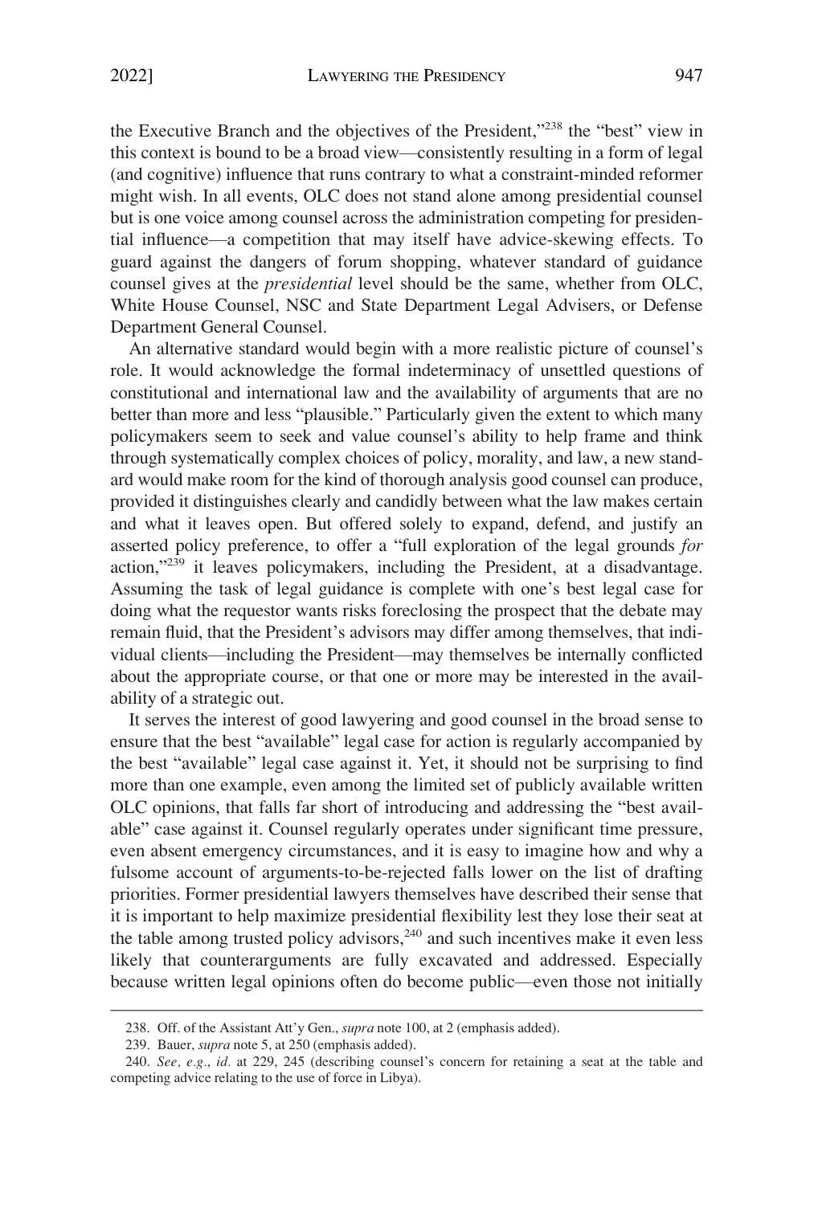the Executive Branch and the objectives of the President,"[238] the "best" view in this context is bound to be a broad view—consistently resulting in a form of legal (and cognitive) influence that runs contrary to what a constraint-minded reformer might wish. In all events, OLC does not stand alone among presidential counsel but is one voice among counsel across the administration competing for presidential influence—a competition that may itself have advice-skewing effects. To guard against the dangers of forum shopping, whatever standard of guidance counsel gives at the *presidential* level should be the same, whether from OLC, White House Counsel, NSC and State Department Legal Advisers, or Defense Department General Counsel.

An alternative standard would begin with a more realistic picture of counsel's role. It would acknowledge the formal indeterminacy of unsettled questions of constitutional and international law and the availability of arguments that are no better than more and less "plausible." Particularly given the extent to which many policymakers seem to seek and value counsel's ability to help frame and think through systematically complex choices of policy, morality, and law, a new standard would make room for the kind of thorough analysis good counsel can produce, provided it distinguishes clearly and candidly between what the law makes certain and what it leaves open. But offered solely to expand, defend, and justify an asserted policy preference, to offer a "full exploration of the legal grounds *for* action,"[239] it leaves policymakers, including the President, at a disadvantage. Assuming the task of legal guidance is complete with one's best legal case for doing what the requestor wants risks foreclosing the prospect that the debate may remain fluid, that the President's advisors may differ among themselves, that individual clients—including the President—may themselves be internally conflicted about the appropriate course, or that one or more may be interested in the availability of a strategic out.

It serves the interest of good lawyering and good counsel in the broad sense to ensure that the best "available" legal case for action is regularly accompanied by the best "available" legal case against it. Yet, it should not be surprising to find more than one example, even among the limited set of publicly available written OLC opinions, that falls far short of introducing and addressing the "best available" case against it. Counsel regularly operates under significant time pressure, even absent emergency circumstances, and it is easy to imagine how and why a fulsome account of arguments-to-be-rejected falls lower on the list of drafting priorities. Former presidential lawyers themselves have described their sense that it is important to help maximize presidential flexibility lest they lose their seat at the table among trusted policy advisors,[240] and such incentives make it even less likely that counterarguments are fully excavated and addressed. Especially because written legal opinions often do become public—even those not initially

---

238. Off. of the Assistant Att'y Gen., *supra* note 100, at 2 (emphasis added).

239. Bauer, *supra* note 5, at 250 (emphasis added).

240. *See, e.g.*, *id.* at 229, 245 (describing counsel's concern for retaining a seat at the table and competing advice relating to the use of force in Libya).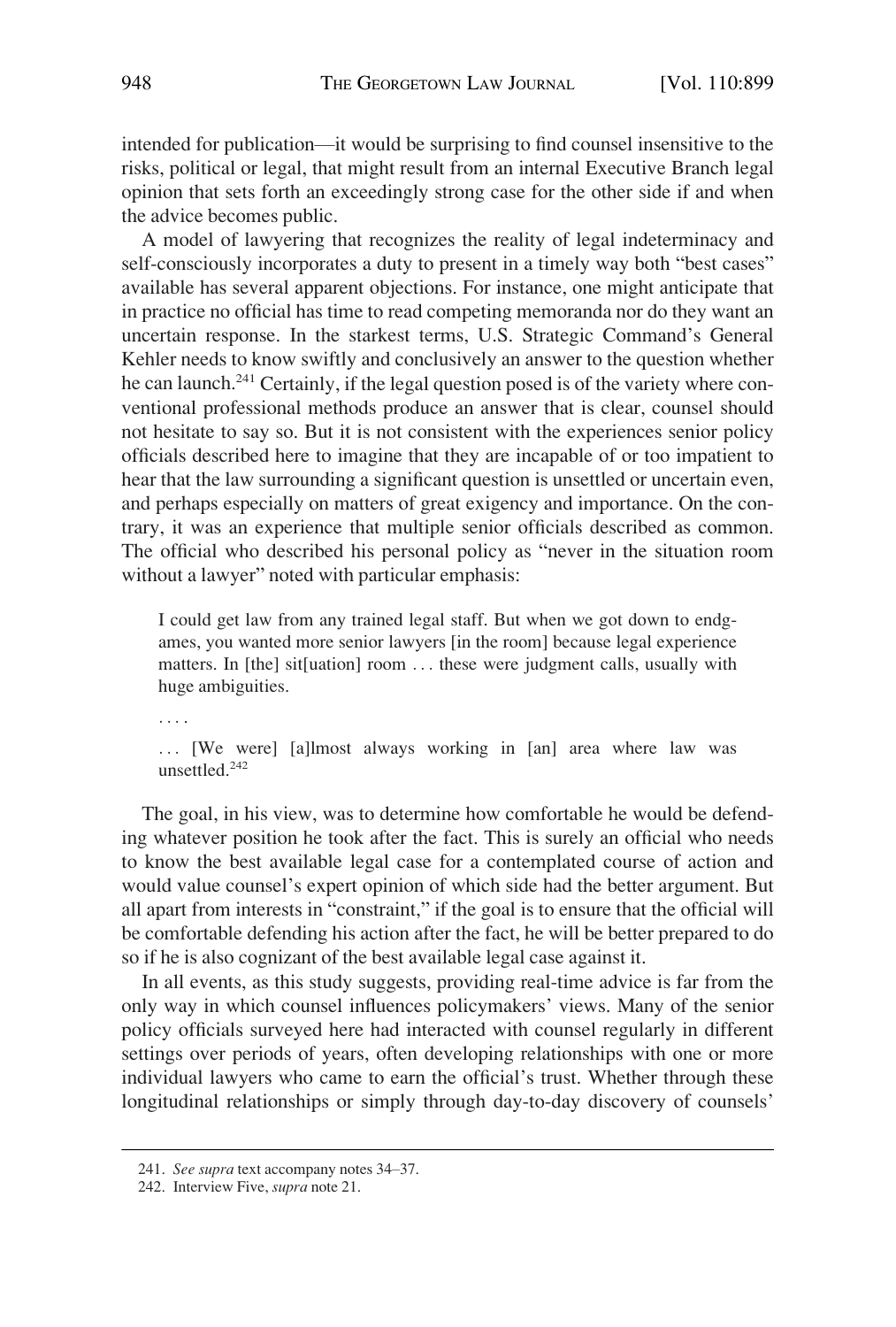intended for publication—it would be surprising to find counsel insensitive to the risks, political or legal, that might result from an internal Executive Branch legal opinion that sets forth an exceedingly strong case for the other side if and when the advice becomes public.

A model of lawyering that recognizes the reality of legal indeterminacy and self-consciously incorporates a duty to present in a timely way both "best cases" available has several apparent objections. For instance, one might anticipate that in practice no official has time to read competing memoranda nor do they want an uncertain response. In the starkest terms, U.S. Strategic Command's General Kehler needs to know swiftly and conclusively an answer to the question whether he can launch.[241] Certainly, if the legal question posed is of the variety where conventional professional methods produce an answer that is clear, counsel should not hesitate to say so. But it is not consistent with the experiences senior policy officials described here to imagine that they are incapable of or too impatient to hear that the law surrounding a significant question is unsettled or uncertain even, and perhaps especially on matters of great exigency and importance. On the contrary, it was an experience that multiple senior officials described as common. The official who described his personal policy as "never in the situation room without a lawyer" noted with particular emphasis:

> I could get law from any trained legal staff. But when we got down to endgames, you wanted more senior lawyers [in the room] because legal experience matters. In [the] sit[uation] room . . . these were judgment calls, usually with huge ambiguities.
>
> . . . .
>
> . . . [We were] [a]lmost always working in [an] area where law was unsettled.[242]

The goal, in his view, was to determine how comfortable he would be defending whatever position he took after the fact. This is surely an official who needs to know the best available legal case for a contemplated course of action and would value counsel's expert opinion of which side had the better argument. But all apart from interests in "constraint," if the goal is to ensure that the official will be comfortable defending his action after the fact, he will be better prepared to do so if he is also cognizant of the best available legal case against it.

In all events, as this study suggests, providing real-time advice is far from the only way in which counsel influences policymakers' views. Many of the senior policy officials surveyed here had interacted with counsel regularly in different settings over periods of years, often developing relationships with one or more individual lawyers who came to earn the official's trust. Whether through these longitudinal relationships or simply through day-to-day discovery of counsels'

---

241. *See supra* text accompany notes 34–37.

242. Interview Five, *supra* note 21.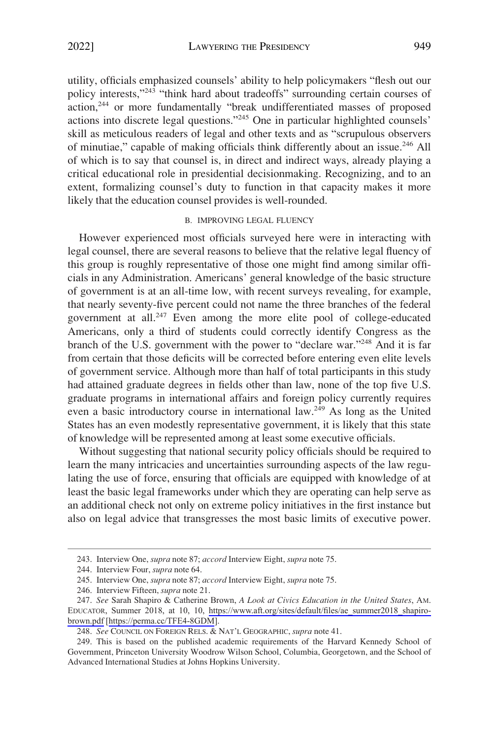utility, officials emphasized counsels' ability to help policymakers "flesh out our policy interests,"[243] "think hard about tradeoffs" surrounding certain courses of action,[244] or more fundamentally "break undifferentiated masses of proposed actions into discrete legal questions."[245] One in particular highlighted counsels' skill as meticulous readers of legal and other texts and as "scrupulous observers of minutiae," capable of making officials think differently about an issue.[246] All of which is to say that counsel is, in direct and indirect ways, already playing a critical educational role in presidential decisionmaking. Recognizing, and to an extent, formalizing counsel's duty to function in that capacity makes it more likely that the education counsel provides is well-rounded.

### B. IMPROVING LEGAL FLUENCY

However experienced most officials surveyed here were in interacting with legal counsel, there are several reasons to believe that the relative legal fluency of this group is roughly representative of those one might find among similar officials in any Administration. Americans' general knowledge of the basic structure of government is at an all-time low, with recent surveys revealing, for example, that nearly seventy-five percent could not name the three branches of the federal government at all.[247] Even among the more elite pool of college-educated Americans, only a third of students could correctly identify Congress as the branch of the U.S. government with the power to "declare war."[248] And it is far from certain that those deficits will be corrected before entering even elite levels of government service. Although more than half of total participants in this study had attained graduate degrees in fields other than law, none of the top five U.S. graduate programs in international affairs and foreign policy currently requires even a basic introductory course in international law.[249] As long as the United States has an even modestly representative government, it is likely that this state of knowledge will be represented among at least some executive officials.

Without suggesting that national security policy officials should be required to learn the many intricacies and uncertainties surrounding aspects of the law regulating the use of force, ensuring that officials are equipped with knowledge of at least the basic legal frameworks under which they are operating can help serve as an additional check not only on extreme policy initiatives in the first instance but also on legal advice that transgresses the most basic limits of executive power.

---

243. Interview One, *supra* note 87; *accord* Interview Eight, *supra* note 75.

244. Interview Four, *supra* note 64.

245. Interview One, *supra* note 87; *accord* Interview Eight, *supra* note 75.

246. Interview Fifteen, *supra* note 21.

247. *See* Sarah Shapiro & Catherine Brown, *A Look at Civics Education in the United States*, AM. EDUCATOR, Summer 2018, at 10, 10, https://www.aft.org/sites/default/files/ae_summer2018_shapiro-brown.pdf [https://perma.cc/TFE4-8GDM].

248. *See* COUNCIL ON FOREIGN RELS. & NAT'L GEOGRAPHIC, *supra* note 41.

249. This is based on the published academic requirements of the Harvard Kennedy School of Government, Princeton University Woodrow Wilson School, Columbia, Georgetown, and the School of Advanced International Studies at Johns Hopkins University.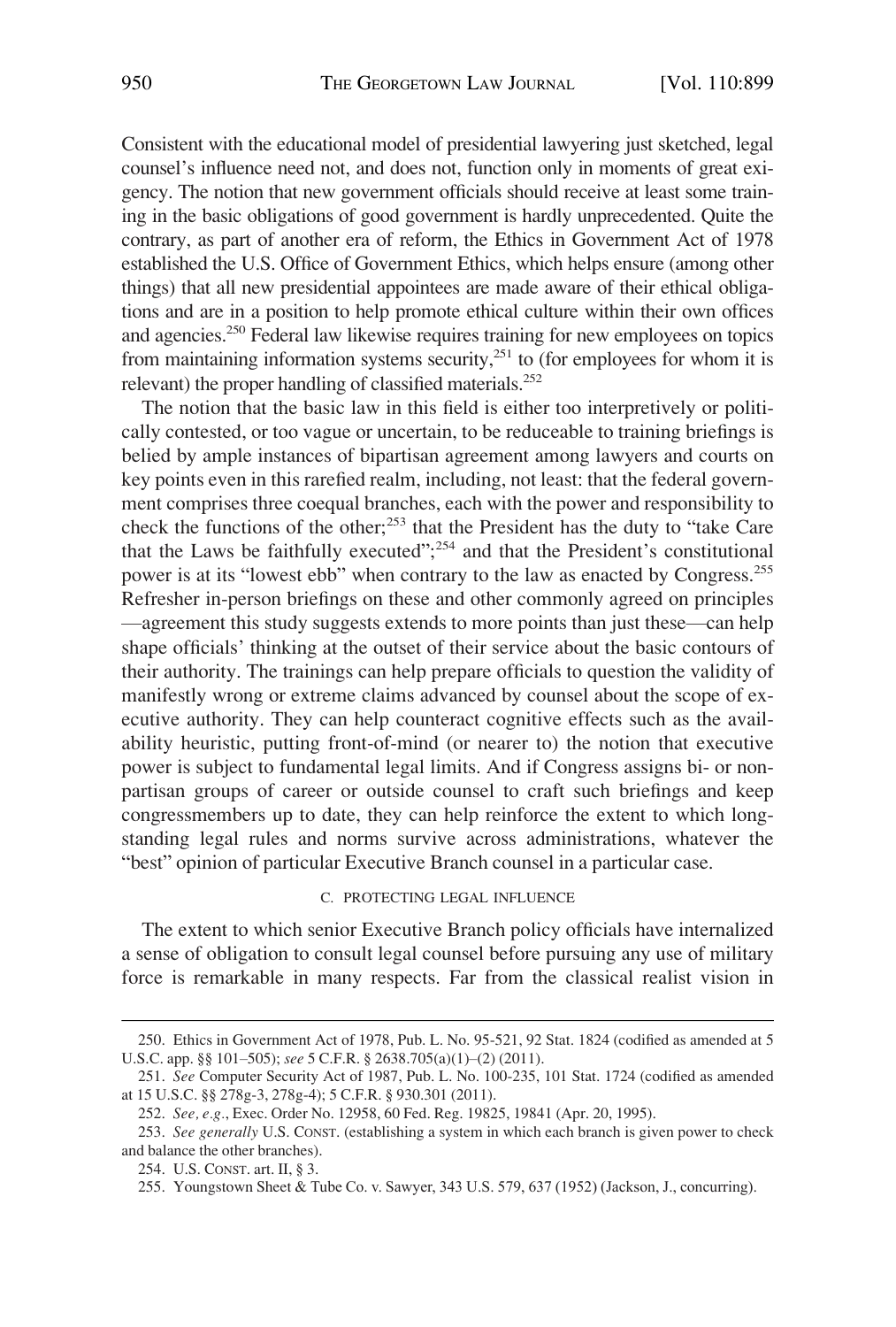Consistent with the educational model of presidential lawyering just sketched, legal counsel's influence need not, and does not, function only in moments of great exigency. The notion that new government officials should receive at least some training in the basic obligations of good government is hardly unprecedented. Quite the contrary, as part of another era of reform, the Ethics in Government Act of 1978 established the U.S. Office of Government Ethics, which helps ensure (among other things) that all new presidential appointees are made aware of their ethical obligations and are in a position to help promote ethical culture within their own offices and agencies.[250] Federal law likewise requires training for new employees on topics from maintaining information systems security,[251] to (for employees for whom it is relevant) the proper handling of classified materials.[252]

The notion that the basic law in this field is either too interpretively or politically contested, or too vague or uncertain, to be reduceable to training briefings is belied by ample instances of bipartisan agreement among lawyers and courts on key points even in this rarefied realm, including, not least: that the federal government comprises three coequal branches, each with the power and responsibility to check the functions of the other;[253] that the President has the duty to "take Care that the Laws be faithfully executed";[254] and that the President's constitutional power is at its "lowest ebb" when contrary to the law as enacted by Congress.[255] Refresher in-person briefings on these and other commonly agreed on principles —agreement this study suggests extends to more points than just these—can help shape officials' thinking at the outset of their service about the basic contours of their authority. The trainings can help prepare officials to question the validity of manifestly wrong or extreme claims advanced by counsel about the scope of executive authority. They can help counteract cognitive effects such as the availability heuristic, putting front-of-mind (or nearer to) the notion that executive power is subject to fundamental legal limits. And if Congress assigns bi- or nonpartisan groups of career or outside counsel to craft such briefings and keep congressmembers up to date, they can help reinforce the extent to which longstanding legal rules and norms survive across administrations, whatever the "best" opinion of particular Executive Branch counsel in a particular case.

### C. PROTECTING LEGAL INFLUENCE

The extent to which senior Executive Branch policy officials have internalized a sense of obligation to consult legal counsel before pursuing any use of military force is remarkable in many respects. Far from the classical realist vision in

---

250. Ethics in Government Act of 1978, Pub. L. No. 95-521, 92 Stat. 1824 (codified as amended at 5 U.S.C. app. §§ 101–505); *see* 5 C.F.R. § 2638.705(a)(1)–(2) (2011).

251. *See* Computer Security Act of 1987, Pub. L. No. 100-235, 101 Stat. 1724 (codified as amended at 15 U.S.C. §§ 278g-3, 278g-4); 5 C.F.R. § 930.301 (2011).

252. *See, e.g.*, Exec. Order No. 12958, 60 Fed. Reg. 19825, 19841 (Apr. 20, 1995).

253. *See generally* U.S. CONST. (establishing a system in which each branch is given power to check and balance the other branches).

254. U.S. CONST. art. II, § 3.

255. Youngstown Sheet & Tube Co. v. Sawyer, 343 U.S. 579, 637 (1952) (Jackson, J., concurring).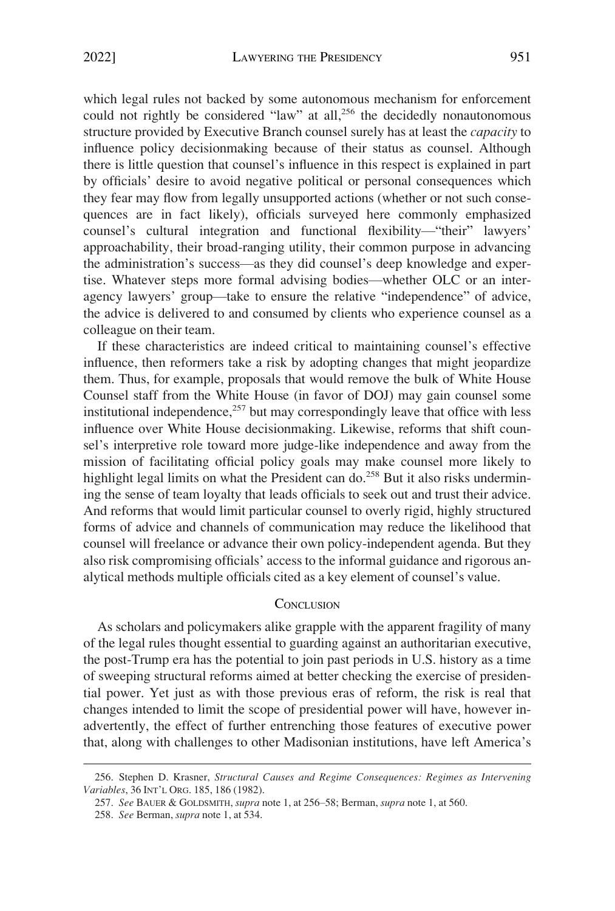which legal rules not backed by some autonomous mechanism for enforcement could not rightly be considered "law" at all,[256] the decidedly nonautonomous structure provided by Executive Branch counsel surely has at least the *capacity* to influence policy decisionmaking because of their status as counsel. Although there is little question that counsel's influence in this respect is explained in part by officials' desire to avoid negative political or personal consequences which they fear may flow from legally unsupported actions (whether or not such consequences are in fact likely), officials surveyed here commonly emphasized counsel's cultural integration and functional flexibility—"their" lawyers' approachability, their broad-ranging utility, their common purpose in advancing the administration's success—as they did counsel's deep knowledge and expertise. Whatever steps more formal advising bodies—whether OLC or an interagency lawyers' group—take to ensure the relative "independence" of advice, the advice is delivered to and consumed by clients who experience counsel as a colleague on their team.

If these characteristics are indeed critical to maintaining counsel's effective influence, then reformers take a risk by adopting changes that might jeopardize them. Thus, for example, proposals that would remove the bulk of White House Counsel staff from the White House (in favor of DOJ) may gain counsel some institutional independence,[257] but may correspondingly leave that office with less influence over White House decisionmaking. Likewise, reforms that shift counsel's interpretive role toward more judge-like independence and away from the mission of facilitating official policy goals may make counsel more likely to highlight legal limits on what the President can do.[258] But it also risks undermining the sense of team loyalty that leads officials to seek out and trust their advice. And reforms that would limit particular counsel to overly rigid, highly structured forms of advice and channels of communication may reduce the likelihood that counsel will freelance or advance their own policy-independent agenda. But they also risk compromising officials' access to the informal guidance and rigorous analytical methods multiple officials cited as a key element of counsel's value.

## Conclusion

As scholars and policymakers alike grapple with the apparent fragility of many of the legal rules thought essential to guarding against an authoritarian executive, the post-Trump era has the potential to join past periods in U.S. history as a time of sweeping structural reforms aimed at better checking the exercise of presidential power. Yet just as with those previous eras of reform, the risk is real that changes intended to limit the scope of presidential power will have, however inadvertently, the effect of further entrenching those features of executive power that, along with challenges to other Madisonian institutions, have left America's

---

256. Stephen D. Krasner, *Structural Causes and Regime Consequences: Regimes as Intervening Variables*, 36 INT'L ORG. 185, 186 (1982).

257. *See* BAUER & GOLDSMITH, *supra* note 1, at 256–58; Berman, *supra* note 1, at 560.

258. *See* Berman, *supra* note 1, at 534.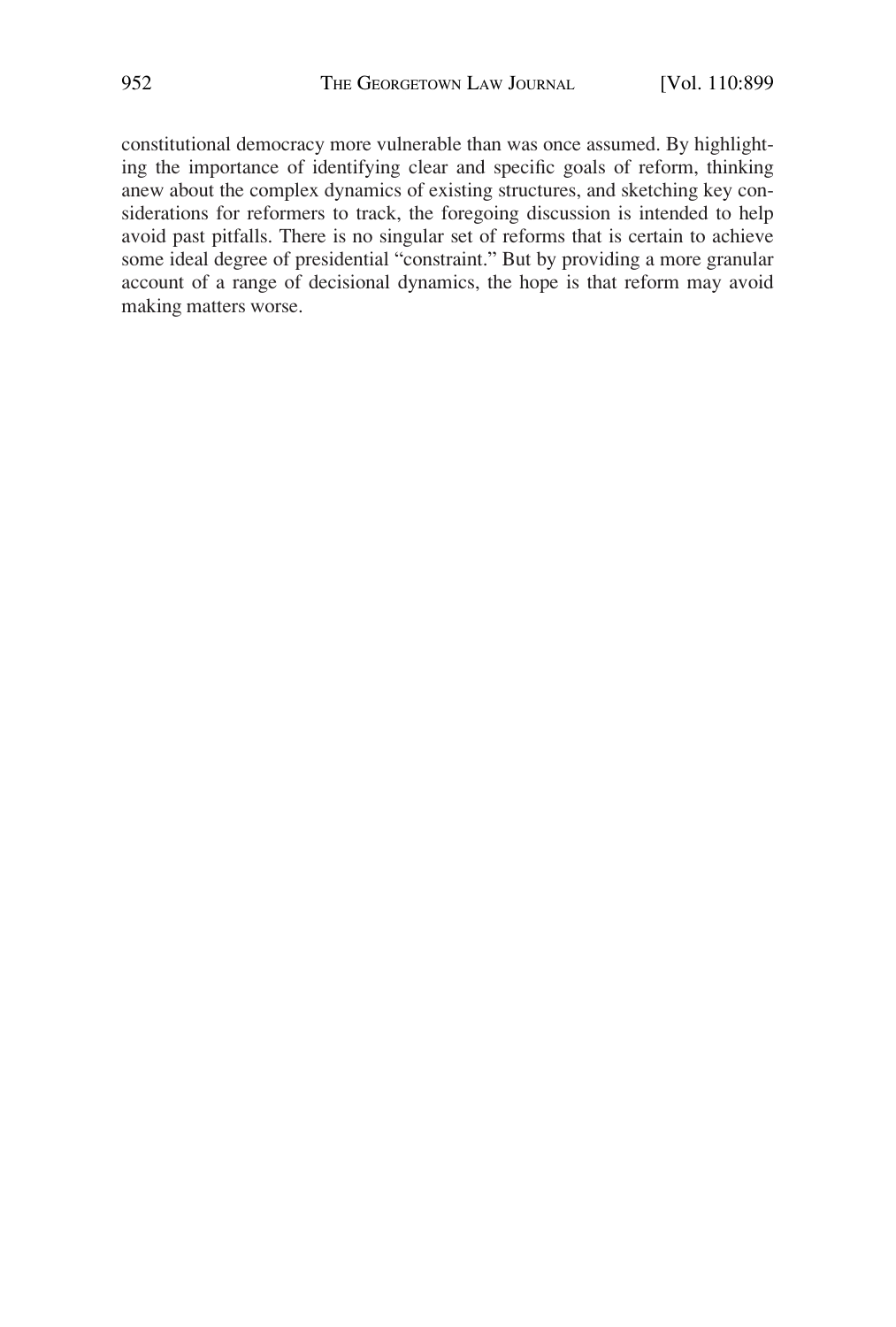constitutional democracy more vulnerable than was once assumed. By highlighting the importance of identifying clear and specific goals of reform, thinking anew about the complex dynamics of existing structures, and sketching key considerations for reformers to track, the foregoing discussion is intended to help avoid past pitfalls. There is no singular set of reforms that is certain to achieve some ideal degree of presidential "constraint." But by providing a more granular account of a range of decisional dynamics, the hope is that reform may avoid making matters worse.